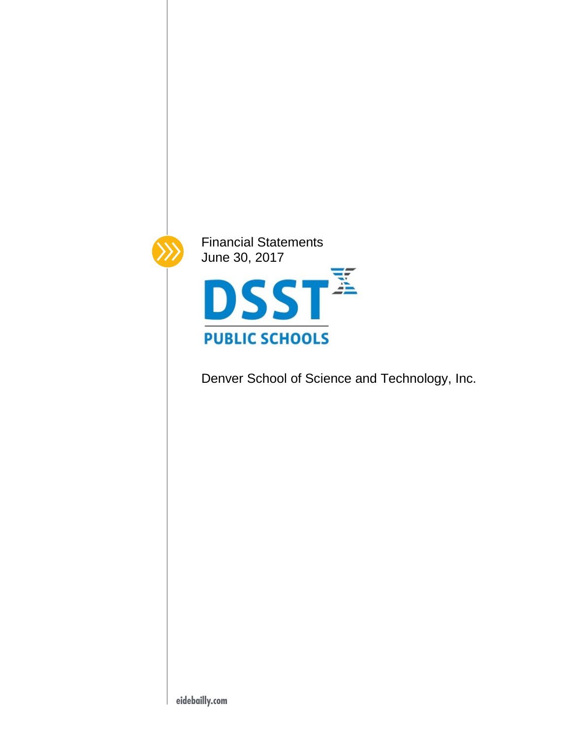Financial Statements
June 30, 2017

DSST
PUBLIC SCHOOLS

Denver School of Science and Technology, Inc.

eidebailly.com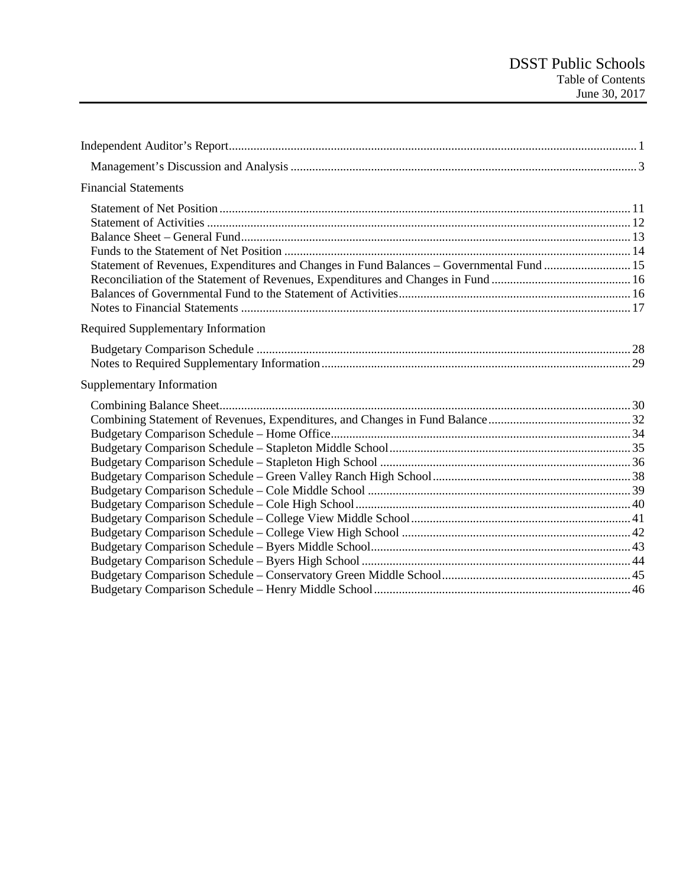# DSST Public Schools

## Table of Contents

June 30, 2017

| | |
|---|---|
| Independent Auditor's Report | 1 |
| Management's Discussion and Analysis | 3 |
| **Financial Statements** | |
| Statement of Net Position | 11 |
| Statement of Activities | 12 |
| Balance Sheet – General Fund | 13 |
| Funds to the Statement of Net Position | 14 |
| Statement of Revenues, Expenditures and Changes in Fund Balances – Governmental Fund | 15 |
| Reconciliation of the Statement of Revenues, Expenditures and Changes in Fund | 16 |
| Balances of Governmental Fund to the Statement of Activities | 16 |
| Notes to Financial Statements | 17 |
| **Required Supplementary Information** | |
| Budgetary Comparison Schedule | 28 |
| Notes to Required Supplementary Information | 29 |
| **Supplementary Information** | |
| Combining Balance Sheet | 30 |
| Combining Statement of Revenues, Expenditures, and Changes in Fund Balance | 32 |
| Budgetary Comparison Schedule – Home Office | 34 |
| Budgetary Comparison Schedule – Stapleton Middle School | 35 |
| Budgetary Comparison Schedule – Stapleton High School | 36 |
| Budgetary Comparison Schedule – Green Valley Ranch High School | 38 |
| Budgetary Comparison Schedule – Cole Middle School | 39 |
| Budgetary Comparison Schedule – Cole High School | 40 |
| Budgetary Comparison Schedule – College View Middle School | 41 |
| Budgetary Comparison Schedule – College View High School | 42 |
| Budgetary Comparison Schedule – Byers Middle School | 43 |
| Budgetary Comparison Schedule – Byers High School | 44 |
| Budgetary Comparison Schedule – Conservatory Green Middle School | 45 |
| Budgetary Comparison Schedule – Henry Middle School | 46 |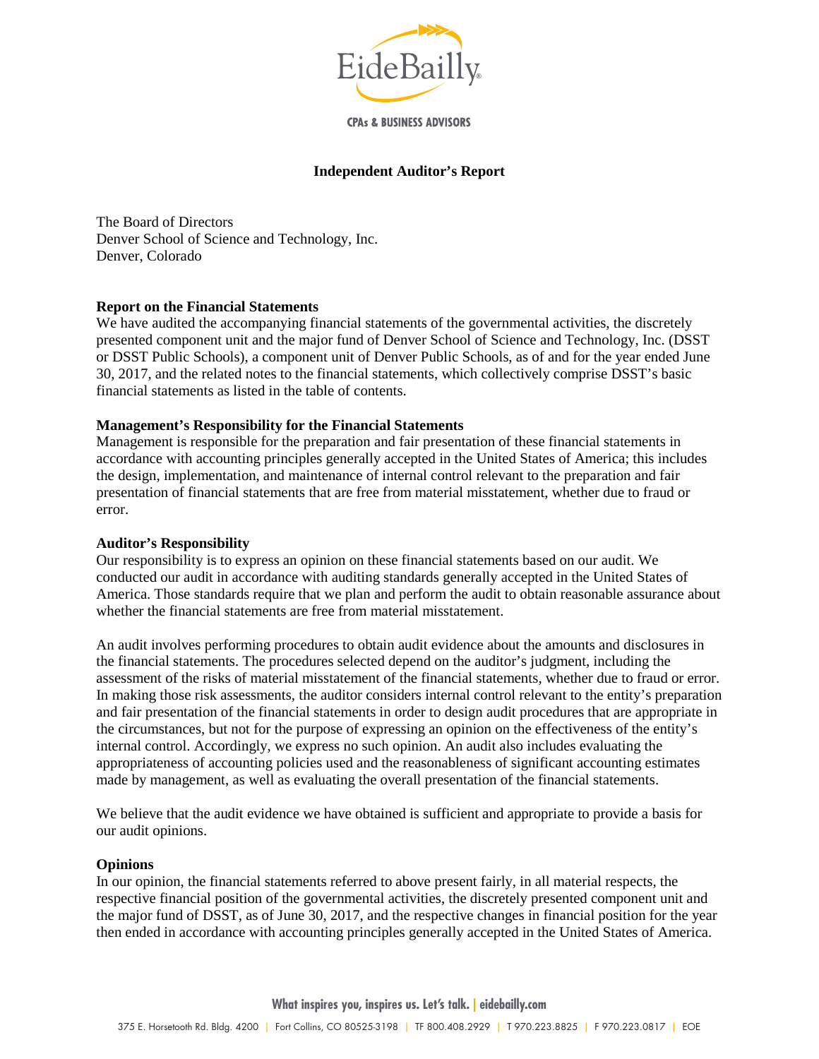EideBailly

CPAs & BUSINESS ADVISORS

# Independent Auditor's Report

The Board of Directors
Denver School of Science and Technology, Inc.
Denver, Colorado

**Report on the Financial Statements**

We have audited the accompanying financial statements of the governmental activities, the discretely presented component unit and the major fund of Denver School of Science and Technology, Inc. (DSST or DSST Public Schools), a component unit of Denver Public Schools, as of and for the year ended June 30, 2017, and the related notes to the financial statements, which collectively comprise DSST's basic financial statements as listed in the table of contents.

**Management's Responsibility for the Financial Statements**

Management is responsible for the preparation and fair presentation of these financial statements in accordance with accounting principles generally accepted in the United States of America; this includes the design, implementation, and maintenance of internal control relevant to the preparation and fair presentation of financial statements that are free from material misstatement, whether due to fraud or error.

**Auditor's Responsibility**

Our responsibility is to express an opinion on these financial statements based on our audit. We conducted our audit in accordance with auditing standards generally accepted in the United States of America. Those standards require that we plan and perform the audit to obtain reasonable assurance about whether the financial statements are free from material misstatement.

An audit involves performing procedures to obtain audit evidence about the amounts and disclosures in the financial statements. The procedures selected depend on the auditor's judgment, including the assessment of the risks of material misstatement of the financial statements, whether due to fraud or error. In making those risk assessments, the auditor considers internal control relevant to the entity's preparation and fair presentation of the financial statements in order to design audit procedures that are appropriate in the circumstances, but not for the purpose of expressing an opinion on the effectiveness of the entity's internal control. Accordingly, we express no such opinion. An audit also includes evaluating the appropriateness of accounting policies used and the reasonableness of significant accounting estimates made by management, as well as evaluating the overall presentation of the financial statements.

We believe that the audit evidence we have obtained is sufficient and appropriate to provide a basis for our audit opinions.

**Opinions**

In our opinion, the financial statements referred to above present fairly, in all material respects, the respective financial position of the governmental activities, the discretely presented component unit and the major fund of DSST, as of June 30, 2017, and the respective changes in financial position for the year then ended in accordance with accounting principles generally accepted in the United States of America.

What inspires you, inspires us. Let's talk. | eidebailly.com

375 E. Horsetooth Rd. Bldg. 4200 | Fort Collins, CO 80525-3198 | TF 800.408.2929 | T 970.223.8825 | F 970.223.0817 | EOE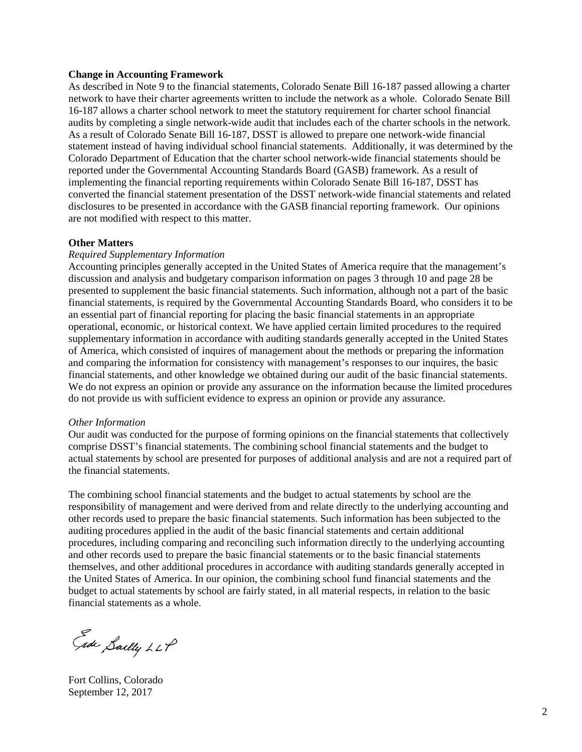**Change in Accounting Framework**

As described in Note 9 to the financial statements, Colorado Senate Bill 16-187 passed allowing a charter network to have their charter agreements written to include the network as a whole. Colorado Senate Bill 16-187 allows a charter school network to meet the statutory requirement for charter school financial audits by completing a single network-wide audit that includes each of the charter schools in the network. As a result of Colorado Senate Bill 16-187, DSST is allowed to prepare one network-wide financial statement instead of having individual school financial statements. Additionally, it was determined by the Colorado Department of Education that the charter school network-wide financial statements should be reported under the Governmental Accounting Standards Board (GASB) framework. As a result of implementing the financial reporting requirements within Colorado Senate Bill 16-187, DSST has converted the financial statement presentation of the DSST network-wide financial statements and related disclosures to be presented in accordance with the GASB financial reporting framework. Our opinions are not modified with respect to this matter.

**Other Matters**

*Required Supplementary Information*

Accounting principles generally accepted in the United States of America require that the management's discussion and analysis and budgetary comparison information on pages 3 through 10 and page 28 be presented to supplement the basic financial statements. Such information, although not a part of the basic financial statements, is required by the Governmental Accounting Standards Board, who considers it to be an essential part of financial reporting for placing the basic financial statements in an appropriate operational, economic, or historical context. We have applied certain limited procedures to the required supplementary information in accordance with auditing standards generally accepted in the United States of America, which consisted of inquires of management about the methods or preparing the information and comparing the information for consistency with management's responses to our inquires, the basic financial statements, and other knowledge we obtained during our audit of the basic financial statements. We do not express an opinion or provide any assurance on the information because the limited procedures do not provide us with sufficient evidence to express an opinion or provide any assurance.

*Other Information*

Our audit was conducted for the purpose of forming opinions on the financial statements that collectively comprise DSST's financial statements. The combining school financial statements and the budget to actual statements by school are presented for purposes of additional analysis and are not a required part of the financial statements.

The combining school financial statements and the budget to actual statements by school are the responsibility of management and were derived from and relate directly to the underlying accounting and other records used to prepare the basic financial statements. Such information has been subjected to the auditing procedures applied in the audit of the basic financial statements and certain additional procedures, including comparing and reconciling such information directly to the underlying accounting and other records used to prepare the basic financial statements or to the basic financial statements themselves, and other additional procedures in accordance with auditing standards generally accepted in the United States of America. In our opinion, the combining school fund financial statements and the budget to actual statements by school are fairly stated, in all material respects, in relation to the basic financial statements as a whole.

Eide Bailly LLP

Fort Collins, Colorado
September 12, 2017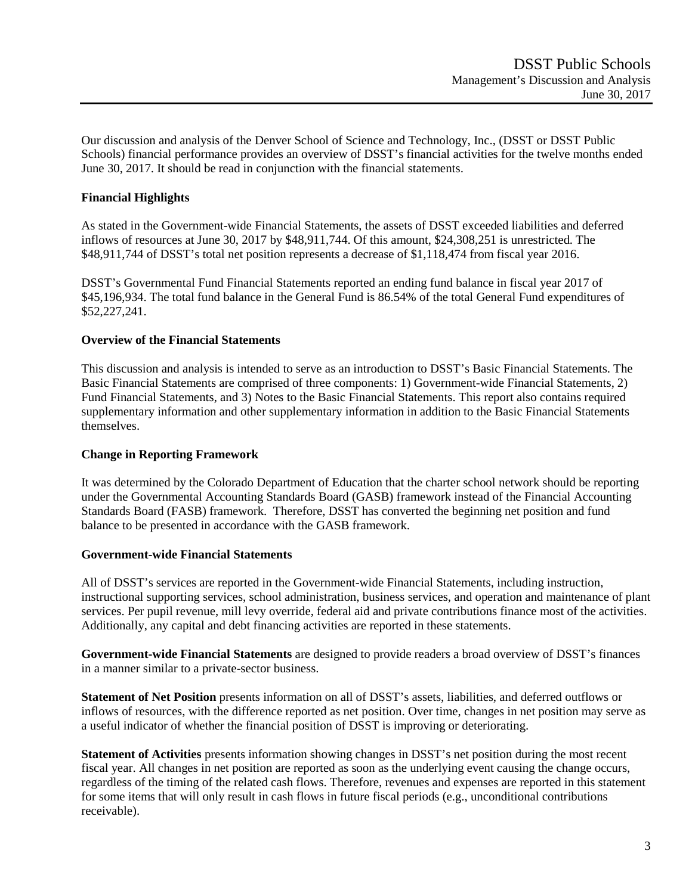Our discussion and analysis of the Denver School of Science and Technology, Inc., (DSST or DSST Public Schools) financial performance provides an overview of DSST's financial activities for the twelve months ended June 30, 2017. It should be read in conjunction with the financial statements.

**Financial Highlights**

As stated in the Government-wide Financial Statements, the assets of DSST exceeded liabilities and deferred inflows of resources at June 30, 2017 by $48,911,744. Of this amount, $24,308,251 is unrestricted. The $48,911,744 of DSST's total net position represents a decrease of $1,118,474 from fiscal year 2016.

DSST's Governmental Fund Financial Statements reported an ending fund balance in fiscal year 2017 of $45,196,934. The total fund balance in the General Fund is 86.54% of the total General Fund expenditures of $52,227,241.

**Overview of the Financial Statements**

This discussion and analysis is intended to serve as an introduction to DSST's Basic Financial Statements. The Basic Financial Statements are comprised of three components: 1) Government-wide Financial Statements, 2) Fund Financial Statements, and 3) Notes to the Basic Financial Statements. This report also contains required supplementary information and other supplementary information in addition to the Basic Financial Statements themselves.

**Change in Reporting Framework**

It was determined by the Colorado Department of Education that the charter school network should be reporting under the Governmental Accounting Standards Board (GASB) framework instead of the Financial Accounting Standards Board (FASB) framework. Therefore, DSST has converted the beginning net position and fund balance to be presented in accordance with the GASB framework.

**Government-wide Financial Statements**

All of DSST's services are reported in the Government-wide Financial Statements, including instruction, instructional supporting services, school administration, business services, and operation and maintenance of plant services. Per pupil revenue, mill levy override, federal aid and private contributions finance most of the activities. Additionally, any capital and debt financing activities are reported in these statements.

**Government-wide Financial Statements** are designed to provide readers a broad overview of DSST's finances in a manner similar to a private-sector business.

**Statement of Net Position** presents information on all of DSST's assets, liabilities, and deferred outflows or inflows of resources, with the difference reported as net position. Over time, changes in net position may serve as a useful indicator of whether the financial position of DSST is improving or deteriorating.

**Statement of Activities** presents information showing changes in DSST's net position during the most recent fiscal year. All changes in net position are reported as soon as the underlying event causing the change occurs, regardless of the timing of the related cash flows. Therefore, revenues and expenses are reported in this statement for some items that will only result in cash flows in future fiscal periods (e.g., unconditional contributions receivable).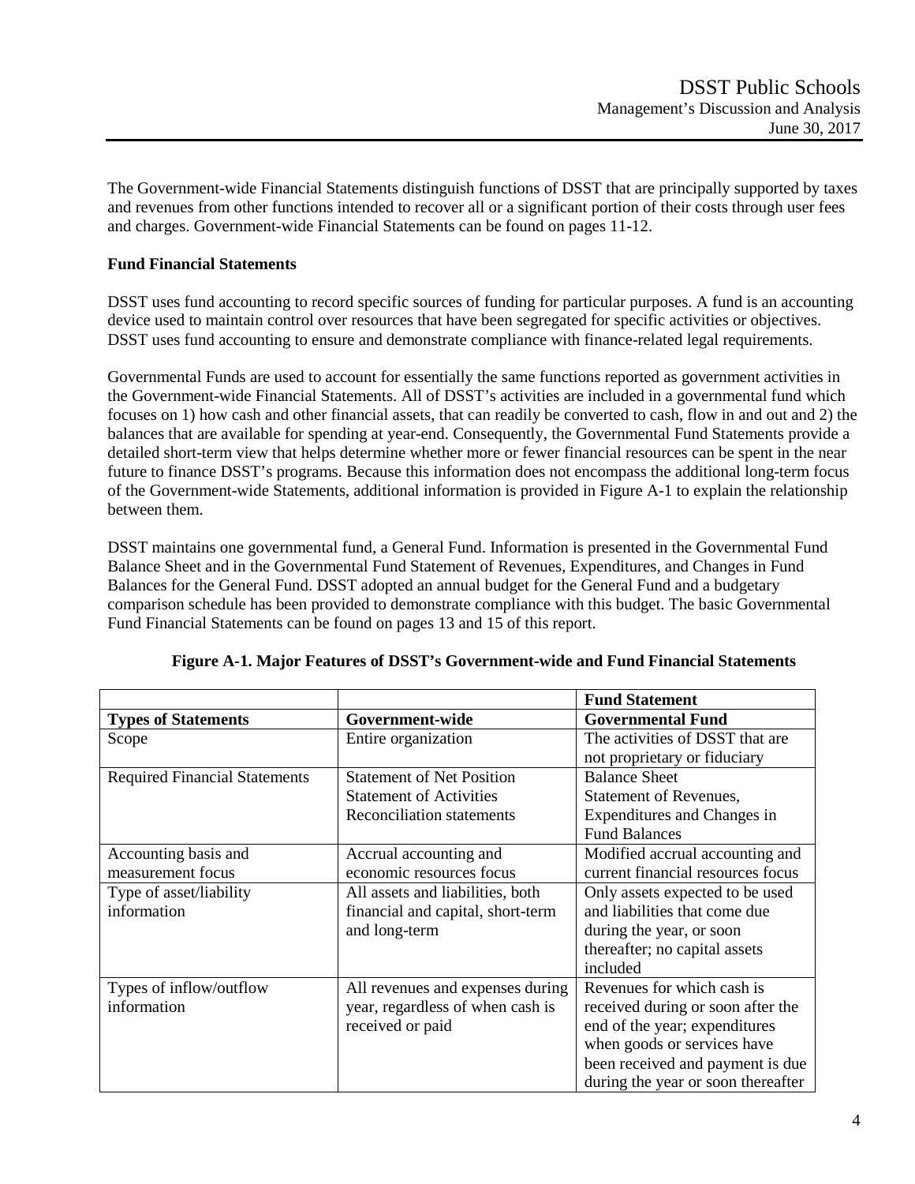The Government-wide Financial Statements distinguish functions of DSST that are principally supported by taxes and revenues from other functions intended to recover all or a significant portion of their costs through user fees and charges. Government-wide Financial Statements can be found on pages 11-12.

**Fund Financial Statements**

DSST uses fund accounting to record specific sources of funding for particular purposes. A fund is an accounting device used to maintain control over resources that have been segregated for specific activities or objectives. DSST uses fund accounting to ensure and demonstrate compliance with finance-related legal requirements.

Governmental Funds are used to account for essentially the same functions reported as government activities in the Government-wide Financial Statements. All of DSST's activities are included in a governmental fund which focuses on 1) how cash and other financial assets, that can readily be converted to cash, flow in and out and 2) the balances that are available for spending at year-end. Consequently, the Governmental Fund Statements provide a detailed short-term view that helps determine whether more or fewer financial resources can be spent in the near future to finance DSST's programs. Because this information does not encompass the additional long-term focus of the Government-wide Statements, additional information is provided in Figure A-1 to explain the relationship between them.

DSST maintains one governmental fund, a General Fund. Information is presented in the Governmental Fund Balance Sheet and in the Governmental Fund Statement of Revenues, Expenditures, and Changes in Fund Balances for the General Fund. DSST adopted an annual budget for the General Fund and a budgetary comparison schedule has been provided to demonstrate compliance with this budget. The basic Governmental Fund Financial Statements can be found on pages 13 and 15 of this report.

**Figure A-1. Major Features of DSST's Government-wide and Fund Financial Statements**

| | | **Fund Statement** |
|---|---|---|
| **Types of Statements** | **Government-wide** | **Governmental Fund** |
| Scope | Entire organization | The activities of DSST that are not proprietary or fiduciary |
| Required Financial Statements | Statement of Net Position<br>Statement of Activities<br>Reconciliation statements | Balance Sheet<br>Statement of Revenues, Expenditures and Changes in Fund Balances |
| Accounting basis and measurement focus | Accrual accounting and economic resources focus | Modified accrual accounting and current financial resources focus |
| Type of asset/liability information | All assets and liabilities, both financial and capital, short-term and long-term | Only assets expected to be used and liabilities that come due during the year, or soon thereafter; no capital assets included |
| Types of inflow/outflow information | All revenues and expenses during year, regardless of when cash is received or paid | Revenues for which cash is received during or soon after the end of the year; expenditures when goods or services have been received and payment is due during the year or soon thereafter |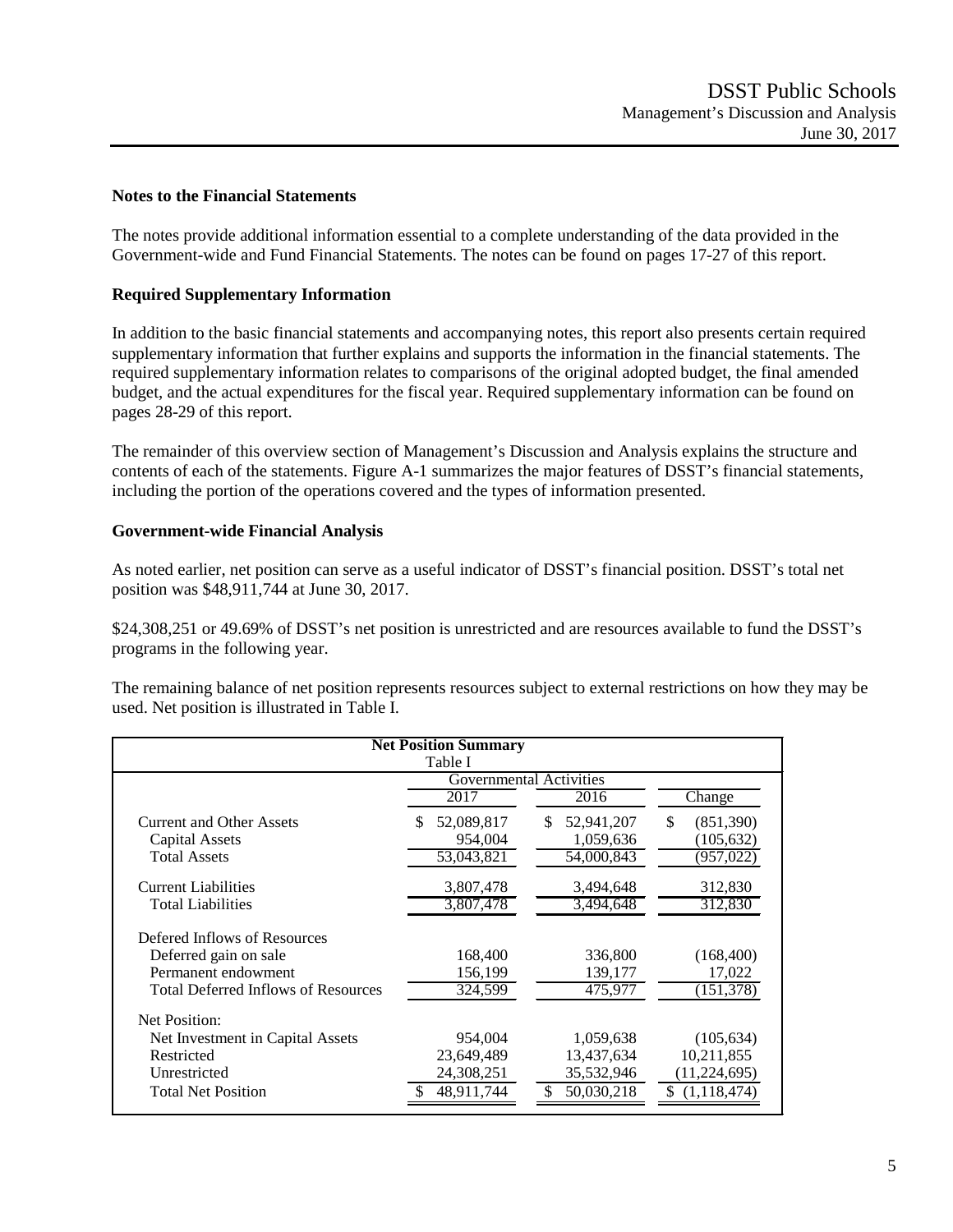### Notes to the Financial Statements

The notes provide additional information essential to a complete understanding of the data provided in the Government-wide and Fund Financial Statements. The notes can be found on pages 17-27 of this report.

### Required Supplementary Information

In addition to the basic financial statements and accompanying notes, this report also presents certain required supplementary information that further explains and supports the information in the financial statements. The required supplementary information relates to comparisons of the original adopted budget, the final amended budget, and the actual expenditures for the fiscal year. Required supplementary information can be found on pages 28-29 of this report.

The remainder of this overview section of Management's Discussion and Analysis explains the structure and contents of each of the statements. Figure A-1 summarizes the major features of DSST's financial statements, including the portion of the operations covered and the types of information presented.

### Government-wide Financial Analysis

As noted earlier, net position can serve as a useful indicator of DSST's financial position. DSST's total net position was $48,911,744 at June 30, 2017.

$24,308,251 or 49.69% of DSST's net position is unrestricted and are resources available to fund the DSST's programs in the following year.

The remaining balance of net position represents resources subject to external restrictions on how they may be used. Net position is illustrated in Table I.

**Net Position Summary**
Table I

| | Governmental Activities | | |
|---|---|---|---|
| | 2017 | 2016 | Change |
| Current and Other Assets | $ 52,089,817 | $ 52,941,207 | $ (851,390) |
| Capital Assets | 954,004 | 1,059,636 | (105,632) |
| Total Assets | 53,043,821 | 54,000,843 | (957,022) |
| Current Liabilities | 3,807,478 | 3,494,648 | 312,830 |
| Total Liabilities | 3,807,478 | 3,494,648 | 312,830 |
| Defered Inflows of Resources | | | |
| Deferred gain on sale | 168,400 | 336,800 | (168,400) |
| Permanent endowment | 156,199 | 139,177 | 17,022 |
| Total Deferred Inflows of Resources | 324,599 | 475,977 | (151,378) |
| Net Position: | | | |
| Net Investment in Capital Assets | 954,004 | 1,059,638 | (105,634) |
| Restricted | 23,649,489 | 13,437,634 | 10,211,855 |
| Unrestricted | 24,308,251 | 35,532,946 | (11,224,695) |
| Total Net Position | $ 48,911,744 | $ 50,030,218 | $ (1,118,474) |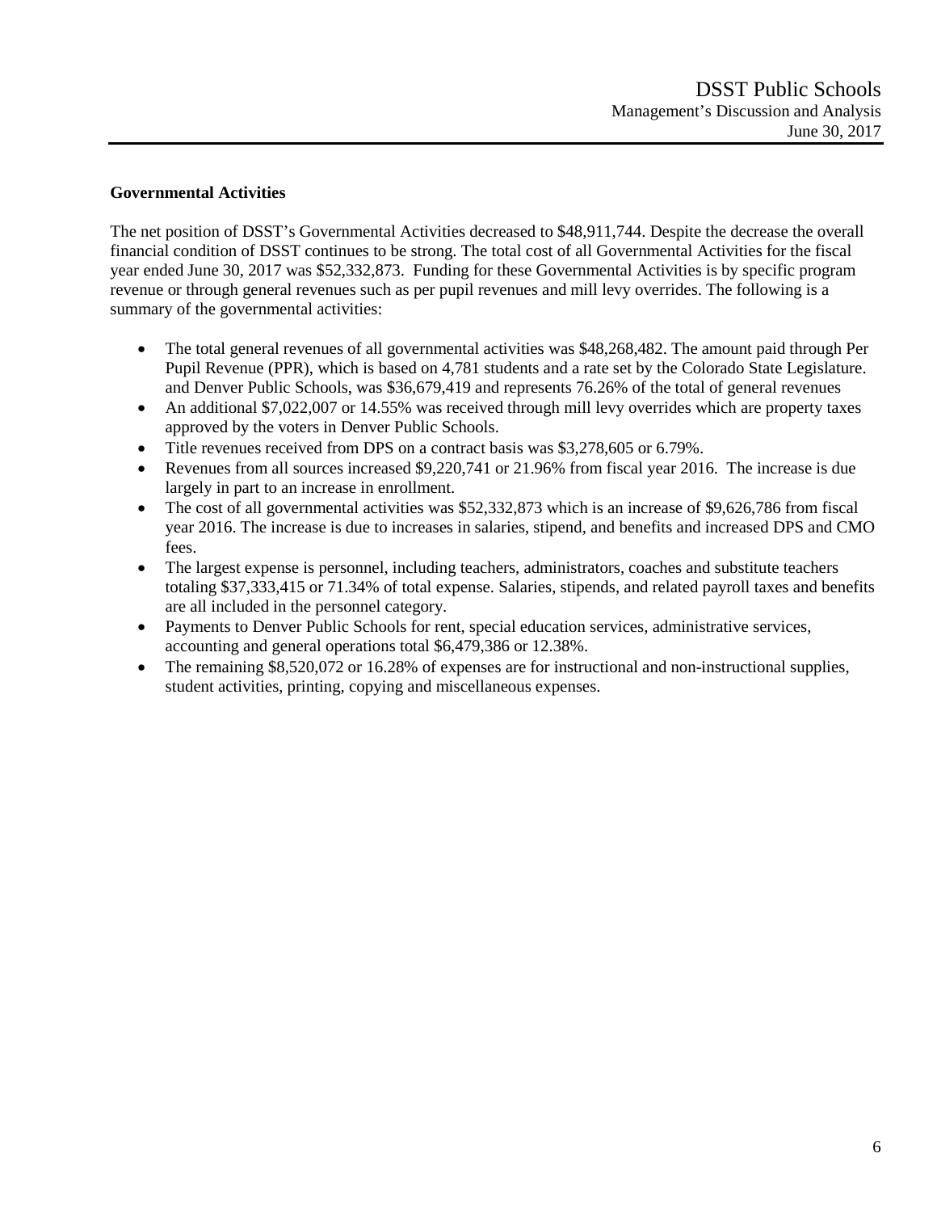### Governmental Activities

The net position of DSST's Governmental Activities decreased to $48,911,744. Despite the decrease the overall financial condition of DSST continues to be strong. The total cost of all Governmental Activities for the fiscal year ended June 30, 2017 was $52,332,873. Funding for these Governmental Activities is by specific program revenue or through general revenues such as per pupil revenues and mill levy overrides. The following is a summary of the governmental activities:

- The total general revenues of all governmental activities was $48,268,482. The amount paid through Per Pupil Revenue (PPR), which is based on 4,781 students and a rate set by the Colorado State Legislature. and Denver Public Schools, was $36,679,419 and represents 76.26% of the total of general revenues
- An additional $7,022,007 or 14.55% was received through mill levy overrides which are property taxes approved by the voters in Denver Public Schools.
- Title revenues received from DPS on a contract basis was $3,278,605 or 6.79%.
- Revenues from all sources increased $9,220,741 or 21.96% from fiscal year 2016. The increase is due largely in part to an increase in enrollment.
- The cost of all governmental activities was $52,332,873 which is an increase of $9,626,786 from fiscal year 2016. The increase is due to increases in salaries, stipend, and benefits and increased DPS and CMO fees.
- The largest expense is personnel, including teachers, administrators, coaches and substitute teachers totaling $37,333,415 or 71.34% of total expense. Salaries, stipends, and related payroll taxes and benefits are all included in the personnel category.
- Payments to Denver Public Schools for rent, special education services, administrative services, accounting and general operations total $6,479,386 or 12.38%.
- The remaining $8,520,072 or 16.28% of expenses are for instructional and non-instructional supplies, student activities, printing, copying and miscellaneous expenses.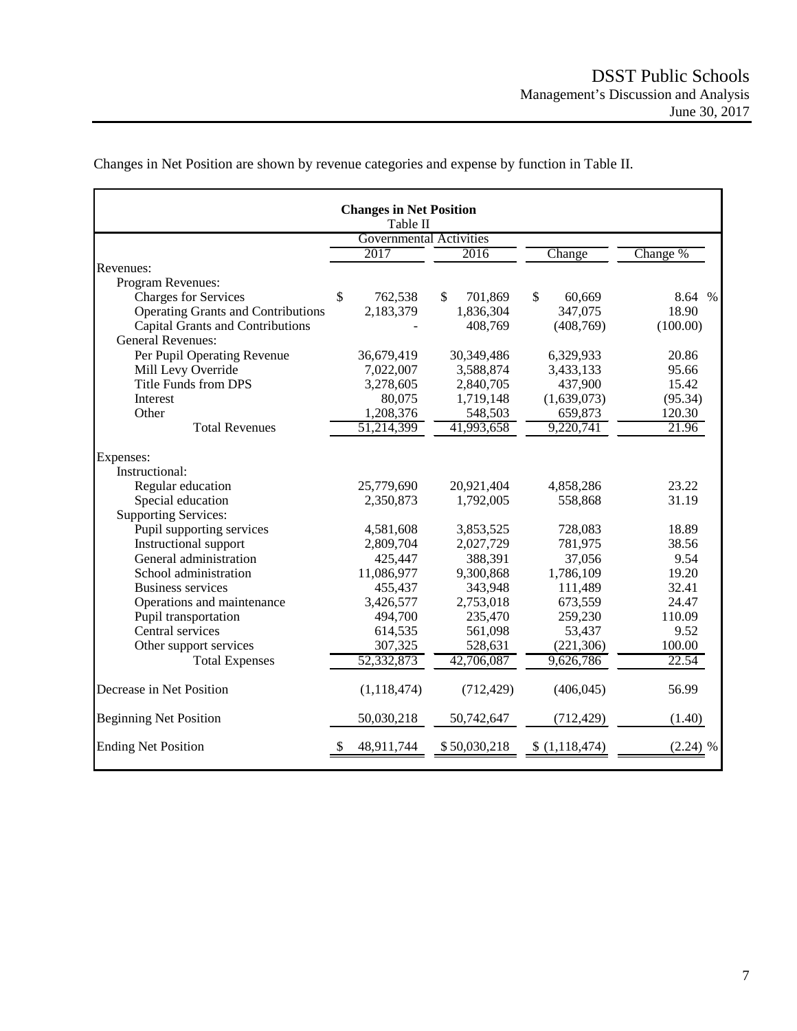Changes in Net Position are shown by revenue categories and expense by function in Table II.

**Changes in Net Position**
Table II

| | Governmental Activities | | | |
|---|---|---|---|---|
| | 2017 | 2016 | Change | Change % |
| Revenues: | | | | |
| Program Revenues: | | | | |
| Charges for Services | $ 762,538 | $ 701,869 | $ 60,669 | 8.64 % |
| Operating Grants and Contributions | 2,183,379 | 1,836,304 | 347,075 | 18.90 |
| Capital Grants and Contributions | - | 408,769 | (408,769) | (100.00) |
| General Revenues: | | | | |
| Per Pupil Operating Revenue | 36,679,419 | 30,349,486 | 6,329,933 | 20.86 |
| Mill Levy Override | 7,022,007 | 3,588,874 | 3,433,133 | 95.66 |
| Title Funds from DPS | 3,278,605 | 2,840,705 | 437,900 | 15.42 |
| Interest | 80,075 | 1,719,148 | (1,639,073) | (95.34) |
| Other | 1,208,376 | 548,503 | 659,873 | 120.30 |
| Total Revenues | 51,214,399 | 41,993,658 | 9,220,741 | 21.96 |
| Expenses: | | | | |
| Instructional: | | | | |
| Regular education | 25,779,690 | 20,921,404 | 4,858,286 | 23.22 |
| Special education | 2,350,873 | 1,792,005 | 558,868 | 31.19 |
| Supporting Services: | | | | |
| Pupil supporting services | 4,581,608 | 3,853,525 | 728,083 | 18.89 |
| Instructional support | 2,809,704 | 2,027,729 | 781,975 | 38.56 |
| General administration | 425,447 | 388,391 | 37,056 | 9.54 |
| School administration | 11,086,977 | 9,300,868 | 1,786,109 | 19.20 |
| Business services | 455,437 | 343,948 | 111,489 | 32.41 |
| Operations and maintenance | 3,426,577 | 2,753,018 | 673,559 | 24.47 |
| Pupil transportation | 494,700 | 235,470 | 259,230 | 110.09 |
| Central services | 614,535 | 561,098 | 53,437 | 9.52 |
| Other support services | 307,325 | 528,631 | (221,306) | 100.00 |
| Total Expenses | 52,332,873 | 42,706,087 | 9,626,786 | 22.54 |
| Decrease in Net Position | (1,118,474) | (712,429) | (406,045) | 56.99 |
| Beginning Net Position | 50,030,218 | 50,742,647 | (712,429) | (1.40) |
| Ending Net Position | $ 48,911,744 | $ 50,030,218 | $ (1,118,474) | (2.24) % |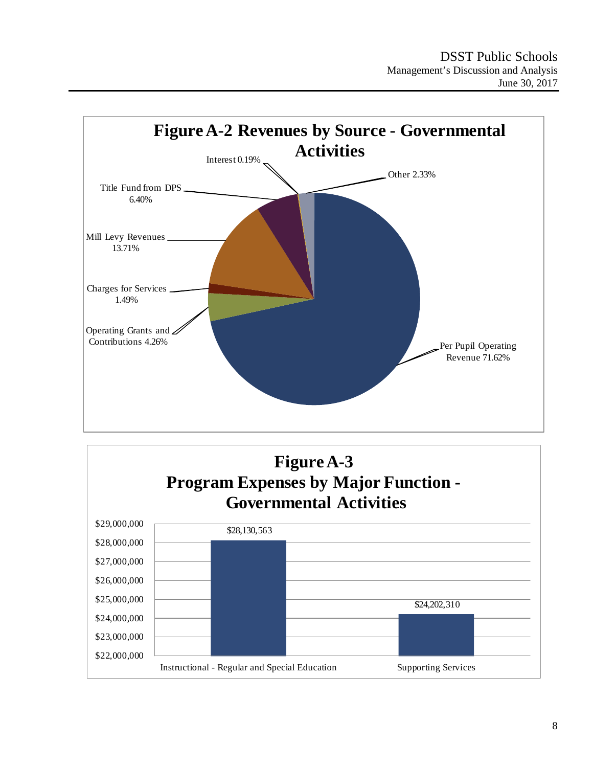## Figure A-2 Revenues by Source - Governmental Activities

| Source | Percentage |
|---|---|
| Per Pupil Operating Revenue | 71.62% |
| Mill Levy Revenues | 13.71% |
| Title Fund from DPS | 6.40% |
| Operating Grants and Contributions | 4.26% |
| Other | 2.33% |
| Charges for Services | 1.49% |
| Interest | 0.19% |

## Figure A-3 Program Expenses by Major Function - Governmental Activities

| Function | Amount |
|---|---|
| Instructional - Regular and Special Education | $28,130,563 |
| Supporting Services | $24,202,310 |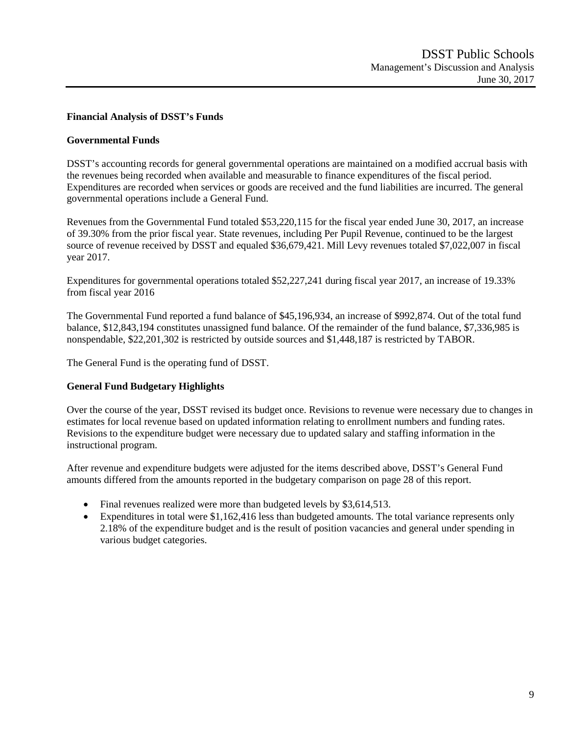## Financial Analysis of DSST's Funds

### Governmental Funds

DSST's accounting records for general governmental operations are maintained on a modified accrual basis with the revenues being recorded when available and measurable to finance expenditures of the fiscal period. Expenditures are recorded when services or goods are received and the fund liabilities are incurred. The general governmental operations include a General Fund.

Revenues from the Governmental Fund totaled $53,220,115 for the fiscal year ended June 30, 2017, an increase of 39.30% from the prior fiscal year. State revenues, including Per Pupil Revenue, continued to be the largest source of revenue received by DSST and equaled $36,679,421. Mill Levy revenues totaled $7,022,007 in fiscal year 2017.

Expenditures for governmental operations totaled $52,227,241 during fiscal year 2017, an increase of 19.33% from fiscal year 2016

The Governmental Fund reported a fund balance of $45,196,934, an increase of $992,874. Out of the total fund balance, $12,843,194 constitutes unassigned fund balance. Of the remainder of the fund balance, $7,336,985 is nonspendable, $22,201,302 is restricted by outside sources and $1,448,187 is restricted by TABOR.

The General Fund is the operating fund of DSST.

### General Fund Budgetary Highlights

Over the course of the year, DSST revised its budget once. Revisions to revenue were necessary due to changes in estimates for local revenue based on updated information relating to enrollment numbers and funding rates. Revisions to the expenditure budget were necessary due to updated salary and staffing information in the instructional program.

After revenue and expenditure budgets were adjusted for the items described above, DSST's General Fund amounts differed from the amounts reported in the budgetary comparison on page 28 of this report.

- Final revenues realized were more than budgeted levels by $3,614,513.
- Expenditures in total were $1,162,416 less than budgeted amounts. The total variance represents only 2.18% of the expenditure budget and is the result of position vacancies and general under spending in various budget categories.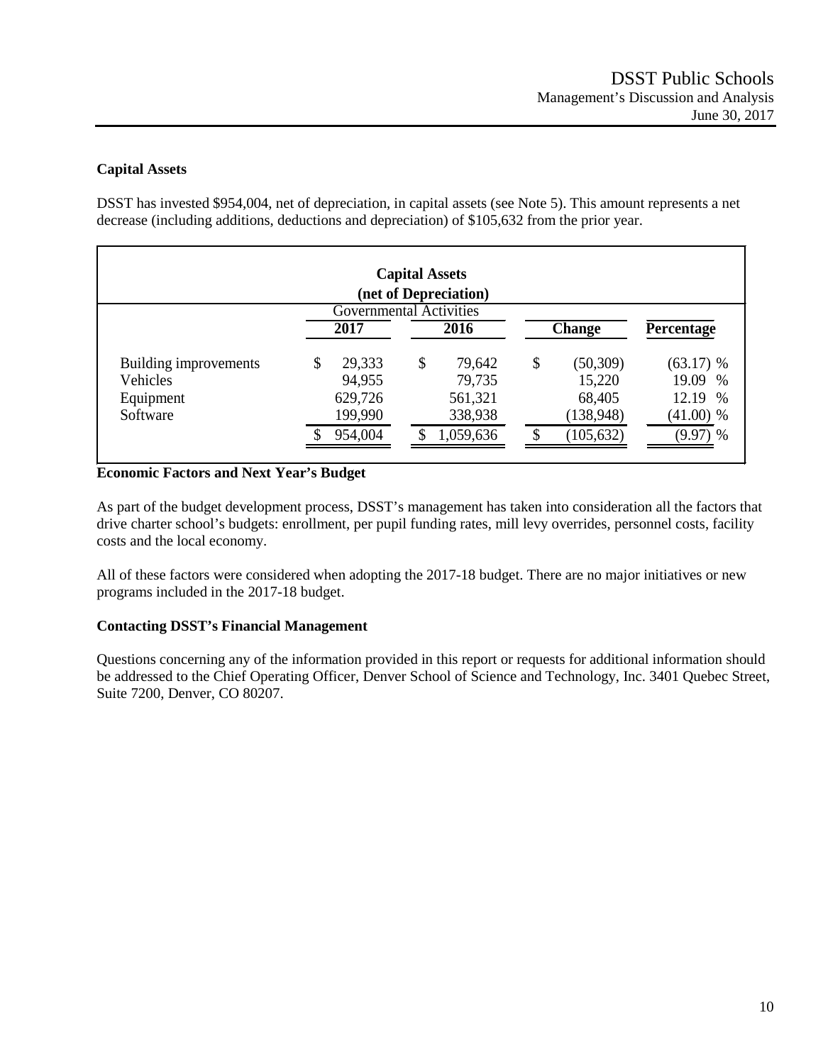## Capital Assets

DSST has invested $954,004, net of depreciation, in capital assets (see Note 5). This amount represents a net decrease (including additions, deductions and depreciation) of $105,632 from the prior year.

| **Capital Assets (net of Depreciation)** | | | | |
|---|---|---|---|---|
| | Governmental Activities | | | |
| | **2017** | **2016** | **Change** | **Percentage** |
| Building improvements | $ 29,333 | $ 79,642 | $ (50,309) | (63.17) % |
| Vehicles | 94,955 | 79,735 | 15,220 | 19.09 % |
| Equipment | 629,726 | 561,321 | 68,405 | 12.19 % |
| Software | 199,990 | 338,938 | (138,948) | (41.00) % |
| | $ 954,004 | $ 1,059,636 | $ (105,632) | (9.97) % |

## Economic Factors and Next Year's Budget

As part of the budget development process, DSST's management has taken into consideration all the factors that drive charter school's budgets: enrollment, per pupil funding rates, mill levy overrides, personnel costs, facility costs and the local economy.

All of these factors were considered when adopting the 2017-18 budget. There are no major initiatives or new programs included in the 2017-18 budget.

## Contacting DSST's Financial Management

Questions concerning any of the information provided in this report or requests for additional information should be addressed to the Chief Operating Officer, Denver School of Science and Technology, Inc. 3401 Quebec Street, Suite 7200, Denver, CO 80207.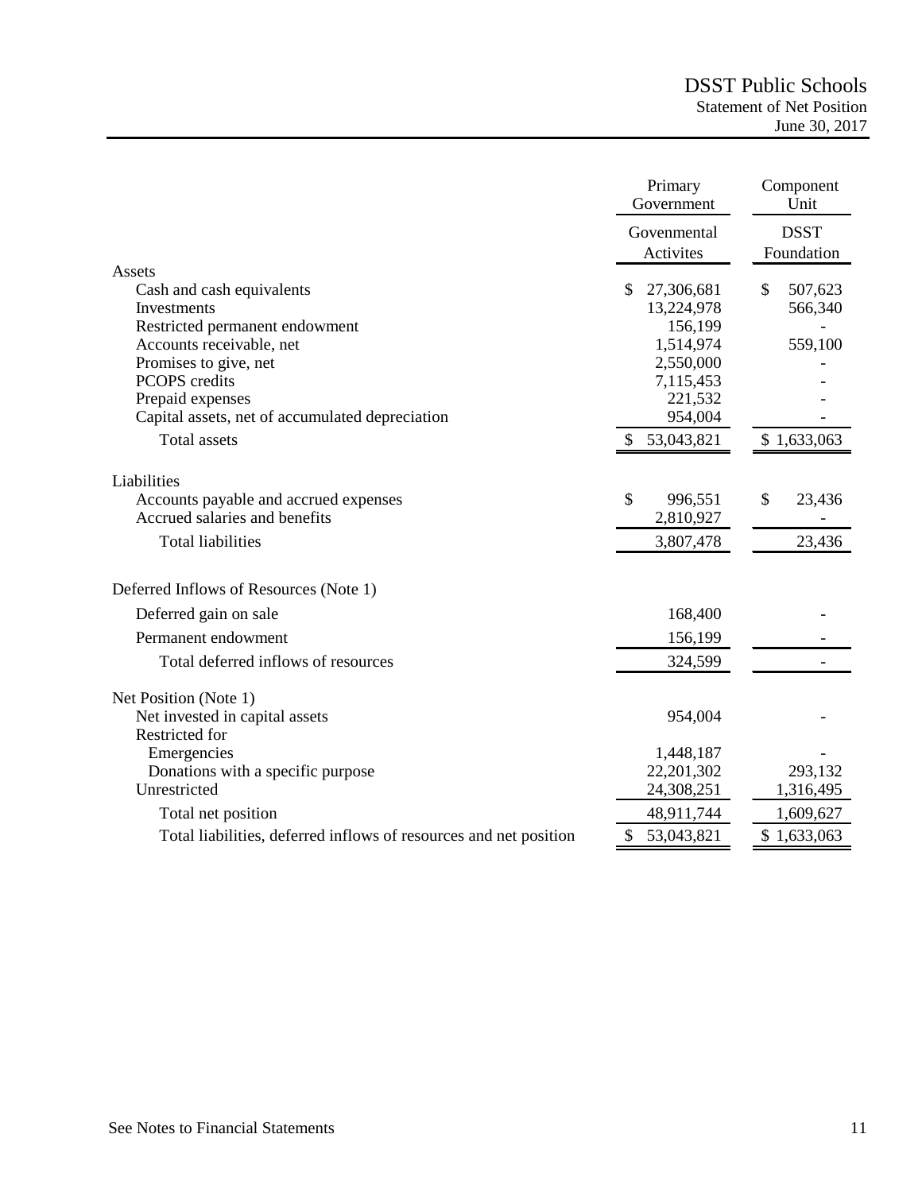# DSST Public Schools

## Statement of Net Position

June 30, 2017

| | Primary Government | Component Unit |
|---|---|---|
| | Govenmental Activites | DSST Foundation |
| **Assets** | | |
| Cash and cash equivalents | $ 27,306,681 | $ 507,623 |
| Investments | 13,224,978 | 566,340 |
| Restricted permanent endowment | 156,199 | - |
| Accounts receivable, net | 1,514,974 | 559,100 |
| Promises to give, net | 2,550,000 | - |
| PCOPS credits | 7,115,453 | - |
| Prepaid expenses | 221,532 | - |
| Capital assets, net of accumulated depreciation | 954,004 | - |
| Total assets | $ 53,043,821 | $ 1,633,063 |
| **Liabilities** | | |
| Accounts payable and accrued expenses | $ 996,551 | $ 23,436 |
| Accrued salaries and benefits | 2,810,927 | - |
| Total liabilities | 3,807,478 | 23,436 |
| **Deferred Inflows of Resources (Note 1)** | | |
| Deferred gain on sale | 168,400 | - |
| Permanent endowment | 156,199 | - |
| Total deferred inflows of resources | 324,599 | - |
| **Net Position (Note 1)** | | |
| Net invested in capital assets | 954,004 | - |
| Restricted for | | |
| Emergencies | 1,448,187 | - |
| Donations with a specific purpose | 22,201,302 | 293,132 |
| Unrestricted | 24,308,251 | 1,316,495 |
| Total net position | 48,911,744 | 1,609,627 |
| Total liabilities, deferred inflows of resources and net position | $ 53,043,821 | $ 1,633,063 |

See Notes to Financial Statements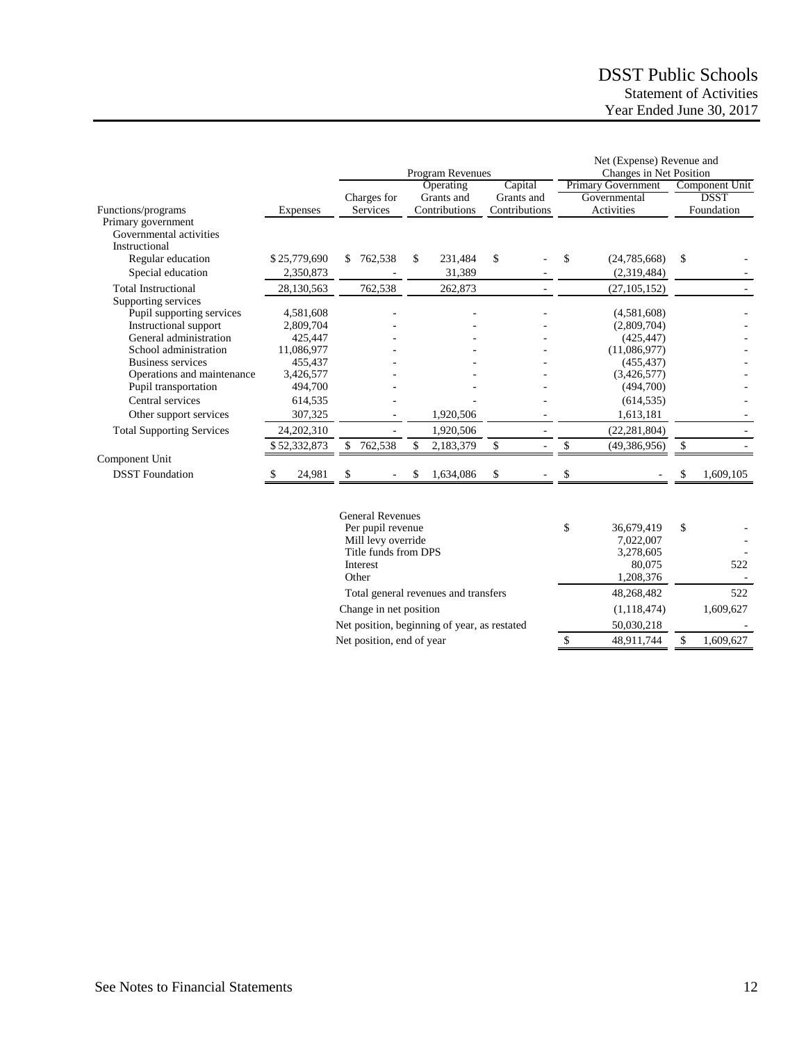# DSST Public Schools

## Statement of Activities

## Year Ended June 30, 2017

| | | Program Revenues | | | Net (Expense) Revenue and Changes in Net Position | |
|---|---|---|---|---|---|---|
| | | | Operating | Capital | Primary Government | Component Unit |
| | | Charges for | Grants and | Grants and | Governmental | DSST |
| Functions/programs | Expenses | Services | Contributions | Contributions | Activities | Foundation |
| Primary government | | | | | | |
| Governmental activities | | | | | | |
| Instructional | | | | | | |
| Regular education | $ 25,779,690 | $ 762,538 | $ 231,484 | $ - | $ (24,785,668) | $ - |
| Special education | 2,350,873 | - | 31,389 | - | (2,319,484) | - |
| Total Instructional | 28,130,563 | 762,538 | 262,873 | - | (27,105,152) | - |
| Supporting services | | | | | | |
| Pupil supporting services | 4,581,608 | - | - | - | (4,581,608) | - |
| Instructional support | 2,809,704 | - | - | - | (2,809,704) | - |
| General administration | 425,447 | - | - | - | (425,447) | - |
| School administration | 11,086,977 | - | - | - | (11,086,977) | - |
| Business services | 455,437 | - | - | - | (455,437) | - |
| Operations and maintenance | 3,426,577 | - | - | - | (3,426,577) | - |
| Pupil transportation | 494,700 | - | - | - | (494,700) | - |
| Central services | 614,535 | - | - | - | (614,535) | - |
| Other support services | 307,325 | - | 1,920,506 | - | 1,613,181 | - |
| Total Supporting Services | 24,202,310 | - | 1,920,506 | - | (22,281,804) | - |
| | $ 52,332,873 | $ 762,538 | $ 2,183,379 | $ - | $ (49,386,956) | $ - |
| Component Unit | | | | | | |
| DSST Foundation | $ 24,981 | $ - | $ 1,634,086 | $ - | $ - | $ 1,609,105 |

| | Primary Government | Component Unit |
|---|---|---|
| General Revenues | | |
| Per pupil revenue | $ 36,679,419 | $ - |
| Mill levy override | 7,022,007 | - |
| Title funds from DPS | 3,278,605 | - |
| Interest | 80,075 | 522 |
| Other | 1,208,376 | - |
| Total general revenues and transfers | 48,268,482 | 522 |
| Change in net position | (1,118,474) | 1,609,627 |
| Net position, beginning of year, as restated | 50,030,218 | - |
| Net position, end of year | $ 48,911,744 | $ 1,609,627 |

See Notes to Financial Statements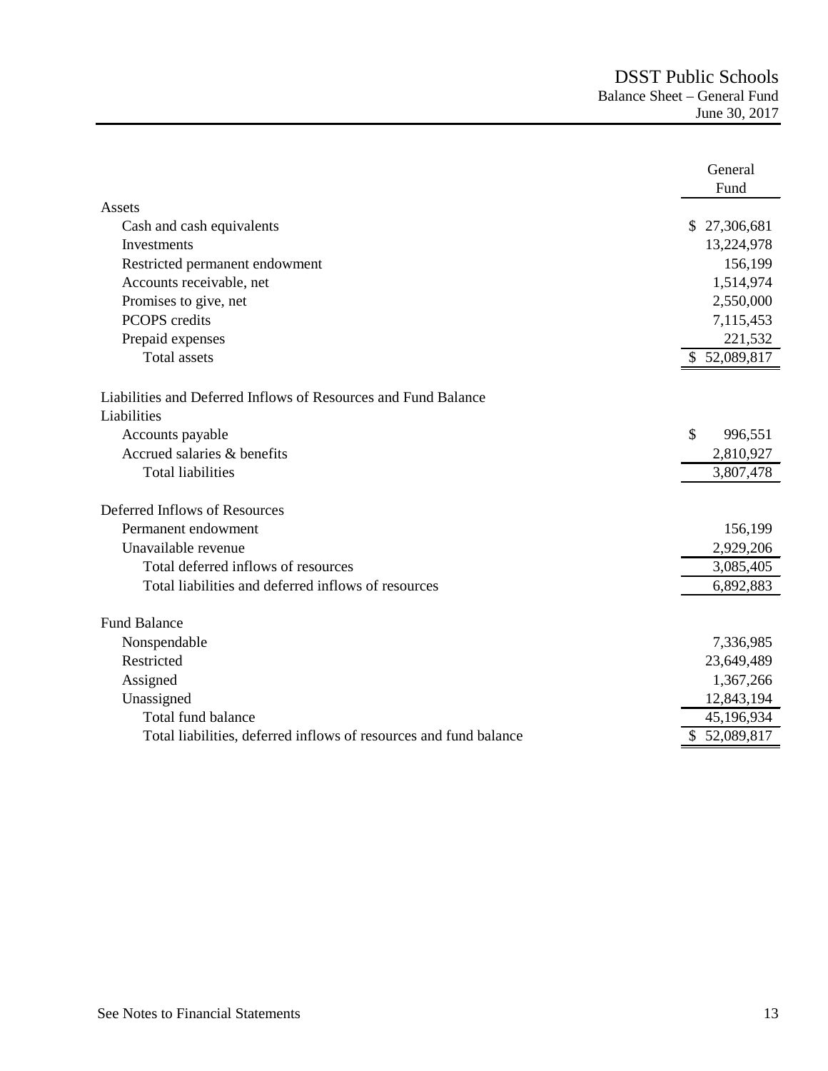# DSST Public Schools

## Balance Sheet – General Fund

June 30, 2017

| | General Fund |
|---|---|
| **Assets** | |
| Cash and cash equivalents | $ 27,306,681 |
| Investments | 13,224,978 |
| Restricted permanent endowment | 156,199 |
| Accounts receivable, net | 1,514,974 |
| Promises to give, net | 2,550,000 |
| PCOPS credits | 7,115,453 |
| Prepaid expenses | 221,532 |
| Total assets | $ 52,089,817 |
| **Liabilities and Deferred Inflows of Resources and Fund Balance** | |
| **Liabilities** | |
| Accounts payable | $ 996,551 |
| Accrued salaries & benefits | 2,810,927 |
| Total liabilities | 3,807,478 |
| **Deferred Inflows of Resources** | |
| Permanent endowment | 156,199 |
| Unavailable revenue | 2,929,206 |
| Total deferred inflows of resources | 3,085,405 |
| Total liabilities and deferred inflows of resources | 6,892,883 |
| **Fund Balance** | |
| Nonspendable | 7,336,985 |
| Restricted | 23,649,489 |
| Assigned | 1,367,266 |
| Unassigned | 12,843,194 |
| Total fund balance | 45,196,934 |
| Total liabilities, deferred inflows of resources and fund balance | $ 52,089,817 |

See Notes to Financial Statements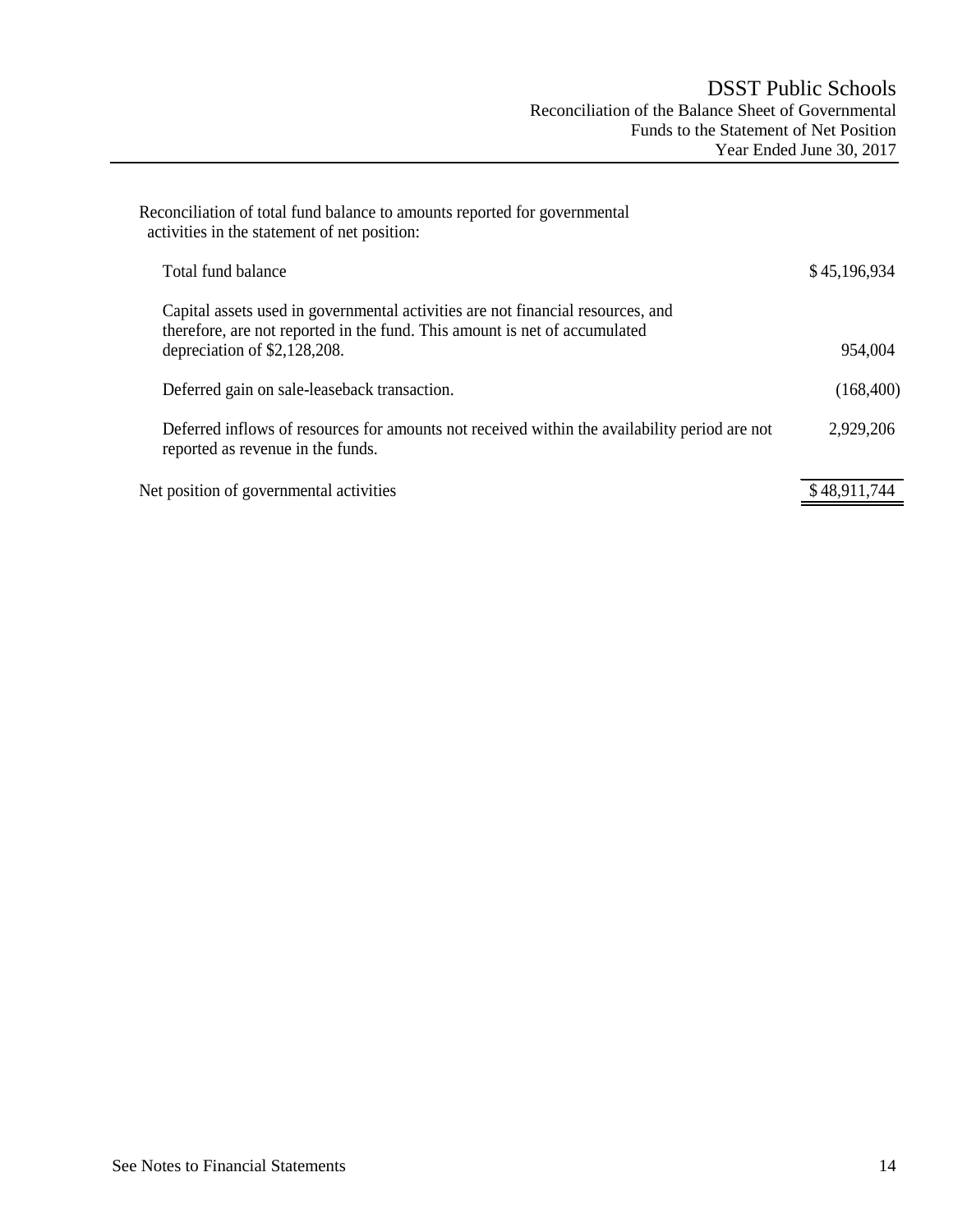# DSST Public Schools

## Reconciliation of the Balance Sheet of Governmental Funds to the Statement of Net Position

### Year Ended June 30, 2017

| Reconciliation of total fund balance to amounts reported for governmental activities in the statement of net position: | |
|---|---|
| Total fund balance | $ 45,196,934 |
| Capital assets used in governmental activities are not financial resources, and therefore, are not reported in the fund. This amount is net of accumulated depreciation of $2,128,208. | 954,004 |
| Deferred gain on sale-leaseback transaction. | (168,400) |
| Deferred inflows of resources for amounts not received within the availability period are not reported as revenue in the funds. | 2,929,206 |
| Net position of governmental activities | $ 48,911,744 |

See Notes to Financial Statements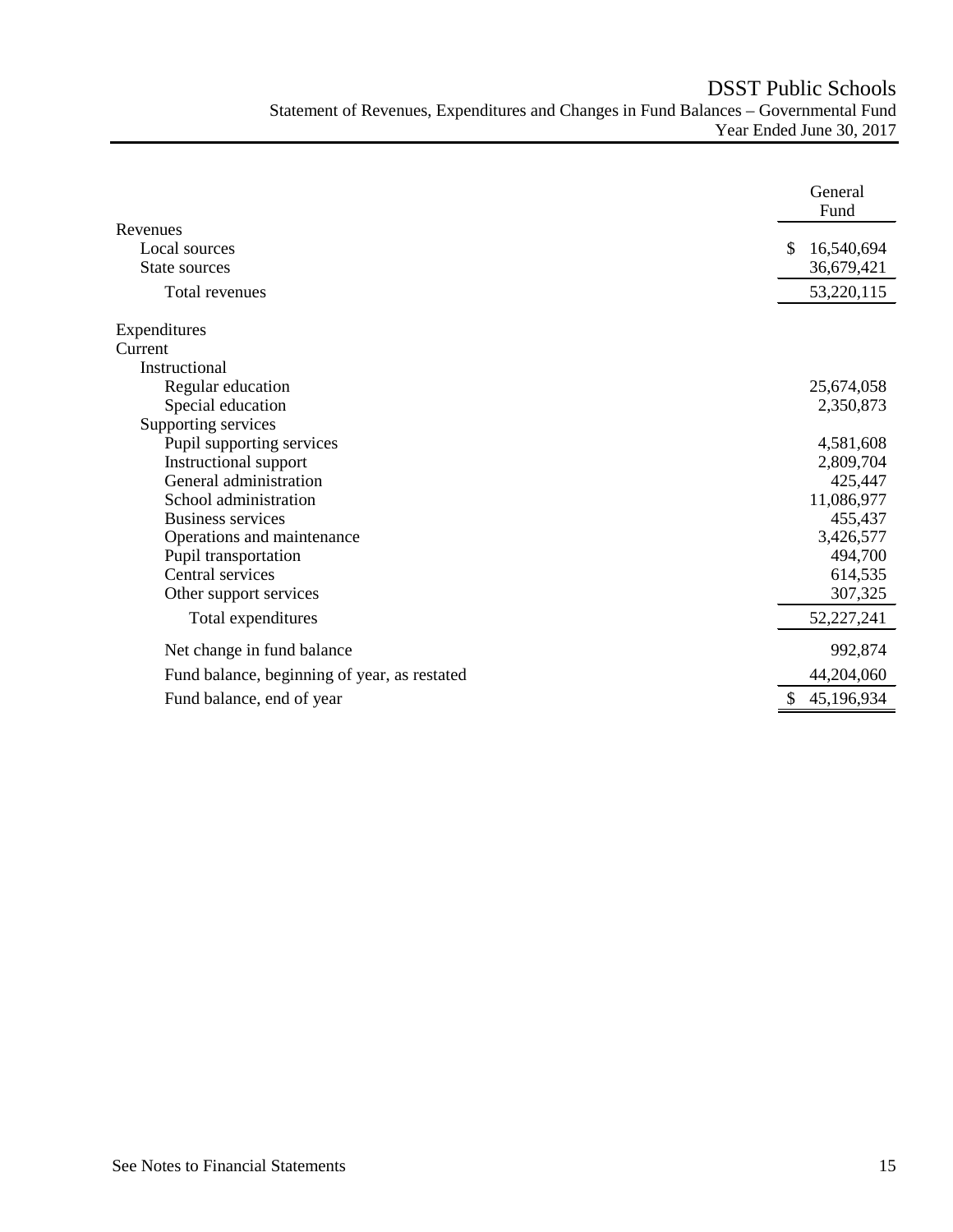# DSST Public Schools

## Statement of Revenues, Expenditures and Changes in Fund Balances – Governmental Fund

### Year Ended June 30, 2017

| | General Fund |
|---|---|
| **Revenues** | |
| Local sources | $ 16,540,694 |
| State sources | 36,679,421 |
| Total revenues | 53,220,115 |
| **Expenditures** | |
| Current | |
| Instructional | |
| Regular education | 25,674,058 |
| Special education | 2,350,873 |
| Supporting services | |
| Pupil supporting services | 4,581,608 |
| Instructional support | 2,809,704 |
| General administration | 425,447 |
| School administration | 11,086,977 |
| Business services | 455,437 |
| Operations and maintenance | 3,426,577 |
| Pupil transportation | 494,700 |
| Central services | 614,535 |
| Other support services | 307,325 |
| Total expenditures | 52,227,241 |
| Net change in fund balance | 992,874 |
| Fund balance, beginning of year, as restated | 44,204,060 |
| Fund balance, end of year | $ 45,196,934 |

See Notes to Financial Statements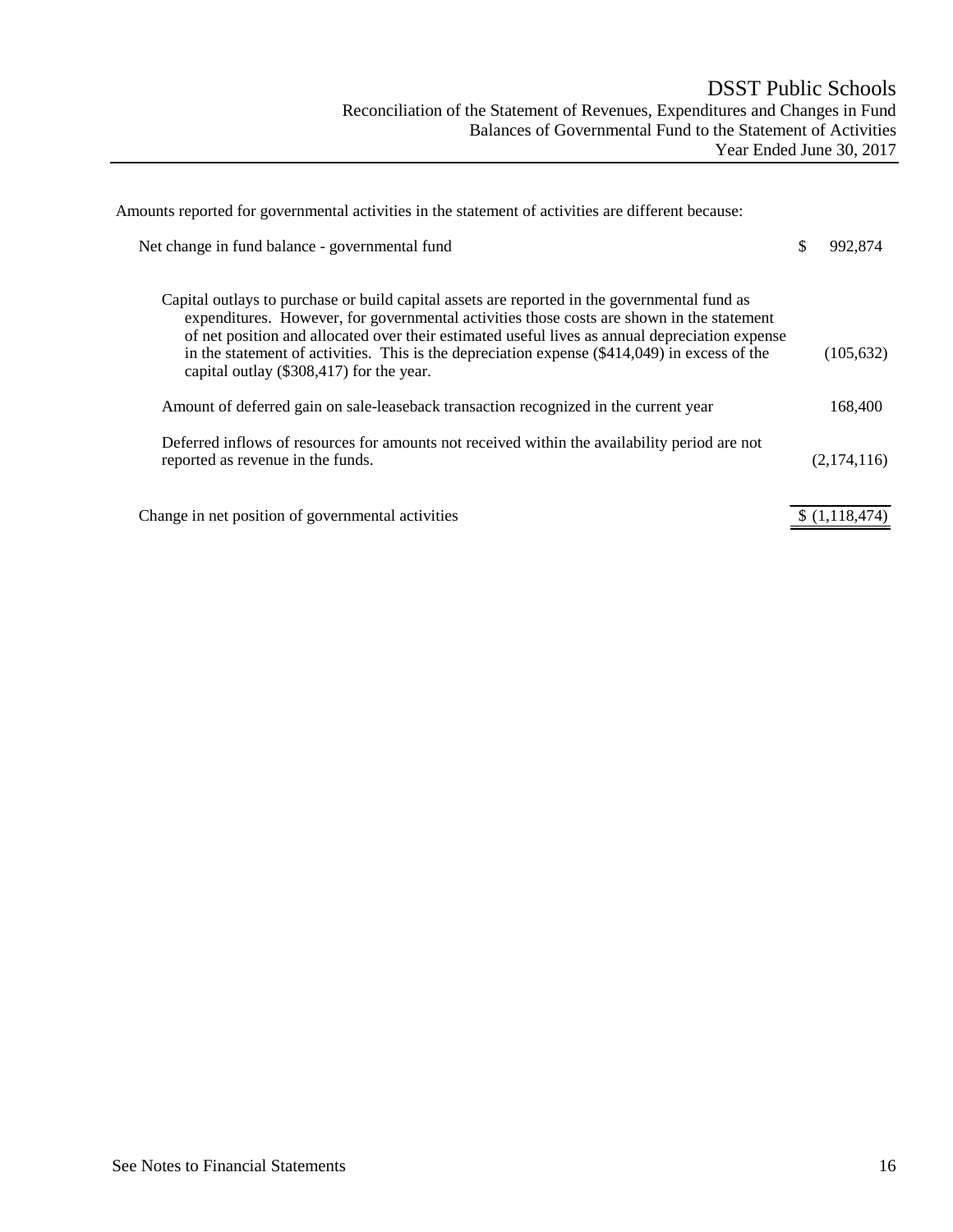# DSST Public Schools

## Reconciliation of the Statement of Revenues, Expenditures and Changes in Fund Balances of Governmental Fund to the Statement of Activities

### Year Ended June 30, 2017

Amounts reported for governmental activities in the statement of activities are different because:

| | |
|---|---|
| Net change in fund balance - governmental fund | $ 992,874 |
| Capital outlays to purchase or build capital assets are reported in the governmental fund as expenditures. However, for governmental activities those costs are shown in the statement of net position and allocated over their estimated useful lives as annual depreciation expense in the statement of activities. This is the depreciation expense ($414,049) in excess of the capital outlay ($308,417) for the year. | (105,632) |
| Amount of deferred gain on sale-leaseback transaction recognized in the current year | 168,400 |
| Deferred inflows of resources for amounts not received within the availability period are not reported as revenue in the funds. | (2,174,116) |
| Change in net position of governmental activities | $ (1,118,474) |

See Notes to Financial Statements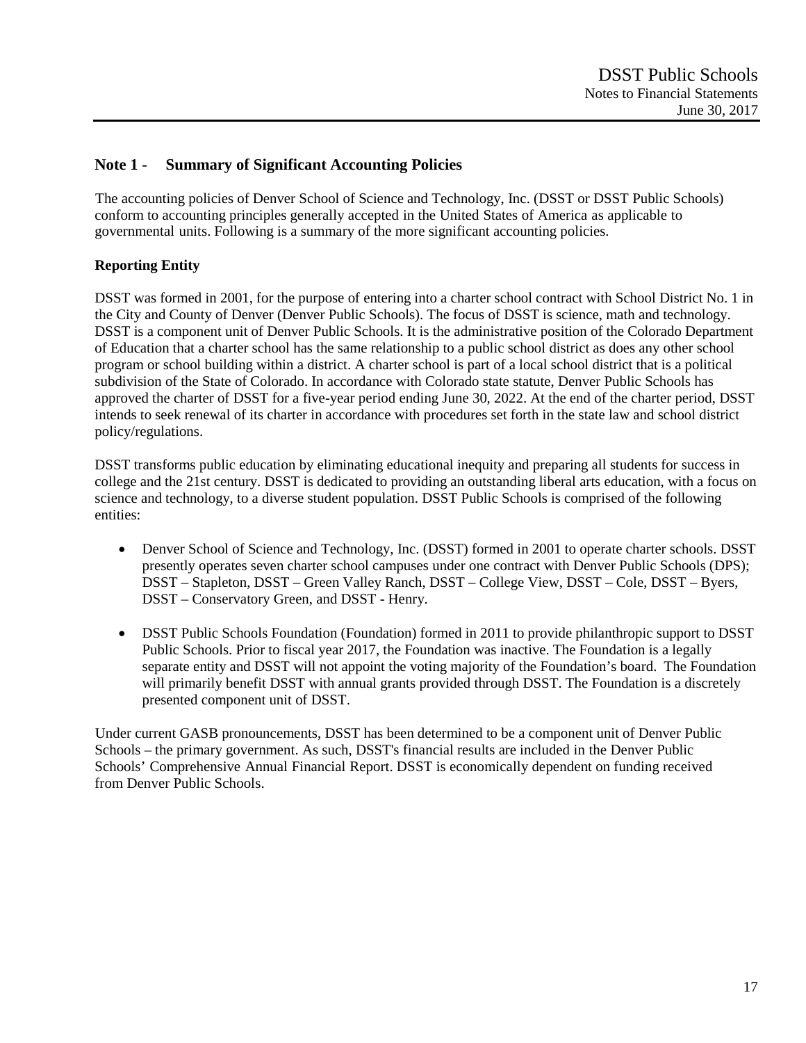## Note 1 - Summary of Significant Accounting Policies

The accounting policies of Denver School of Science and Technology, Inc. (DSST or DSST Public Schools) conform to accounting principles generally accepted in the United States of America as applicable to governmental units. Following is a summary of the more significant accounting policies.

### Reporting Entity

DSST was formed in 2001, for the purpose of entering into a charter school contract with School District No. 1 in the City and County of Denver (Denver Public Schools). The focus of DSST is science, math and technology. DSST is a component unit of Denver Public Schools. It is the administrative position of the Colorado Department of Education that a charter school has the same relationship to a public school district as does any other school program or school building within a district. A charter school is part of a local school district that is a political subdivision of the State of Colorado. In accordance with Colorado state statute, Denver Public Schools has approved the charter of DSST for a five-year period ending June 30, 2022. At the end of the charter period, DSST intends to seek renewal of its charter in accordance with procedures set forth in the state law and school district policy/regulations.

DSST transforms public education by eliminating educational inequity and preparing all students for success in college and the 21st century. DSST is dedicated to providing an outstanding liberal arts education, with a focus on science and technology, to a diverse student population. DSST Public Schools is comprised of the following entities:

- Denver School of Science and Technology, Inc. (DSST) formed in 2001 to operate charter schools. DSST presently operates seven charter school campuses under one contract with Denver Public Schools (DPS); DSST – Stapleton, DSST – Green Valley Ranch, DSST – College View, DSST – Cole, DSST – Byers, DSST – Conservatory Green, and DSST - Henry.

- DSST Public Schools Foundation (Foundation) formed in 2011 to provide philanthropic support to DSST Public Schools. Prior to fiscal year 2017, the Foundation was inactive. The Foundation is a legally separate entity and DSST will not appoint the voting majority of the Foundation's board. The Foundation will primarily benefit DSST with annual grants provided through DSST. The Foundation is a discretely presented component unit of DSST.

Under current GASB pronouncements, DSST has been determined to be a component unit of Denver Public Schools – the primary government. As such, DSST's financial results are included in the Denver Public Schools' Comprehensive Annual Financial Report. DSST is economically dependent on funding received from Denver Public Schools.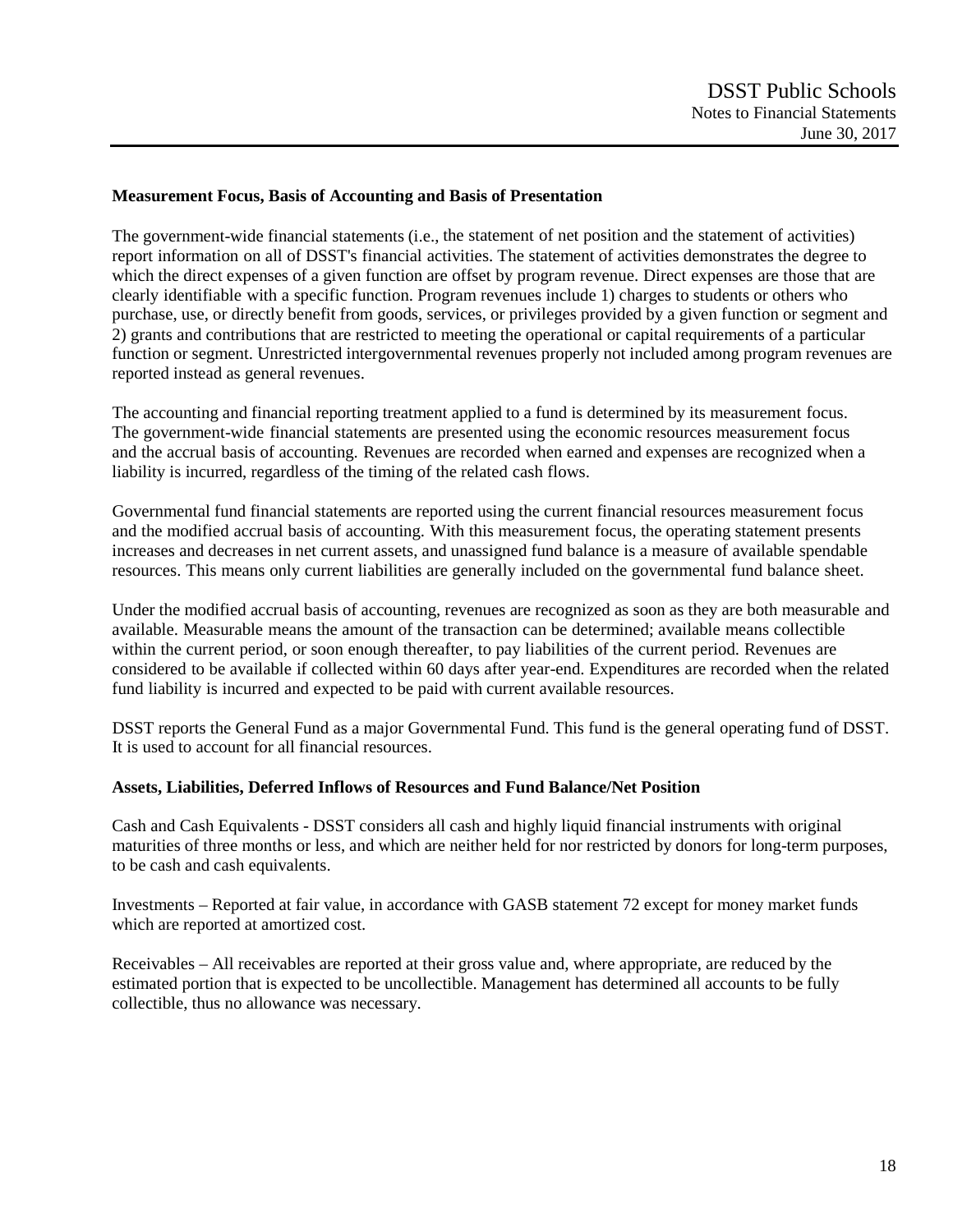**Measurement Focus, Basis of Accounting and Basis of Presentation**

The government-wide financial statements (i.e., the statement of net position and the statement of activities) report information on all of DSST's financial activities. The statement of activities demonstrates the degree to which the direct expenses of a given function are offset by program revenue. Direct expenses are those that are clearly identifiable with a specific function. Program revenues include 1) charges to students or others who purchase, use, or directly benefit from goods, services, or privileges provided by a given function or segment and 2) grants and contributions that are restricted to meeting the operational or capital requirements of a particular function or segment. Unrestricted intergovernmental revenues properly not included among program revenues are reported instead as general revenues.

The accounting and financial reporting treatment applied to a fund is determined by its measurement focus. The government-wide financial statements are presented using the economic resources measurement focus and the accrual basis of accounting. Revenues are recorded when earned and expenses are recognized when a liability is incurred, regardless of the timing of the related cash flows.

Governmental fund financial statements are reported using the current financial resources measurement focus and the modified accrual basis of accounting. With this measurement focus, the operating statement presents increases and decreases in net current assets, and unassigned fund balance is a measure of available spendable resources. This means only current liabilities are generally included on the governmental fund balance sheet.

Under the modified accrual basis of accounting, revenues are recognized as soon as they are both measurable and available. Measurable means the amount of the transaction can be determined; available means collectible within the current period, or soon enough thereafter, to pay liabilities of the current period. Revenues are considered to be available if collected within 60 days after year-end. Expenditures are recorded when the related fund liability is incurred and expected to be paid with current available resources.

DSST reports the General Fund as a major Governmental Fund. This fund is the general operating fund of DSST. It is used to account for all financial resources.

**Assets, Liabilities, Deferred Inflows of Resources and Fund Balance/Net Position**

Cash and Cash Equivalents - DSST considers all cash and highly liquid financial instruments with original maturities of three months or less, and which are neither held for nor restricted by donors for long-term purposes, to be cash and cash equivalents.

Investments – Reported at fair value, in accordance with GASB statement 72 except for money market funds which are reported at amortized cost.

Receivables – All receivables are reported at their gross value and, where appropriate, are reduced by the estimated portion that is expected to be uncollectible. Management has determined all accounts to be fully collectible, thus no allowance was necessary.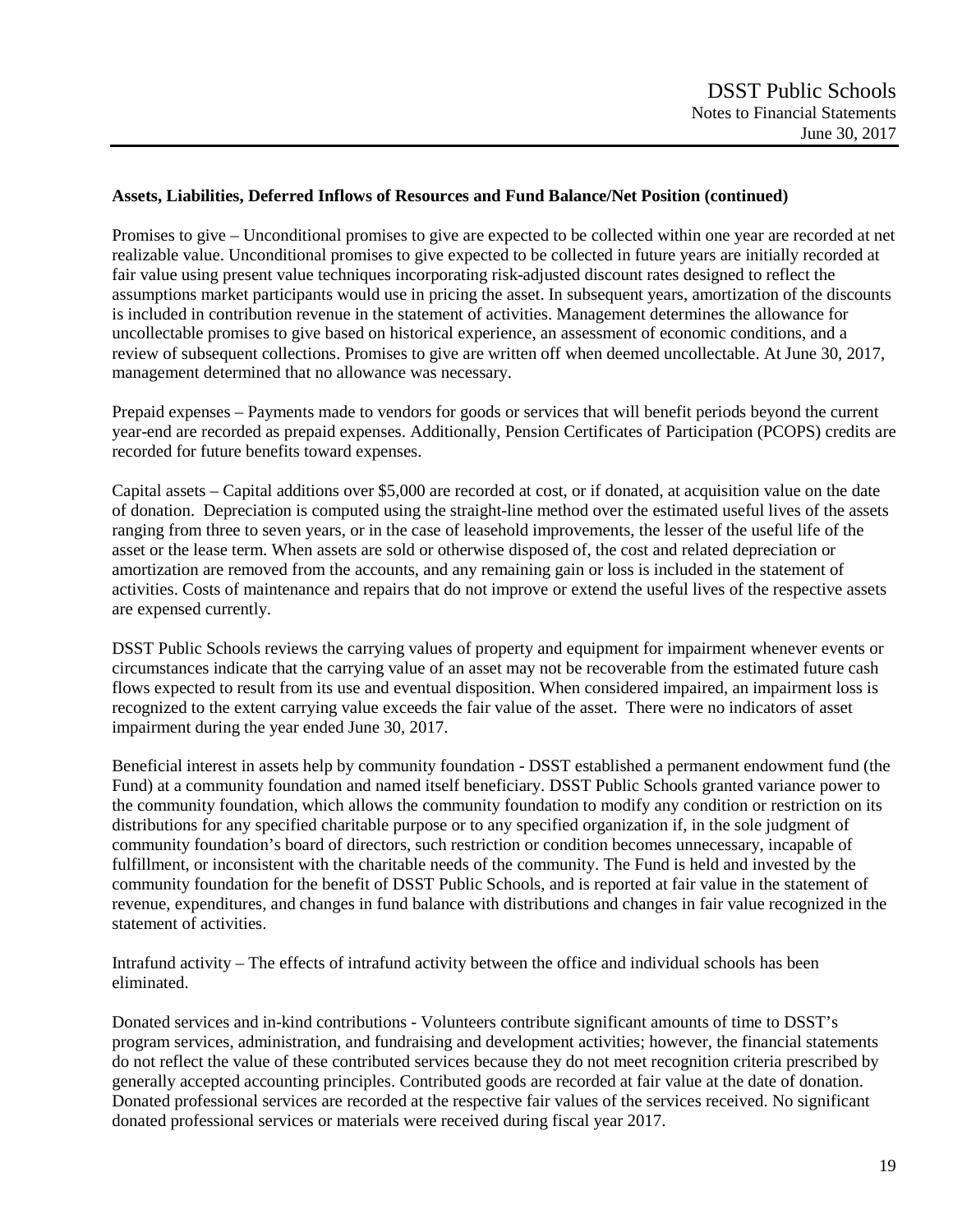**Assets, Liabilities, Deferred Inflows of Resources and Fund Balance/Net Position (continued)**

Promises to give – Unconditional promises to give are expected to be collected within one year are recorded at net realizable value. Unconditional promises to give expected to be collected in future years are initially recorded at fair value using present value techniques incorporating risk-adjusted discount rates designed to reflect the assumptions market participants would use in pricing the asset. In subsequent years, amortization of the discounts is included in contribution revenue in the statement of activities. Management determines the allowance for uncollectable promises to give based on historical experience, an assessment of economic conditions, and a review of subsequent collections. Promises to give are written off when deemed uncollectable. At June 30, 2017, management determined that no allowance was necessary.

Prepaid expenses – Payments made to vendors for goods or services that will benefit periods beyond the current year-end are recorded as prepaid expenses. Additionally, Pension Certificates of Participation (PCOPS) credits are recorded for future benefits toward expenses.

Capital assets – Capital additions over $5,000 are recorded at cost, or if donated, at acquisition value on the date of donation. Depreciation is computed using the straight-line method over the estimated useful lives of the assets ranging from three to seven years, or in the case of leasehold improvements, the lesser of the useful life of the asset or the lease term. When assets are sold or otherwise disposed of, the cost and related depreciation or amortization are removed from the accounts, and any remaining gain or loss is included in the statement of activities. Costs of maintenance and repairs that do not improve or extend the useful lives of the respective assets are expensed currently.

DSST Public Schools reviews the carrying values of property and equipment for impairment whenever events or circumstances indicate that the carrying value of an asset may not be recoverable from the estimated future cash flows expected to result from its use and eventual disposition. When considered impaired, an impairment loss is recognized to the extent carrying value exceeds the fair value of the asset. There were no indicators of asset impairment during the year ended June 30, 2017.

Beneficial interest in assets help by community foundation - DSST established a permanent endowment fund (the Fund) at a community foundation and named itself beneficiary. DSST Public Schools granted variance power to the community foundation, which allows the community foundation to modify any condition or restriction on its distributions for any specified charitable purpose or to any specified organization if, in the sole judgment of community foundation's board of directors, such restriction or condition becomes unnecessary, incapable of fulfillment, or inconsistent with the charitable needs of the community. The Fund is held and invested by the community foundation for the benefit of DSST Public Schools, and is reported at fair value in the statement of revenue, expenditures, and changes in fund balance with distributions and changes in fair value recognized in the statement of activities.

Intrafund activity – The effects of intrafund activity between the office and individual schools has been eliminated.

Donated services and in-kind contributions - Volunteers contribute significant amounts of time to DSST's program services, administration, and fundraising and development activities; however, the financial statements do not reflect the value of these contributed services because they do not meet recognition criteria prescribed by generally accepted accounting principles. Contributed goods are recorded at fair value at the date of donation. Donated professional services are recorded at the respective fair values of the services received. No significant donated professional services or materials were received during fiscal year 2017.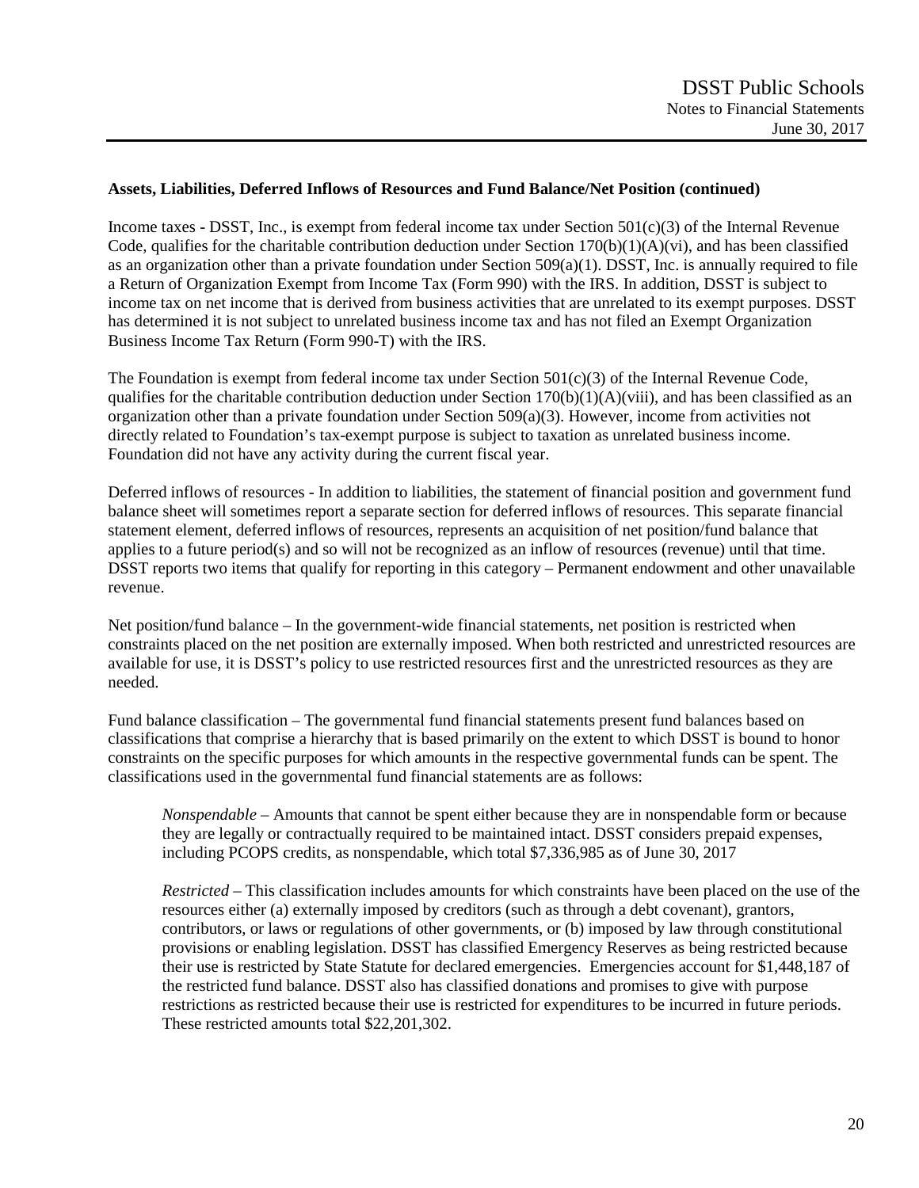**Assets, Liabilities, Deferred Inflows of Resources and Fund Balance/Net Position (continued)**

Income taxes - DSST, Inc., is exempt from federal income tax under Section 501(c)(3) of the Internal Revenue Code, qualifies for the charitable contribution deduction under Section 170(b)(1)(A)(vi), and has been classified as an organization other than a private foundation under Section 509(a)(1). DSST, Inc. is annually required to file a Return of Organization Exempt from Income Tax (Form 990) with the IRS. In addition, DSST is subject to income tax on net income that is derived from business activities that are unrelated to its exempt purposes. DSST has determined it is not subject to unrelated business income tax and has not filed an Exempt Organization Business Income Tax Return (Form 990-T) with the IRS.

The Foundation is exempt from federal income tax under Section 501(c)(3) of the Internal Revenue Code, qualifies for the charitable contribution deduction under Section 170(b)(1)(A)(viii), and has been classified as an organization other than a private foundation under Section 509(a)(3). However, income from activities not directly related to Foundation's tax-exempt purpose is subject to taxation as unrelated business income. Foundation did not have any activity during the current fiscal year.

Deferred inflows of resources - In addition to liabilities, the statement of financial position and government fund balance sheet will sometimes report a separate section for deferred inflows of resources. This separate financial statement element, deferred inflows of resources, represents an acquisition of net position/fund balance that applies to a future period(s) and so will not be recognized as an inflow of resources (revenue) until that time. DSST reports two items that qualify for reporting in this category – Permanent endowment and other unavailable revenue.

Net position/fund balance – In the government-wide financial statements, net position is restricted when constraints placed on the net position are externally imposed. When both restricted and unrestricted resources are available for use, it is DSST's policy to use restricted resources first and the unrestricted resources as they are needed.

Fund balance classification – The governmental fund financial statements present fund balances based on classifications that comprise a hierarchy that is based primarily on the extent to which DSST is bound to honor constraints on the specific purposes for which amounts in the respective governmental funds can be spent. The classifications used in the governmental fund financial statements are as follows:

*Nonspendable* – Amounts that cannot be spent either because they are in nonspendable form or because they are legally or contractually required to be maintained intact. DSST considers prepaid expenses, including PCOPS credits, as nonspendable, which total $7,336,985 as of June 30, 2017

*Restricted* – This classification includes amounts for which constraints have been placed on the use of the resources either (a) externally imposed by creditors (such as through a debt covenant), grantors, contributors, or laws or regulations of other governments, or (b) imposed by law through constitutional provisions or enabling legislation. DSST has classified Emergency Reserves as being restricted because their use is restricted by State Statute for declared emergencies. Emergencies account for $1,448,187 of the restricted fund balance. DSST also has classified donations and promises to give with purpose restrictions as restricted because their use is restricted for expenditures to be incurred in future periods. These restricted amounts total $22,201,302.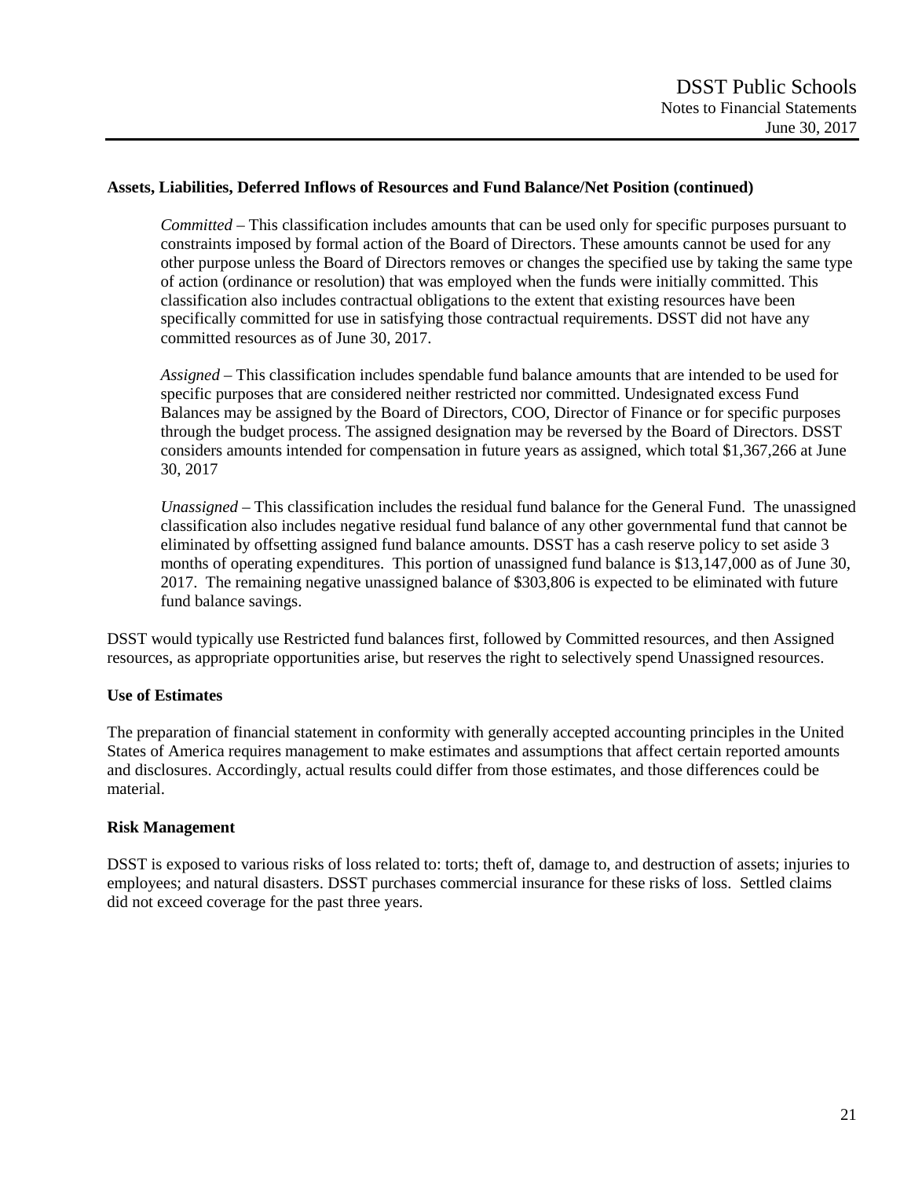**Assets, Liabilities, Deferred Inflows of Resources and Fund Balance/Net Position (continued)**

*Committed* – This classification includes amounts that can be used only for specific purposes pursuant to constraints imposed by formal action of the Board of Directors. These amounts cannot be used for any other purpose unless the Board of Directors removes or changes the specified use by taking the same type of action (ordinance or resolution) that was employed when the funds were initially committed. This classification also includes contractual obligations to the extent that existing resources have been specifically committed for use in satisfying those contractual requirements. DSST did not have any committed resources as of June 30, 2017.

*Assigned* – This classification includes spendable fund balance amounts that are intended to be used for specific purposes that are considered neither restricted nor committed. Undesignated excess Fund Balances may be assigned by the Board of Directors, COO, Director of Finance or for specific purposes through the budget process. The assigned designation may be reversed by the Board of Directors. DSST considers amounts intended for compensation in future years as assigned, which total $1,367,266 at June 30, 2017

*Unassigned* – This classification includes the residual fund balance for the General Fund. The unassigned classification also includes negative residual fund balance of any other governmental fund that cannot be eliminated by offsetting assigned fund balance amounts. DSST has a cash reserve policy to set aside 3 months of operating expenditures. This portion of unassigned fund balance is $13,147,000 as of June 30, 2017. The remaining negative unassigned balance of $303,806 is expected to be eliminated with future fund balance savings.

DSST would typically use Restricted fund balances first, followed by Committed resources, and then Assigned resources, as appropriate opportunities arise, but reserves the right to selectively spend Unassigned resources.

**Use of Estimates**

The preparation of financial statement in conformity with generally accepted accounting principles in the United States of America requires management to make estimates and assumptions that affect certain reported amounts and disclosures. Accordingly, actual results could differ from those estimates, and those differences could be material.

**Risk Management**

DSST is exposed to various risks of loss related to: torts; theft of, damage to, and destruction of assets; injuries to employees; and natural disasters. DSST purchases commercial insurance for these risks of loss. Settled claims did not exceed coverage for the past three years.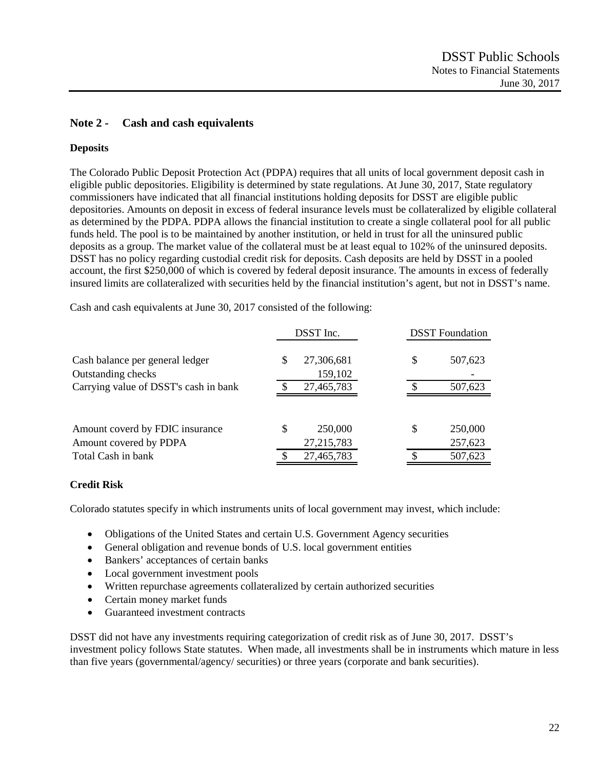## Note 2 - Cash and cash equivalents

### Deposits

The Colorado Public Deposit Protection Act (PDPA) requires that all units of local government deposit cash in eligible public depositories. Eligibility is determined by state regulations. At June 30, 2017, State regulatory commissioners have indicated that all financial institutions holding deposits for DSST are eligible public depositories. Amounts on deposit in excess of federal insurance levels must be collateralized by eligible collateral as determined by the PDPA. PDPA allows the financial institution to create a single collateral pool for all public funds held. The pool is to be maintained by another institution, or held in trust for all the uninsured public deposits as a group. The market value of the collateral must be at least equal to 102% of the uninsured deposits. DSST has no policy regarding custodial credit risk for deposits. Cash deposits are held by DSST in a pooled account, the first $250,000 of which is covered by federal deposit insurance. The amounts in excess of federally insured limits are collateralized with securities held by the financial institution's agent, but not in DSST's name.

Cash and cash equivalents at June 30, 2017 consisted of the following:

| | DSST Inc. | DSST Foundation |
|---|---|---|
| Cash balance per general ledger | $ 27,306,681 | $ 507,623 |
| Outstanding checks | 159,102 | - |
| Carrying value of DSST's cash in bank | $ 27,465,783 | $ 507,623 |
| | | |
| Amount coverd by FDIC insurance | $ 250,000 | $ 250,000 |
| Amount covered by PDPA | 27,215,783 | 257,623 |
| Total Cash in bank | $ 27,465,783 | $ 507,623 |

### Credit Risk

Colorado statutes specify in which instruments units of local government may invest, which include:

- Obligations of the United States and certain U.S. Government Agency securities
- General obligation and revenue bonds of U.S. local government entities
- Bankers' acceptances of certain banks
- Local government investment pools
- Written repurchase agreements collateralized by certain authorized securities
- Certain money market funds
- Guaranteed investment contracts

DSST did not have any investments requiring categorization of credit risk as of June 30, 2017. DSST's investment policy follows State statutes. When made, all investments shall be in instruments which mature in less than five years (governmental/agency/ securities) or three years (corporate and bank securities).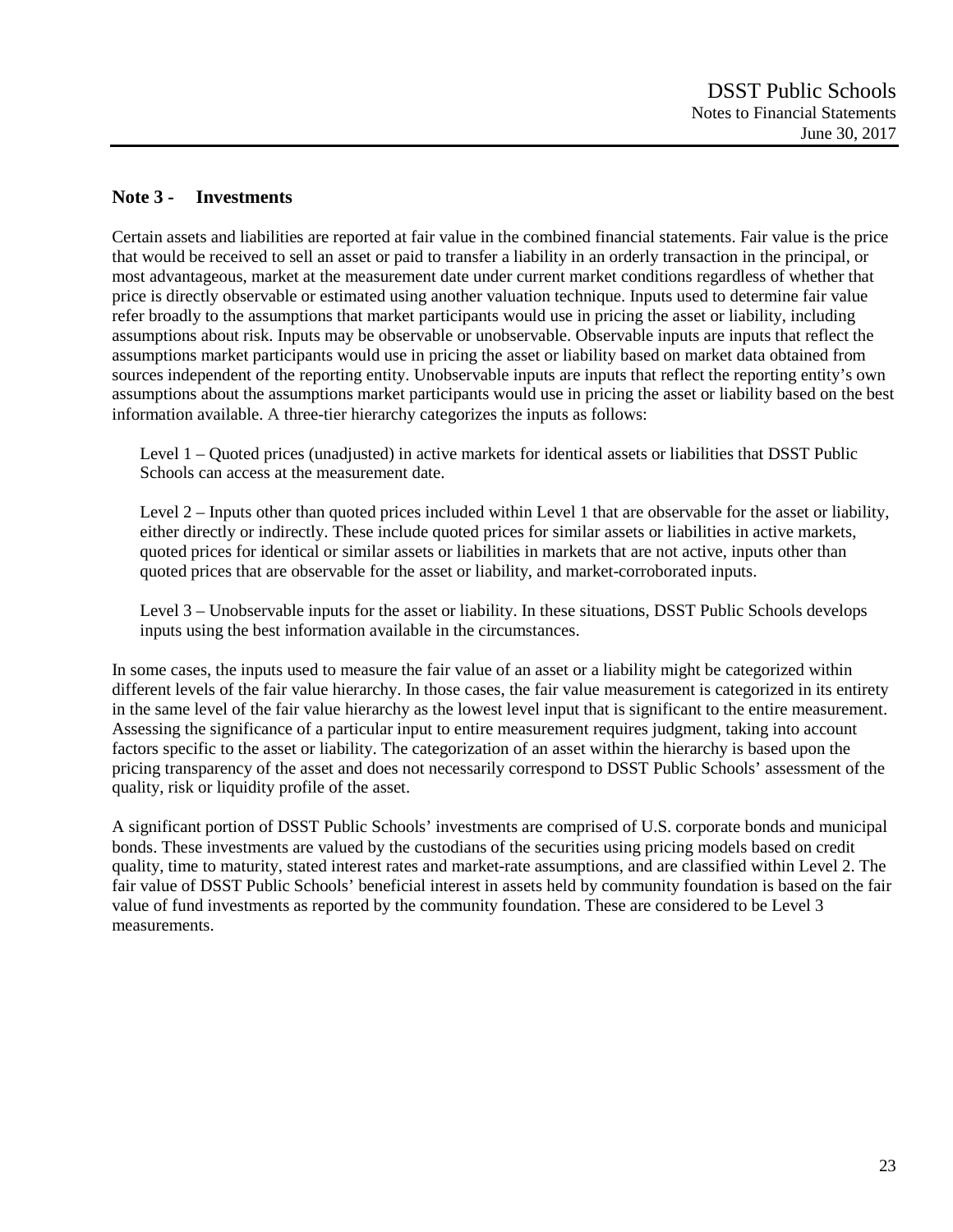## Note 3 - Investments

Certain assets and liabilities are reported at fair value in the combined financial statements. Fair value is the price that would be received to sell an asset or paid to transfer a liability in an orderly transaction in the principal, or most advantageous, market at the measurement date under current market conditions regardless of whether that price is directly observable or estimated using another valuation technique. Inputs used to determine fair value refer broadly to the assumptions that market participants would use in pricing the asset or liability, including assumptions about risk. Inputs may be observable or unobservable. Observable inputs are inputs that reflect the assumptions market participants would use in pricing the asset or liability based on market data obtained from sources independent of the reporting entity. Unobservable inputs are inputs that reflect the reporting entity's own assumptions about the assumptions market participants would use in pricing the asset or liability based on the best information available. A three-tier hierarchy categorizes the inputs as follows:

Level 1 – Quoted prices (unadjusted) in active markets for identical assets or liabilities that DSST Public Schools can access at the measurement date.

Level 2 – Inputs other than quoted prices included within Level 1 that are observable for the asset or liability, either directly or indirectly. These include quoted prices for similar assets or liabilities in active markets, quoted prices for identical or similar assets or liabilities in markets that are not active, inputs other than quoted prices that are observable for the asset or liability, and market-corroborated inputs.

Level 3 – Unobservable inputs for the asset or liability. In these situations, DSST Public Schools develops inputs using the best information available in the circumstances.

In some cases, the inputs used to measure the fair value of an asset or a liability might be categorized within different levels of the fair value hierarchy. In those cases, the fair value measurement is categorized in its entirety in the same level of the fair value hierarchy as the lowest level input that is significant to the entire measurement. Assessing the significance of a particular input to entire measurement requires judgment, taking into account factors specific to the asset or liability. The categorization of an asset within the hierarchy is based upon the pricing transparency of the asset and does not necessarily correspond to DSST Public Schools' assessment of the quality, risk or liquidity profile of the asset.

A significant portion of DSST Public Schools' investments are comprised of U.S. corporate bonds and municipal bonds. These investments are valued by the custodians of the securities using pricing models based on credit quality, time to maturity, stated interest rates and market-rate assumptions, and are classified within Level 2. The fair value of DSST Public Schools' beneficial interest in assets held by community foundation is based on the fair value of fund investments as reported by the community foundation. These are considered to be Level 3 measurements.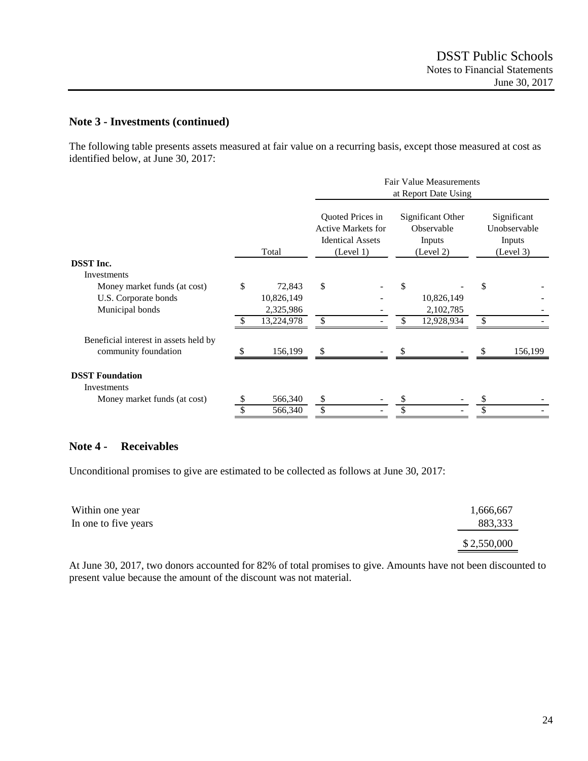## Note 3 - Investments (continued)

The following table presents assets measured at fair value on a recurring basis, except those measured at cost as identified below, at June 30, 2017:

| | | Fair Value Measurements at Report Date Using | | |
|---|---|---|---|---|
| | Total | Quoted Prices in Active Markets for Identical Assets (Level 1) | Significant Other Observable Inputs (Level 2) | Significant Unobservable Inputs (Level 3) |
| **DSST Inc.** | | | | |
| Investments | | | | |
| Money market funds (at cost) | $ 72,843 | $ - | $ - | $ - |
| U.S. Corporate bonds | 10,826,149 | - | 10,826,149 | - |
| Municipal bonds | 2,325,986 | - | 2,102,785 | - |
| | $ 13,224,978 | $ - | $ 12,928,934 | $ - |
| Beneficial interest in assets held by community foundation | $ 156,199 | $ - | $ - | $ 156,199 |
| **DSST Foundation** | | | | |
| Investments | | | | |
| Money market funds (at cost) | $ 566,340 | $ - | $ - | $ - |
| | $ 566,340 | $ - | $ - | $ - |

## Note 4 - Receivables

Unconditional promises to give are estimated to be collected as follows at June 30, 2017:

| | |
|---|---|
| Within one year | 1,666,667 |
| In one to five years | 883,333 |
| | $ 2,550,000 |

At June 30, 2017, two donors accounted for 82% of total promises to give. Amounts have not been discounted to present value because the amount of the discount was not material.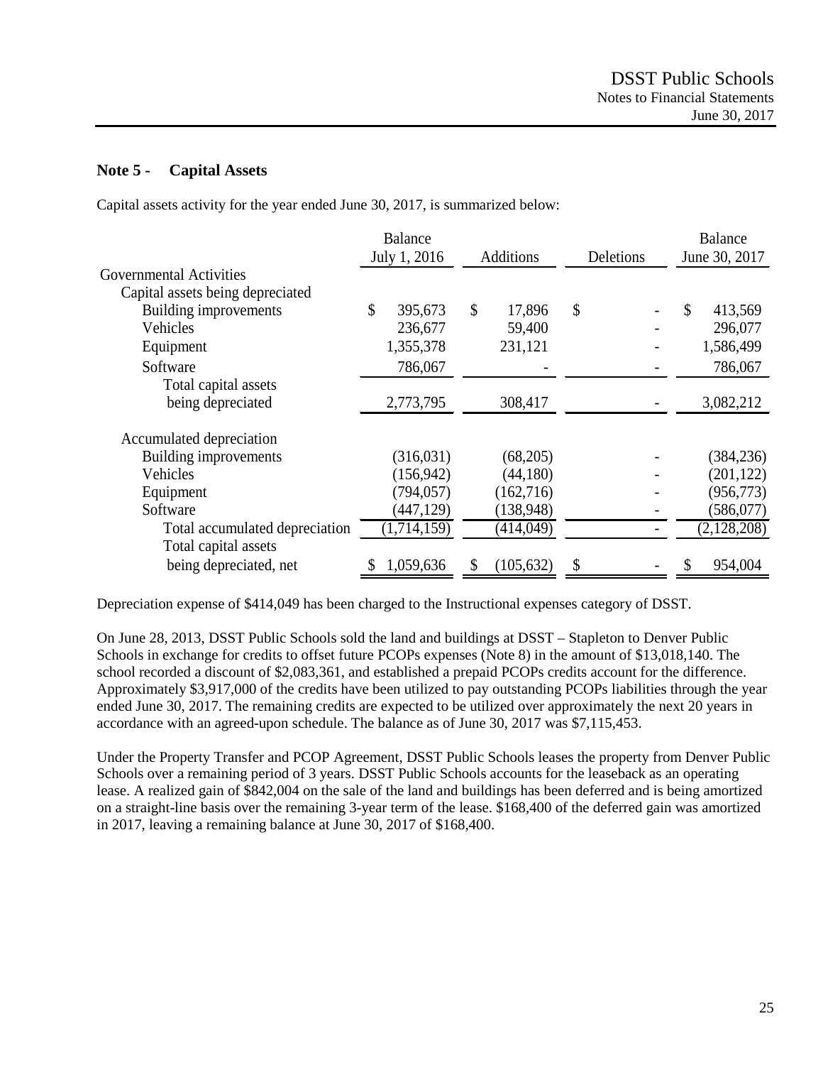## Note 5 - Capital Assets

Capital assets activity for the year ended June 30, 2017, is summarized below:

| | Balance July 1, 2016 | Additions | Deletions | Balance June 30, 2017 |
|---|---|---|---|---|
| Governmental Activities | | | | |
| Capital assets being depreciated | | | | |
| Building improvements | $ 395,673 | $ 17,896 | $ - | $ 413,569 |
| Vehicles | 236,677 | 59,400 | - | 296,077 |
| Equipment | 1,355,378 | 231,121 | - | 1,586,499 |
| Software | 786,067 | - | - | 786,067 |
| Total capital assets being depreciated | 2,773,795 | 308,417 | - | 3,082,212 |
| Accumulated depreciation | | | | |
| Building improvements | (316,031) | (68,205) | - | (384,236) |
| Vehicles | (156,942) | (44,180) | - | (201,122) |
| Equipment | (794,057) | (162,716) | - | (956,773) |
| Software | (447,129) | (138,948) | - | (586,077) |
| Total accumulated depreciation | (1,714,159) | (414,049) | - | (2,128,208) |
| Total capital assets being depreciated, net | $ 1,059,636 | $ (105,632) | $ - | $ 954,004 |

Depreciation expense of $414,049 has been charged to the Instructional expenses category of DSST.

On June 28, 2013, DSST Public Schools sold the land and buildings at DSST – Stapleton to Denver Public Schools in exchange for credits to offset future PCOPs expenses (Note 8) in the amount of $13,018,140. The school recorded a discount of $2,083,361, and established a prepaid PCOPs credits account for the difference. Approximately $3,917,000 of the credits have been utilized to pay outstanding PCOPs liabilities through the year ended June 30, 2017. The remaining credits are expected to be utilized over approximately the next 20 years in accordance with an agreed-upon schedule. The balance as of June 30, 2017 was $7,115,453.

Under the Property Transfer and PCOP Agreement, DSST Public Schools leases the property from Denver Public Schools over a remaining period of 3 years. DSST Public Schools accounts for the leaseback as an operating lease. A realized gain of $842,004 on the sale of the land and buildings has been deferred and is being amortized on a straight-line basis over the remaining 3-year term of the lease. $168,400 of the deferred gain was amortized in 2017, leaving a remaining balance at June 30, 2017 of $168,400.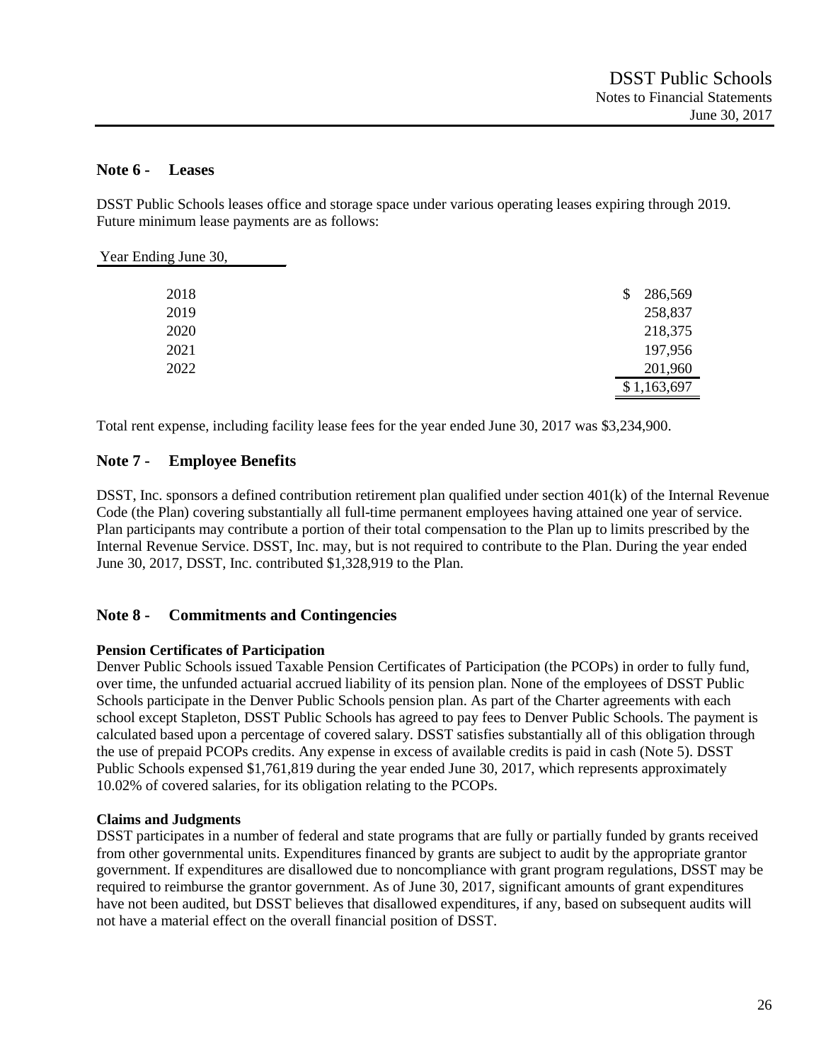## Note 6 - Leases

DSST Public Schools leases office and storage space under various operating leases expiring through 2019. Future minimum lease payments are as follows:

| Year Ending June 30, | |
|---|---|
| 2018 | $ 286,569 |
| 2019 | 258,837 |
| 2020 | 218,375 |
| 2021 | 197,956 |
| 2022 | 201,960 |
| | $ 1,163,697 |

Total rent expense, including facility lease fees for the year ended June 30, 2017 was $3,234,900.

## Note 7 - Employee Benefits

DSST, Inc. sponsors a defined contribution retirement plan qualified under section 401(k) of the Internal Revenue Code (the Plan) covering substantially all full-time permanent employees having attained one year of service. Plan participants may contribute a portion of their total compensation to the Plan up to limits prescribed by the Internal Revenue Service. DSST, Inc. may, but is not required to contribute to the Plan. During the year ended June 30, 2017, DSST, Inc. contributed $1,328,919 to the Plan.

## Note 8 - Commitments and Contingencies

**Pension Certificates of Participation**

Denver Public Schools issued Taxable Pension Certificates of Participation (the PCOPs) in order to fully fund, over time, the unfunded actuarial accrued liability of its pension plan. None of the employees of DSST Public Schools participate in the Denver Public Schools pension plan. As part of the Charter agreements with each school except Stapleton, DSST Public Schools has agreed to pay fees to Denver Public Schools. The payment is calculated based upon a percentage of covered salary. DSST satisfies substantially all of this obligation through the use of prepaid PCOPs credits. Any expense in excess of available credits is paid in cash (Note 5). DSST Public Schools expensed $1,761,819 during the year ended June 30, 2017, which represents approximately 10.02% of covered salaries, for its obligation relating to the PCOPs.

**Claims and Judgments**

DSST participates in a number of federal and state programs that are fully or partially funded by grants received from other governmental units. Expenditures financed by grants are subject to audit by the appropriate grantor government. If expenditures are disallowed due to noncompliance with grant program regulations, DSST may be required to reimburse the grantor government. As of June 30, 2017, significant amounts of grant expenditures have not been audited, but DSST believes that disallowed expenditures, if any, based on subsequent audits will not have a material effect on the overall financial position of DSST.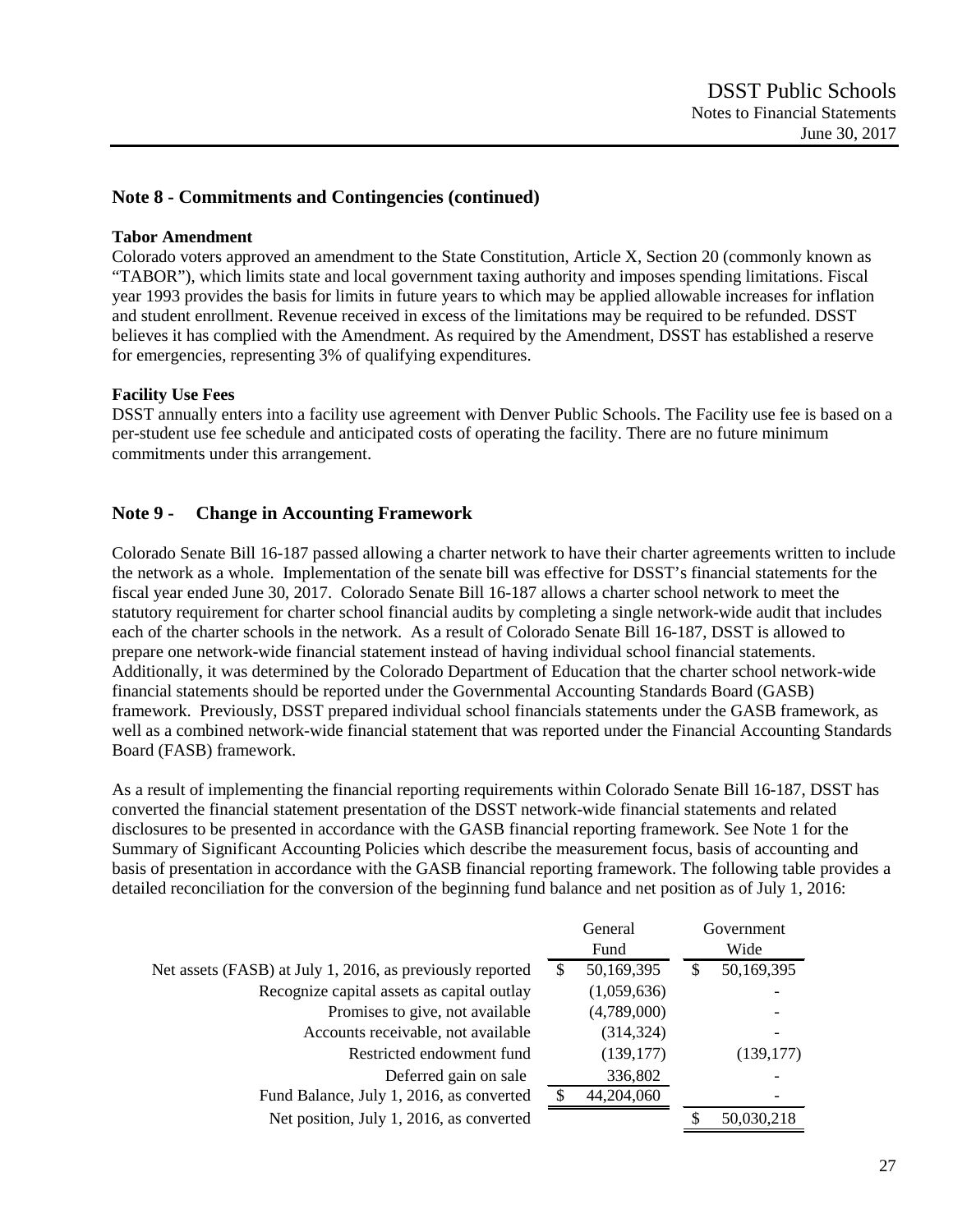## Note 8 - Commitments and Contingencies (continued)

**Tabor Amendment**

Colorado voters approved an amendment to the State Constitution, Article X, Section 20 (commonly known as "TABOR"), which limits state and local government taxing authority and imposes spending limitations. Fiscal year 1993 provides the basis for limits in future years to which may be applied allowable increases for inflation and student enrollment. Revenue received in excess of the limitations may be required to be refunded. DSST believes it has complied with the Amendment. As required by the Amendment, DSST has established a reserve for emergencies, representing 3% of qualifying expenditures.

**Facility Use Fees**

DSST annually enters into a facility use agreement with Denver Public Schools. The Facility use fee is based on a per-student use fee schedule and anticipated costs of operating the facility. There are no future minimum commitments under this arrangement.

## Note 9 - Change in Accounting Framework

Colorado Senate Bill 16-187 passed allowing a charter network to have their charter agreements written to include the network as a whole. Implementation of the senate bill was effective for DSST's financial statements for the fiscal year ended June 30, 2017. Colorado Senate Bill 16-187 allows a charter school network to meet the statutory requirement for charter school financial audits by completing a single network-wide audit that includes each of the charter schools in the network. As a result of Colorado Senate Bill 16-187, DSST is allowed to prepare one network-wide financial statement instead of having individual school financial statements. Additionally, it was determined by the Colorado Department of Education that the charter school network-wide financial statements should be reported under the Governmental Accounting Standards Board (GASB) framework. Previously, DSST prepared individual school financials statements under the GASB framework, as well as a combined network-wide financial statement that was reported under the Financial Accounting Standards Board (FASB) framework.

As a result of implementing the financial reporting requirements within Colorado Senate Bill 16-187, DSST has converted the financial statement presentation of the DSST network-wide financial statements and related disclosures to be presented in accordance with the GASB financial reporting framework. See Note 1 for the Summary of Significant Accounting Policies which describe the measurement focus, basis of accounting and basis of presentation in accordance with the GASB financial reporting framework. The following table provides a detailed reconciliation for the conversion of the beginning fund balance and net position as of July 1, 2016:

| | General Fund | Government Wide |
|---|---|---|
| Net assets (FASB) at July 1, 2016, as previously reported | $ 50,169,395 | $ 50,169,395 |
| Recognize capital assets as capital outlay | (1,059,636) | - |
| Promises to give, not available | (4,789,000) | - |
| Accounts receivable, not available | (314,324) | - |
| Restricted endowment fund | (139,177) | (139,177) |
| Deferred gain on sale | 336,802 | - |
| Fund Balance, July 1, 2016, as converted | $ 44,204,060 | - |
| Net position, July 1, 2016, as converted | | $ 50,030,218 |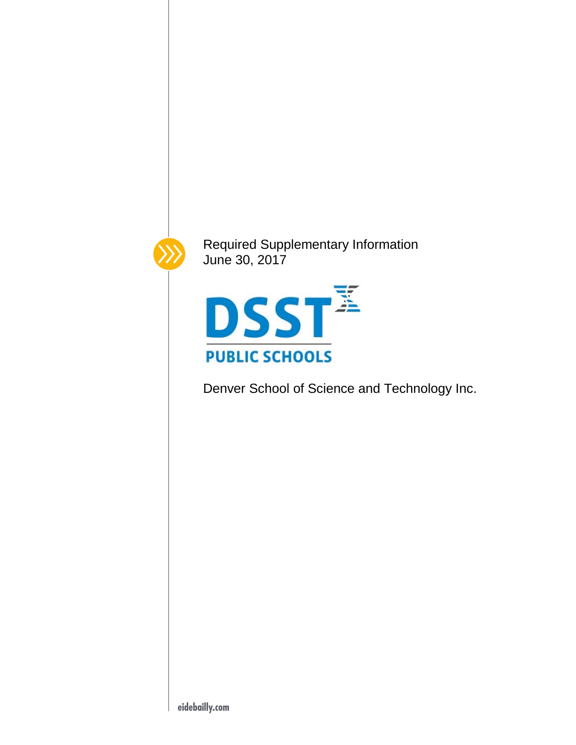Required Supplementary Information
June 30, 2017

DSST
PUBLIC SCHOOLS

Denver School of Science and Technology Inc.

eidebailly.com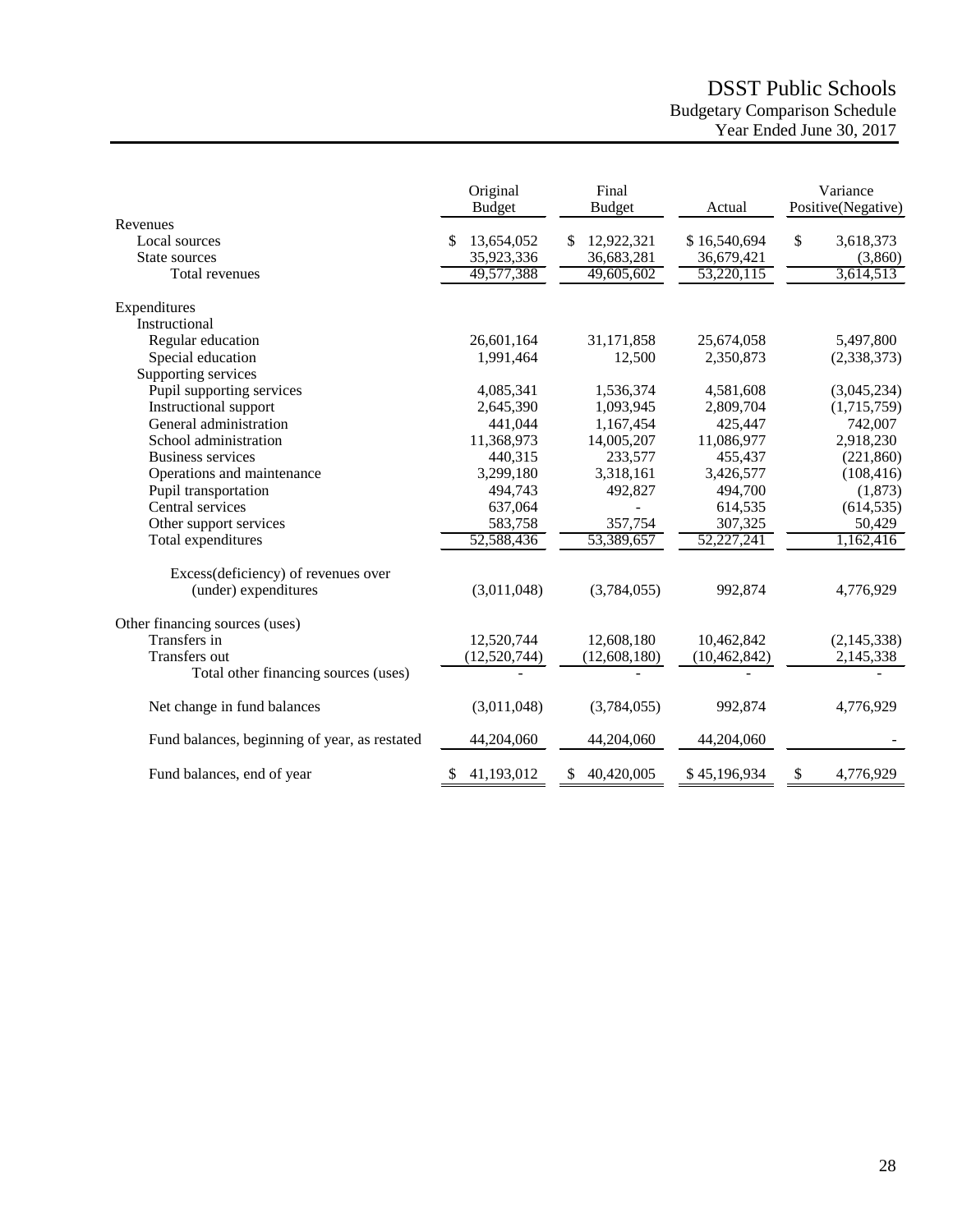# DSST Public Schools

## Budgetary Comparison Schedule

### Year Ended June 30, 2017

| | Original Budget | Final Budget | Actual | Variance Positive(Negative) |
|---|---|---|---|---|
| **Revenues** | | | | |
| Local sources | $ 13,654,052 | $ 12,922,321 | $ 16,540,694 | $ 3,618,373 |
| State sources | 35,923,336 | 36,683,281 | 36,679,421 | (3,860) |
| Total revenues | 49,577,388 | 49,605,602 | 53,220,115 | 3,614,513 |
| **Expenditures** | | | | |
| Instructional | | | | |
| Regular education | 26,601,164 | 31,171,858 | 25,674,058 | 5,497,800 |
| Special education | 1,991,464 | 12,500 | 2,350,873 | (2,338,373) |
| Supporting services | | | | |
| Pupil supporting services | 4,085,341 | 1,536,374 | 4,581,608 | (3,045,234) |
| Instructional support | 2,645,390 | 1,093,945 | 2,809,704 | (1,715,759) |
| General administration | 441,044 | 1,167,454 | 425,447 | 742,007 |
| School administration | 11,368,973 | 14,005,207 | 11,086,977 | 2,918,230 |
| Business services | 440,315 | 233,577 | 455,437 | (221,860) |
| Operations and maintenance | 3,299,180 | 3,318,161 | 3,426,577 | (108,416) |
| Pupil transportation | 494,743 | 492,827 | 494,700 | (1,873) |
| Central services | 637,064 | - | 614,535 | (614,535) |
| Other support services | 583,758 | 357,754 | 307,325 | 50,429 |
| Total expenditures | 52,588,436 | 53,389,657 | 52,227,241 | 1,162,416 |
| Excess(deficiency) of revenues over (under) expenditures | (3,011,048) | (3,784,055) | 992,874 | 4,776,929 |
| **Other financing sources (uses)** | | | | |
| Transfers in | 12,520,744 | 12,608,180 | 10,462,842 | (2,145,338) |
| Transfers out | (12,520,744) | (12,608,180) | (10,462,842) | 2,145,338 |
| Total other financing sources (uses) | - | - | - | - |
| Net change in fund balances | (3,011,048) | (3,784,055) | 992,874 | 4,776,929 |
| Fund balances, beginning of year, as restated | 44,204,060 | 44,204,060 | 44,204,060 | - |
| Fund balances, end of year | $ 41,193,012 | $ 40,420,005 | $ 45,196,934 | $ 4,776,929 |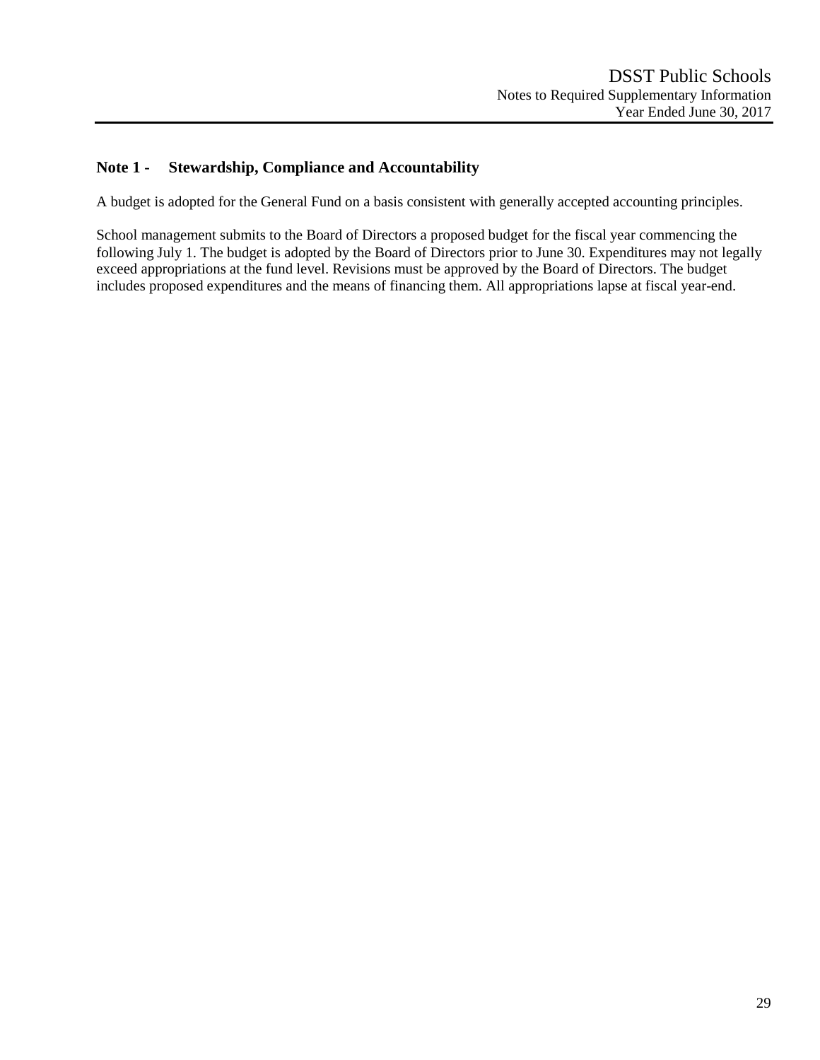## Note 1 - Stewardship, Compliance and Accountability

A budget is adopted for the General Fund on a basis consistent with generally accepted accounting principles.

School management submits to the Board of Directors a proposed budget for the fiscal year commencing the following July 1. The budget is adopted by the Board of Directors prior to June 30. Expenditures may not legally exceed appropriations at the fund level. Revisions must be approved by the Board of Directors. The budget includes proposed expenditures and the means of financing them. All appropriations lapse at fiscal year-end.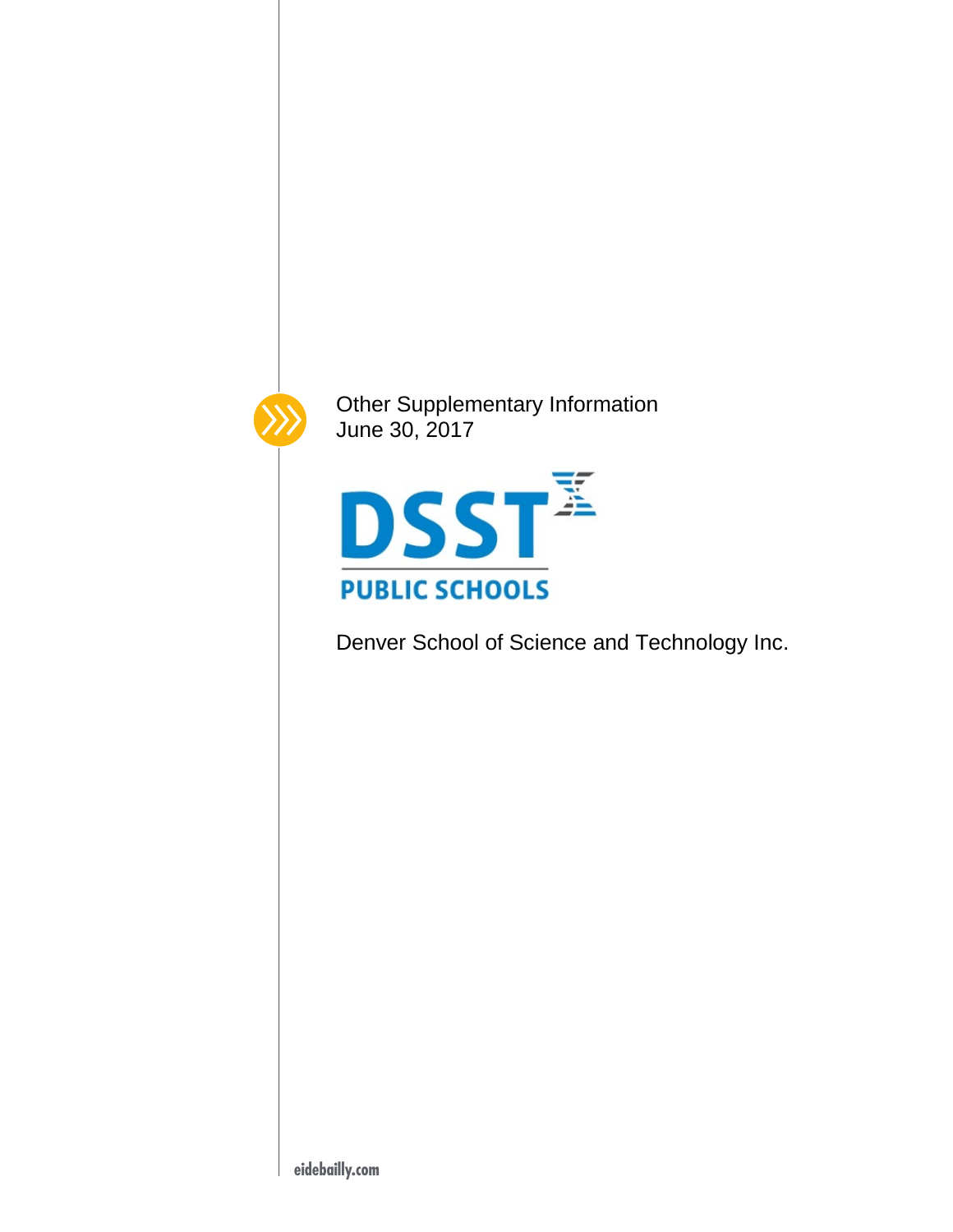Other Supplementary Information
June 30, 2017

DSST PUBLIC SCHOOLS

Denver School of Science and Technology Inc.

eidebailly.com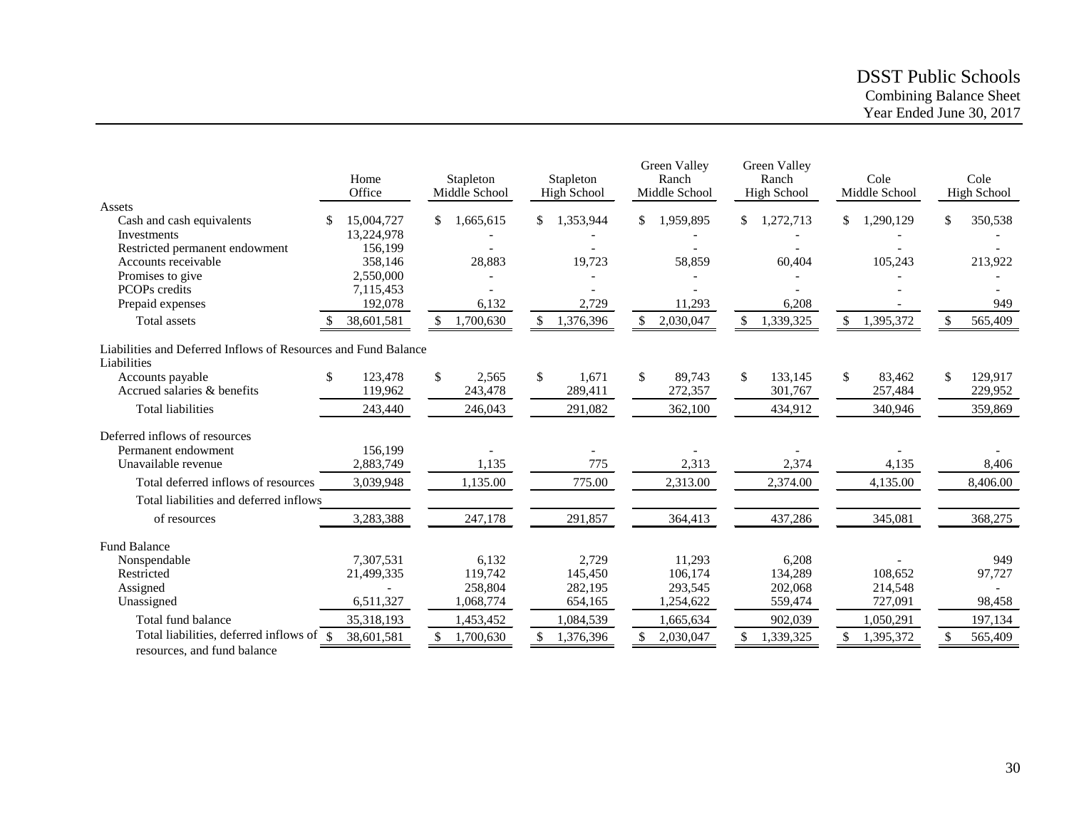# DSST Public Schools

## Combining Balance Sheet

### Year Ended June 30, 2017

| | Home Office | Stapleton Middle School | Stapleton High School | Green Valley Ranch Middle School | Green Valley Ranch High School | Cole Middle School | Cole High School |
|---|---|---|---|---|---|---|---|
| **Assets** | | | | | | | |
| Cash and cash equivalents | $ 15,004,727 | $ 1,665,615 | $ 1,353,944 | $ 1,959,895 | $ 1,272,713 | $ 1,290,129 | $ 350,538 |
| Investments | 13,224,978 | - | - | - | - | - | - |
| Restricted permanent endowment | 156,199 | - | - | - | - | - | - |
| Accounts receivable | 358,146 | 28,883 | 19,723 | 58,859 | 60,404 | 105,243 | 213,922 |
| Promises to give | 2,550,000 | - | - | - | - | - | - |
| PCOPs credits | 7,115,453 | - | - | - | - | - | - |
| Prepaid expenses | 192,078 | 6,132 | 2,729 | 11,293 | 6,208 | - | 949 |
| Total assets | $ 38,601,581 | $ 1,700,630 | $ 1,376,396 | $ 2,030,047 | $ 1,339,325 | $ 1,395,372 | $ 565,409 |
| **Liabilities and Deferred Inflows of Resources and Fund Balance** | | | | | | | |
| **Liabilities** | | | | | | | |
| Accounts payable | $ 123,478 | $ 2,565 | $ 1,671 | $ 89,743 | $ 133,145 | $ 83,462 | $ 129,917 |
| Accrued salaries & benefits | 119,962 | 243,478 | 289,411 | 272,357 | 301,767 | 257,484 | 229,952 |
| Total liabilities | 243,440 | 246,043 | 291,082 | 362,100 | 434,912 | 340,946 | 359,869 |
| **Deferred inflows of resources** | | | | | | | |
| Permanent endowment | 156,199 | - | - | - | - | - | - |
| Unavailable revenue | 2,883,749 | 1,135 | 775 | 2,313 | 2,374 | 4,135 | 8,406 |
| Total deferred inflows of resources | 3,039,948 | 1,135.00 | 775.00 | 2,313.00 | 2,374.00 | 4,135.00 | 8,406.00 |
| Total liabilities and deferred inflows of resources | 3,283,388 | 247,178 | 291,857 | 364,413 | 437,286 | 345,081 | 368,275 |
| **Fund Balance** | | | | | | | |
| Nonspendable | 7,307,531 | 6,132 | 2,729 | 11,293 | 6,208 | - | 949 |
| Restricted | 21,499,335 | 119,742 | 145,450 | 106,174 | 134,289 | 108,652 | 97,727 |
| Assigned | - | 258,804 | 282,195 | 293,545 | 202,068 | 214,548 | - |
| Unassigned | 6,511,327 | 1,068,774 | 654,165 | 1,254,622 | 559,474 | 727,091 | 98,458 |
| Total fund balance | 35,318,193 | 1,453,452 | 1,084,539 | 1,665,634 | 902,039 | 1,050,291 | 197,134 |
| Total liabilities, deferred inflows of resources, and fund balance | $ 38,601,581 | $ 1,700,630 | $ 1,376,396 | $ 2,030,047 | $ 1,339,325 | $ 1,395,372 | $ 565,409 |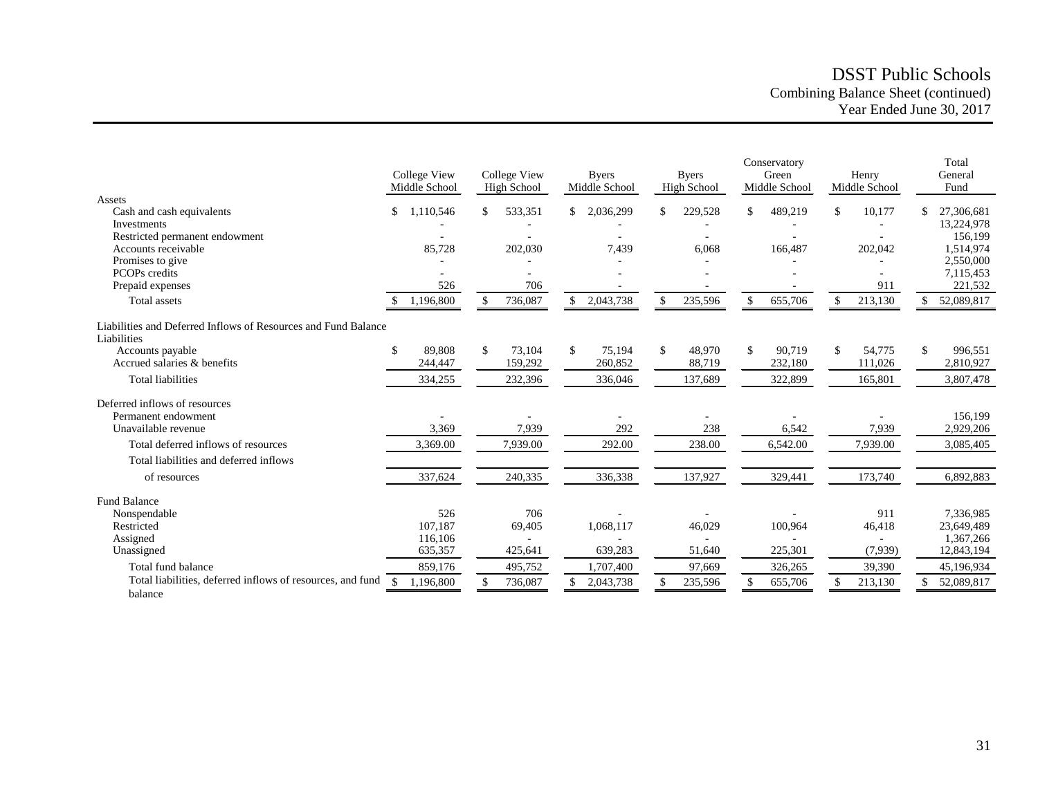# DSST Public Schools

## Combining Balance Sheet (continued)

### Year Ended June 30, 2017

| | College View Middle School | College View High School | Byers Middle School | Byers High School | Conservatory Green Middle School | Henry Middle School | Total General Fund |
|---|---|---|---|---|---|---|---|
| **Assets** | | | | | | | |
| Cash and cash equivalents | $ 1,110,546 | $ 533,351 | $ 2,036,299 | $ 229,528 | $ 489,219 | $ 10,177 | $ 27,306,681 |
| Investments | - | - | - | - | - | - | 13,224,978 |
| Restricted permanent endowment | - | - | - | - | - | - | 156,199 |
| Accounts receivable | 85,728 | 202,030 | 7,439 | 6,068 | 166,487 | 202,042 | 1,514,974 |
| Promises to give | - | - | - | - | - | - | 2,550,000 |
| PCOPs credits | - | - | - | - | - | - | 7,115,453 |
| Prepaid expenses | 526 | 706 | - | - | - | 911 | 221,532 |
| Total assets | $ 1,196,800 | $ 736,087 | $ 2,043,738 | $ 235,596 | $ 655,706 | $ 213,130 | $ 52,089,817 |
| **Liabilities and Deferred Inflows of Resources and Fund Balance** | | | | | | | |
| Liabilities | | | | | | | |
| Accounts payable | $ 89,808 | $ 73,104 | $ 75,194 | $ 48,970 | $ 90,719 | $ 54,775 | $ 996,551 |
| Accrued salaries & benefits | 244,447 | 159,292 | 260,852 | 88,719 | 232,180 | 111,026 | 2,810,927 |
| Total liabilities | 334,255 | 232,396 | 336,046 | 137,689 | 322,899 | 165,801 | 3,807,478 |
| Deferred inflows of resources | | | | | | | |
| Permanent endowment | - | - | - | - | - | - | 156,199 |
| Unavailable revenue | 3,369 | 7,939 | 292 | 238 | 6,542 | 7,939 | 2,929,206 |
| Total deferred inflows of resources | 3,369.00 | 7,939.00 | 292.00 | 238.00 | 6,542.00 | 7,939.00 | 3,085,405 |
| Total liabilities and deferred inflows of resources | 337,624 | 240,335 | 336,338 | 137,927 | 329,441 | 173,740 | 6,892,883 |
| **Fund Balance** | | | | | | | |
| Nonspendable | 526 | 706 | - | - | - | 911 | 7,336,985 |
| Restricted | 107,187 | 69,405 | 1,068,117 | 46,029 | 100,964 | 46,418 | 23,649,489 |
| Assigned | 116,106 | - | - | - | - | - | 1,367,266 |
| Unassigned | 635,357 | 425,641 | 639,283 | 51,640 | 225,301 | (7,939) | 12,843,194 |
| Total fund balance | 859,176 | 495,752 | 1,707,400 | 97,669 | 326,265 | 39,390 | 45,196,934 |
| Total liabilities, deferred inflows of resources, and fund balance | $ 1,196,800 | $ 736,087 | $ 2,043,738 | $ 235,596 | $ 655,706 | $ 213,130 | $ 52,089,817 |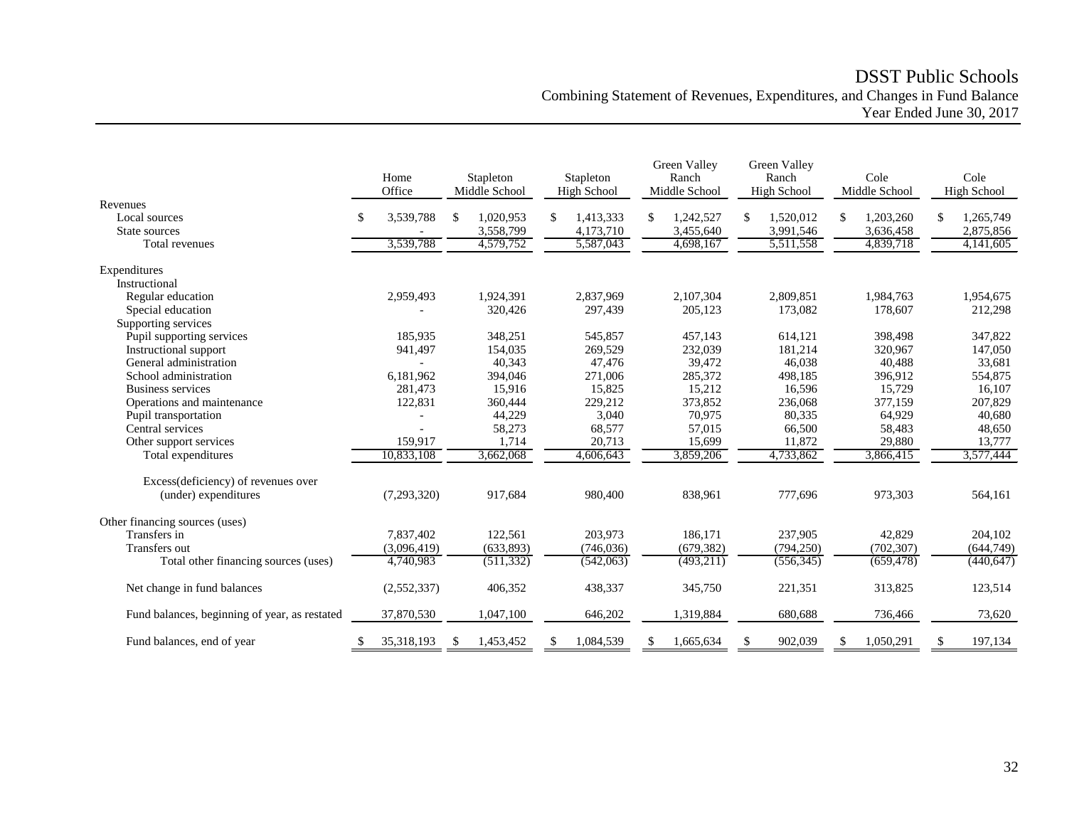# DSST Public Schools

## Combining Statement of Revenues, Expenditures, and Changes in Fund Balance

### Year Ended June 30, 2017

| | Home Office | Stapleton Middle School | Stapleton High School | Green Valley Ranch Middle School | Green Valley Ranch High School | Cole Middle School | Cole High School |
|---|---|---|---|---|---|---|---|
| **Revenues** | | | | | | | |
| Local sources | $ 3,539,788 | $ 1,020,953 | $ 1,413,333 | $ 1,242,527 | $ 1,520,012 | $ 1,203,260 | $ 1,265,749 |
| State sources | - | 3,558,799 | 4,173,710 | 3,455,640 | 3,991,546 | 3,636,458 | 2,875,856 |
| Total revenues | 3,539,788 | 4,579,752 | 5,587,043 | 4,698,167 | 5,511,558 | 4,839,718 | 4,141,605 |
| **Expenditures** | | | | | | | |
| Instructional | | | | | | | |
| Regular education | 2,959,493 | 1,924,391 | 2,837,969 | 2,107,304 | 2,809,851 | 1,984,763 | 1,954,675 |
| Special education | - | 320,426 | 297,439 | 205,123 | 173,082 | 178,607 | 212,298 |
| Supporting services | | | | | | | |
| Pupil supporting services | 185,935 | 348,251 | 545,857 | 457,143 | 614,121 | 398,498 | 347,822 |
| Instructional support | 941,497 | 154,035 | 269,529 | 232,039 | 181,214 | 320,967 | 147,050 |
| General administration | - | 40,343 | 47,476 | 39,472 | 46,038 | 40,488 | 33,681 |
| School administration | 6,181,962 | 394,046 | 271,006 | 285,372 | 498,185 | 396,912 | 554,875 |
| Business services | 281,473 | 15,916 | 15,825 | 15,212 | 16,596 | 15,729 | 16,107 |
| Operations and maintenance | 122,831 | 360,444 | 229,212 | 373,852 | 236,068 | 377,159 | 207,829 |
| Pupil transportation | - | 44,229 | 3,040 | 70,975 | 80,335 | 64,929 | 40,680 |
| Central services | - | 58,273 | 68,577 | 57,015 | 66,500 | 58,483 | 48,650 |
| Other support services | 159,917 | 1,714 | 20,713 | 15,699 | 11,872 | 29,880 | 13,777 |
| Total expenditures | 10,833,108 | 3,662,068 | 4,606,643 | 3,859,206 | 4,733,862 | 3,866,415 | 3,577,444 |
| Excess(deficiency) of revenues over (under) expenditures | (7,293,320) | 917,684 | 980,400 | 838,961 | 777,696 | 973,303 | 564,161 |
| **Other financing sources (uses)** | | | | | | | |
| Transfers in | 7,837,402 | 122,561 | 203,973 | 186,171 | 237,905 | 42,829 | 204,102 |
| Transfers out | (3,096,419) | (633,893) | (746,036) | (679,382) | (794,250) | (702,307) | (644,749) |
| Total other financing sources (uses) | 4,740,983 | (511,332) | (542,063) | (493,211) | (556,345) | (659,478) | (440,647) |
| Net change in fund balances | (2,552,337) | 406,352 | 438,337 | 345,750 | 221,351 | 313,825 | 123,514 |
| Fund balances, beginning of year, as restated | 37,870,530 | 1,047,100 | 646,202 | 1,319,884 | 680,688 | 736,466 | 73,620 |
| Fund balances, end of year | $ 35,318,193 | $ 1,453,452 | $ 1,084,539 | $ 1,665,634 | $ 902,039 | $ 1,050,291 | $ 197,134 |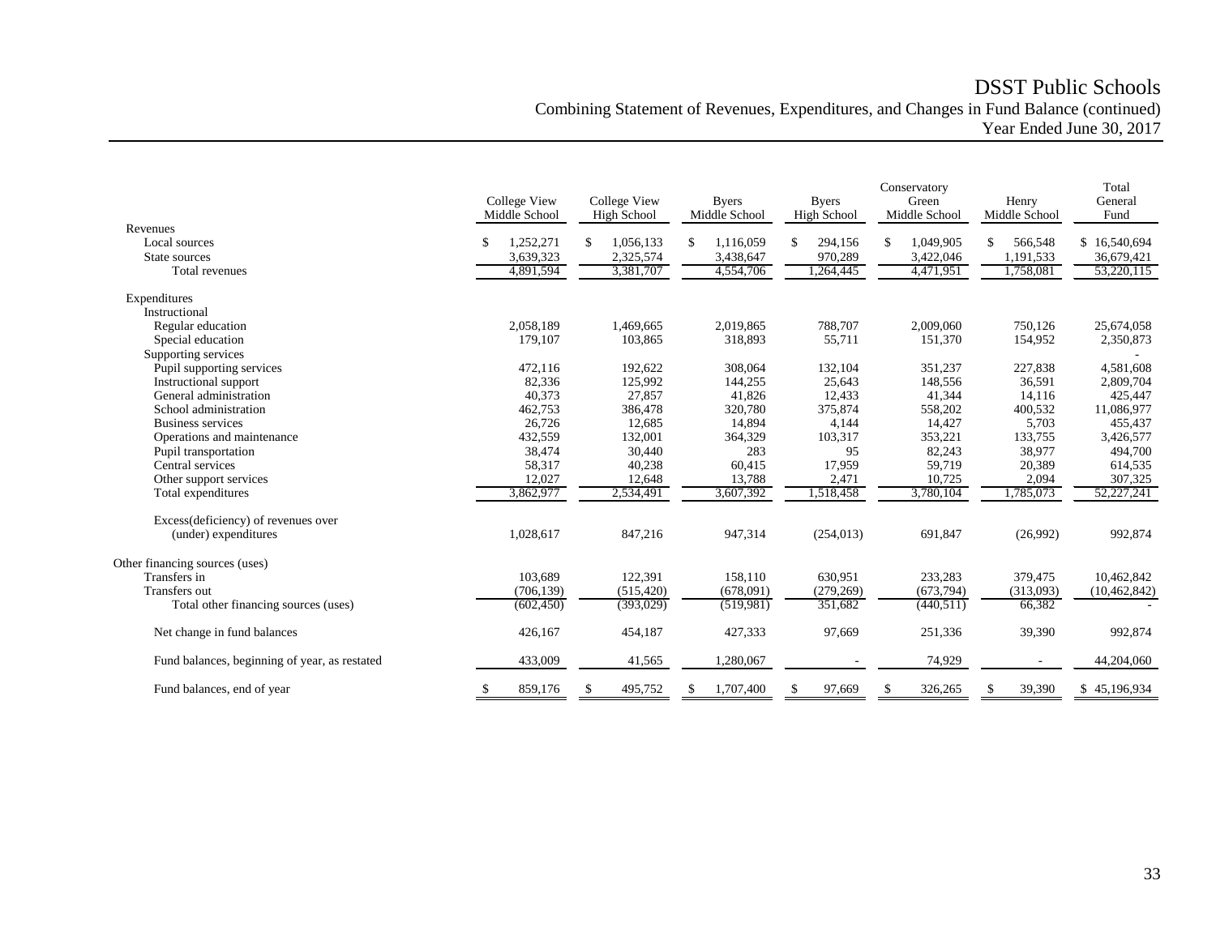# DSST Public Schools

## Combining Statement of Revenues, Expenditures, and Changes in Fund Balance (continued)

### Year Ended June 30, 2017

| | College View Middle School | College View High School | Byers Middle School | Byers High School | Conservatory Green Middle School | Henry Middle School | Total General Fund |
|---|---|---|---|---|---|---|---|
| Revenues | | | | | | | |
| Local sources | $ 1,252,271 | $ 1,056,133 | $ 1,116,059 | $ 294,156 | $ 1,049,905 | $ 566,548 | $ 16,540,694 |
| State sources | 3,639,323 | 2,325,574 | 3,438,647 | 970,289 | 3,422,046 | 1,191,533 | 36,679,421 |
| Total revenues | 4,891,594 | 3,381,707 | 4,554,706 | 1,264,445 | 4,471,951 | 1,758,081 | 53,220,115 |
| Expenditures | | | | | | | |
| Instructional | | | | | | | |
| Regular education | 2,058,189 | 1,469,665 | 2,019,865 | 788,707 | 2,009,060 | 750,126 | 25,674,058 |
| Special education | 179,107 | 103,865 | 318,893 | 55,711 | 151,370 | 154,952 | 2,350,873 |
| Supporting services | | | | | | | - |
| Pupil supporting services | 472,116 | 192,622 | 308,064 | 132,104 | 351,237 | 227,838 | 4,581,608 |
| Instructional support | 82,336 | 125,992 | 144,255 | 25,643 | 148,556 | 36,591 | 2,809,704 |
| General administration | 40,373 | 27,857 | 41,826 | 12,433 | 41,344 | 14,116 | 425,447 |
| School administration | 462,753 | 386,478 | 320,780 | 375,874 | 558,202 | 400,532 | 11,086,977 |
| Business services | 26,726 | 12,685 | 14,894 | 4,144 | 14,427 | 5,703 | 455,437 |
| Operations and maintenance | 432,559 | 132,001 | 364,329 | 103,317 | 353,221 | 133,755 | 3,426,577 |
| Pupil transportation | 38,474 | 30,440 | 283 | 95 | 82,243 | 38,977 | 494,700 |
| Central services | 58,317 | 40,238 | 60,415 | 17,959 | 59,719 | 20,389 | 614,535 |
| Other support services | 12,027 | 12,648 | 13,788 | 2,471 | 10,725 | 2,094 | 307,325 |
| Total expenditures | 3,862,977 | 2,534,491 | 3,607,392 | 1,518,458 | 3,780,104 | 1,785,073 | 52,227,241 |
| Excess(deficiency) of revenues over (under) expenditures | 1,028,617 | 847,216 | 947,314 | (254,013) | 691,847 | (26,992) | 992,874 |
| Other financing sources (uses) | | | | | | | |
| Transfers in | 103,689 | 122,391 | 158,110 | 630,951 | 233,283 | 379,475 | 10,462,842 |
| Transfers out | (706,139) | (515,420) | (678,091) | (279,269) | (673,794) | (313,093) | (10,462,842) |
| Total other financing sources (uses) | (602,450) | (393,029) | (519,981) | 351,682 | (440,511) | 66,382 | - |
| Net change in fund balances | 426,167 | 454,187 | 427,333 | 97,669 | 251,336 | 39,390 | 992,874 |
| Fund balances, beginning of year, as restated | 433,009 | 41,565 | 1,280,067 | - | 74,929 | - | 44,204,060 |
| Fund balances, end of year | $ 859,176 | $ 495,752 | $ 1,707,400 | $ 97,669 | $ 326,265 | $ 39,390 | $ 45,196,934 |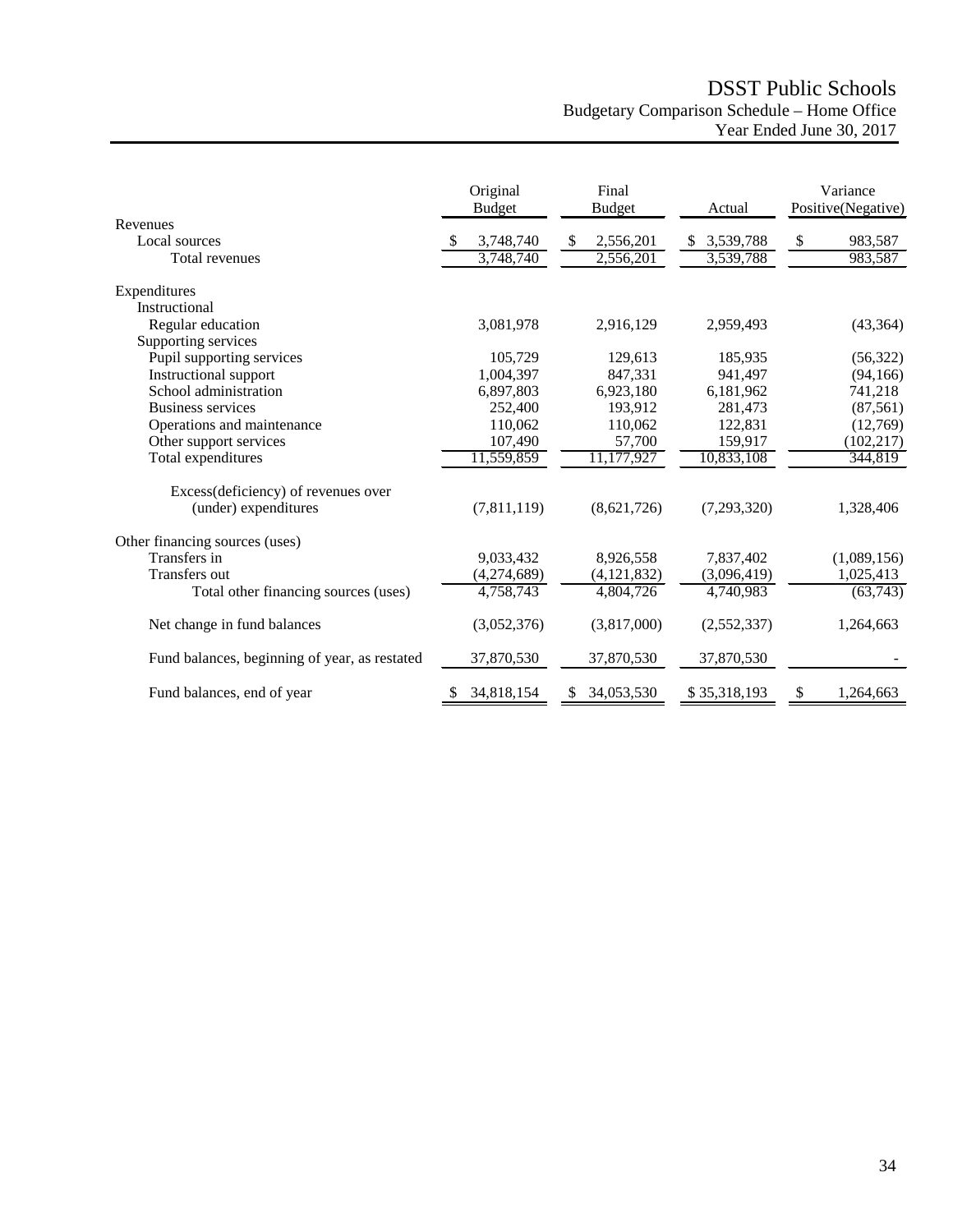# DSST Public Schools

## Budgetary Comparison Schedule – Home Office

### Year Ended June 30, 2017

| | Original Budget | Final Budget | Actual | Variance Positive(Negative) |
|---|---|---|---|---|
| Revenues | | | | |
| Local sources | $ 3,748,740 | $ 2,556,201 | $ 3,539,788 | $ 983,587 |
| Total revenues | 3,748,740 | 2,556,201 | 3,539,788 | 983,587 |
| Expenditures | | | | |
| Instructional | | | | |
| Regular education | 3,081,978 | 2,916,129 | 2,959,493 | (43,364) |
| Supporting services | | | | |
| Pupil supporting services | 105,729 | 129,613 | 185,935 | (56,322) |
| Instructional support | 1,004,397 | 847,331 | 941,497 | (94,166) |
| School administration | 6,897,803 | 6,923,180 | 6,181,962 | 741,218 |
| Business services | 252,400 | 193,912 | 281,473 | (87,561) |
| Operations and maintenance | 110,062 | 110,062 | 122,831 | (12,769) |
| Other support services | 107,490 | 57,700 | 159,917 | (102,217) |
| Total expenditures | 11,559,859 | 11,177,927 | 10,833,108 | 344,819 |
| Excess(deficiency) of revenues over (under) expenditures | (7,811,119) | (8,621,726) | (7,293,320) | 1,328,406 |
| Other financing sources (uses) | | | | |
| Transfers in | 9,033,432 | 8,926,558 | 7,837,402 | (1,089,156) |
| Transfers out | (4,274,689) | (4,121,832) | (3,096,419) | 1,025,413 |
| Total other financing sources (uses) | 4,758,743 | 4,804,726 | 4,740,983 | (63,743) |
| Net change in fund balances | (3,052,376) | (3,817,000) | (2,552,337) | 1,264,663 |
| Fund balances, beginning of year, as restated | 37,870,530 | 37,870,530 | 37,870,530 | - |
| Fund balances, end of year | $ 34,818,154 | $ 34,053,530 | $ 35,318,193 | $ 1,264,663 |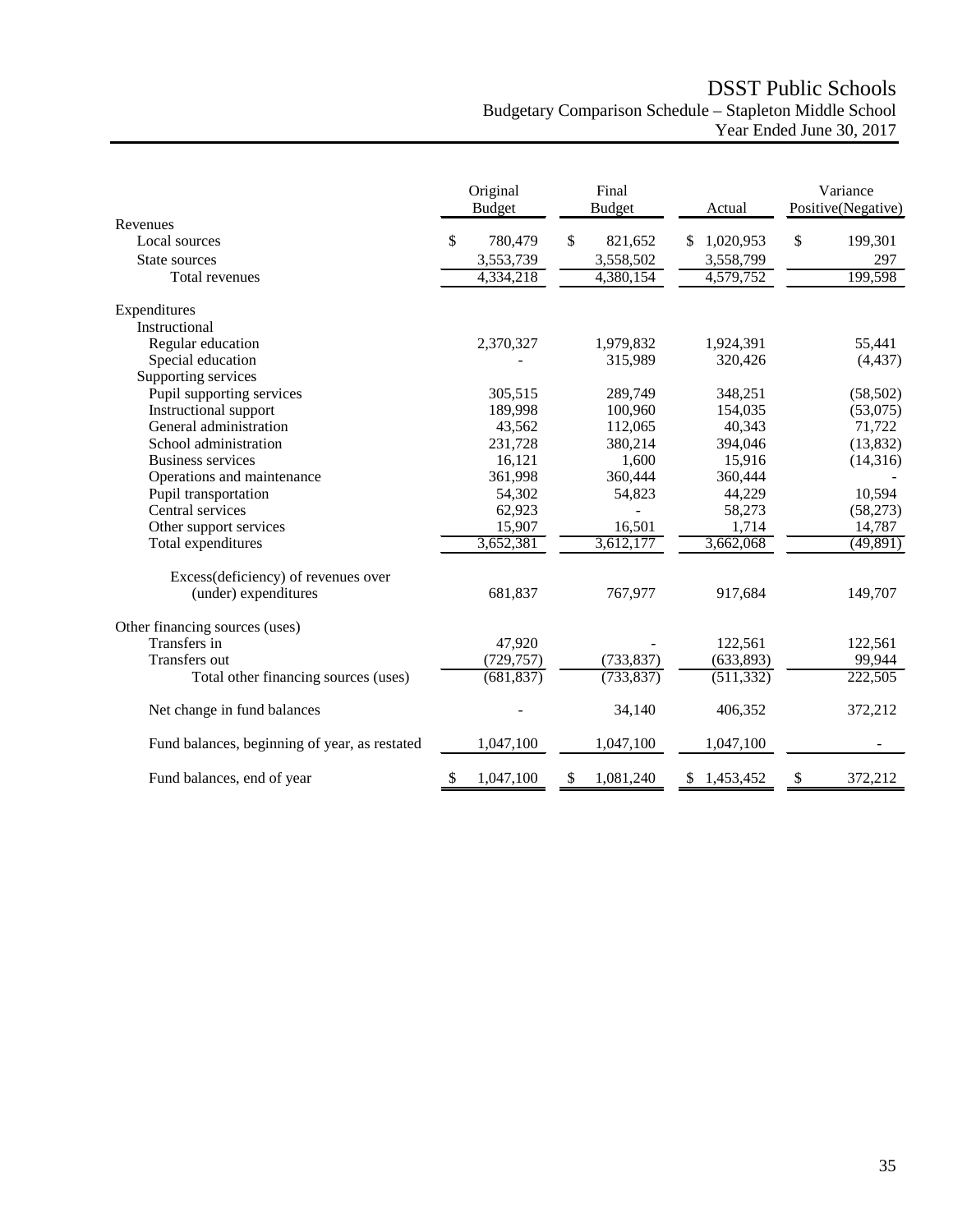# DSST Public Schools

## Budgetary Comparison Schedule – Stapleton Middle School

### Year Ended June 30, 2017

| | Original Budget | Final Budget | Actual | Variance Positive(Negative) |
|---|---|---|---|---|
| **Revenues** | | | | |
| Local sources | $ 780,479 | $ 821,652 | $ 1,020,953 | $ 199,301 |
| State sources | 3,553,739 | 3,558,502 | 3,558,799 | 297 |
| Total revenues | 4,334,218 | 4,380,154 | 4,579,752 | 199,598 |
| **Expenditures** | | | | |
| Instructional | | | | |
| Regular education | 2,370,327 | 1,979,832 | 1,924,391 | 55,441 |
| Special education | - | 315,989 | 320,426 | (4,437) |
| Supporting services | | | | |
| Pupil supporting services | 305,515 | 289,749 | 348,251 | (58,502) |
| Instructional support | 189,998 | 100,960 | 154,035 | (53,075) |
| General administration | 43,562 | 112,065 | 40,343 | 71,722 |
| School administration | 231,728 | 380,214 | 394,046 | (13,832) |
| Business services | 16,121 | 1,600 | 15,916 | (14,316) |
| Operations and maintenance | 361,998 | 360,444 | 360,444 | - |
| Pupil transportation | 54,302 | 54,823 | 44,229 | 10,594 |
| Central services | 62,923 | - | 58,273 | (58,273) |
| Other support services | 15,907 | 16,501 | 1,714 | 14,787 |
| Total expenditures | 3,652,381 | 3,612,177 | 3,662,068 | (49,891) |
| Excess(deficiency) of revenues over (under) expenditures | 681,837 | 767,977 | 917,684 | 149,707 |
| **Other financing sources (uses)** | | | | |
| Transfers in | 47,920 | - | 122,561 | 122,561 |
| Transfers out | (729,757) | (733,837) | (633,893) | 99,944 |
| Total other financing sources (uses) | (681,837) | (733,837) | (511,332) | 222,505 |
| Net change in fund balances | - | 34,140 | 406,352 | 372,212 |
| Fund balances, beginning of year, as restated | 1,047,100 | 1,047,100 | 1,047,100 | - |
| Fund balances, end of year | $ 1,047,100 | $ 1,081,240 | $ 1,453,452 | $ 372,212 |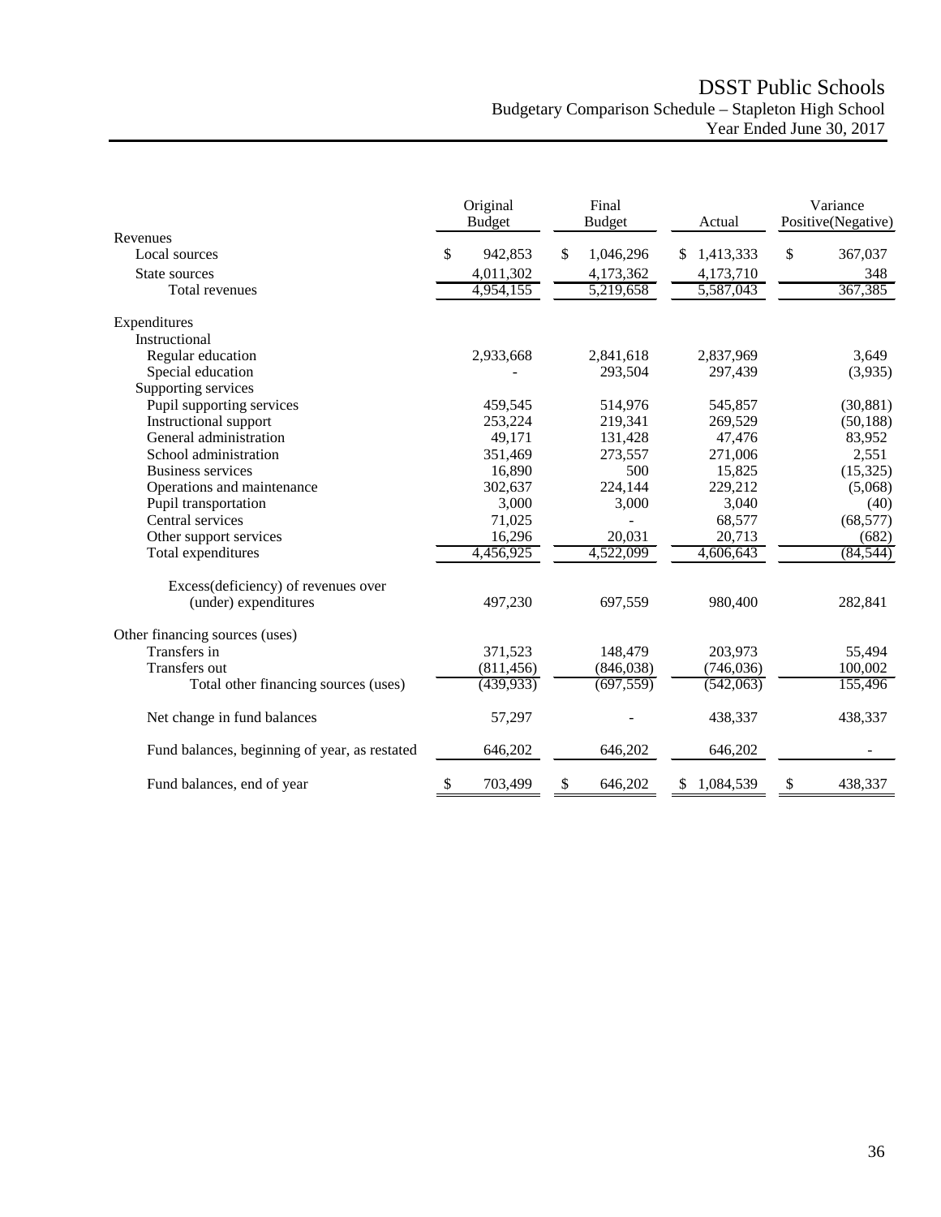# DSST Public Schools

## Budgetary Comparison Schedule – Stapleton High School

### Year Ended June 30, 2017

| | Original Budget | Final Budget | Actual | Variance Positive(Negative) |
|---|---|---|---|---|
| Revenues | | | | |
| Local sources | $ 942,853 | $ 1,046,296 | $ 1,413,333 | $ 367,037 |
| State sources | 4,011,302 | 4,173,362 | 4,173,710 | 348 |
| Total revenues | 4,954,155 | 5,219,658 | 5,587,043 | 367,385 |
| Expenditures | | | | |
| Instructional | | | | |
| Regular education | 2,933,668 | 2,841,618 | 2,837,969 | 3,649 |
| Special education | - | 293,504 | 297,439 | (3,935) |
| Supporting services | | | | |
| Pupil supporting services | 459,545 | 514,976 | 545,857 | (30,881) |
| Instructional support | 253,224 | 219,341 | 269,529 | (50,188) |
| General administration | 49,171 | 131,428 | 47,476 | 83,952 |
| School administration | 351,469 | 273,557 | 271,006 | 2,551 |
| Business services | 16,890 | 500 | 15,825 | (15,325) |
| Operations and maintenance | 302,637 | 224,144 | 229,212 | (5,068) |
| Pupil transportation | 3,000 | 3,000 | 3,040 | (40) |
| Central services | 71,025 | - | 68,577 | (68,577) |
| Other support services | 16,296 | 20,031 | 20,713 | (682) |
| Total expenditures | 4,456,925 | 4,522,099 | 4,606,643 | (84,544) |
| Excess(deficiency) of revenues over (under) expenditures | 497,230 | 697,559 | 980,400 | 282,841 |
| Other financing sources (uses) | | | | |
| Transfers in | 371,523 | 148,479 | 203,973 | 55,494 |
| Transfers out | (811,456) | (846,038) | (746,036) | 100,002 |
| Total other financing sources (uses) | (439,933) | (697,559) | (542,063) | 155,496 |
| Net change in fund balances | 57,297 | - | 438,337 | 438,337 |
| Fund balances, beginning of year, as restated | 646,202 | 646,202 | 646,202 | - |
| Fund balances, end of year | $ 703,499 | $ 646,202 | $ 1,084,539 | $ 438,337 |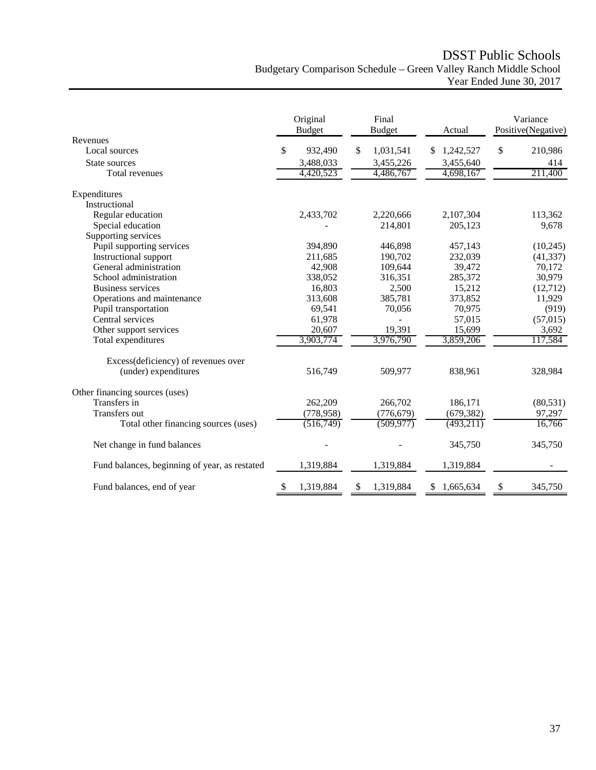# DSST Public Schools

## Budgetary Comparison Schedule – Green Valley Ranch Middle School

### Year Ended June 30, 2017

| | Original Budget | Final Budget | Actual | Variance Positive(Negative) |
|---|---|---|---|---|
| Revenues | | | | |
| Local sources | $ 932,490 | $ 1,031,541 | $ 1,242,527 | $ 210,986 |
| State sources | 3,488,033 | 3,455,226 | 3,455,640 | 414 |
| Total revenues | 4,420,523 | 4,486,767 | 4,698,167 | 211,400 |
| Expenditures | | | | |
| Instructional | | | | |
| Regular education | 2,433,702 | 2,220,666 | 2,107,304 | 113,362 |
| Special education | - | 214,801 | 205,123 | 9,678 |
| Supporting services | | | | |
| Pupil supporting services | 394,890 | 446,898 | 457,143 | (10,245) |
| Instructional support | 211,685 | 190,702 | 232,039 | (41,337) |
| General administration | 42,908 | 109,644 | 39,472 | 70,172 |
| School administration | 338,052 | 316,351 | 285,372 | 30,979 |
| Business services | 16,803 | 2,500 | 15,212 | (12,712) |
| Operations and maintenance | 313,608 | 385,781 | 373,852 | 11,929 |
| Pupil transportation | 69,541 | 70,056 | 70,975 | (919) |
| Central services | 61,978 | - | 57,015 | (57,015) |
| Other support services | 20,607 | 19,391 | 15,699 | 3,692 |
| Total expenditures | 3,903,774 | 3,976,790 | 3,859,206 | 117,584 |
| Excess(deficiency) of revenues over (under) expenditures | 516,749 | 509,977 | 838,961 | 328,984 |
| Other financing sources (uses) | | | | |
| Transfers in | 262,209 | 266,702 | 186,171 | (80,531) |
| Transfers out | (778,958) | (776,679) | (679,382) | 97,297 |
| Total other financing sources (uses) | (516,749) | (509,977) | (493,211) | 16,766 |
| Net change in fund balances | - | - | 345,750 | 345,750 |
| Fund balances, beginning of year, as restated | 1,319,884 | 1,319,884 | 1,319,884 | - |
| Fund balances, end of year | $ 1,319,884 | $ 1,319,884 | $ 1,665,634 | $ 345,750 |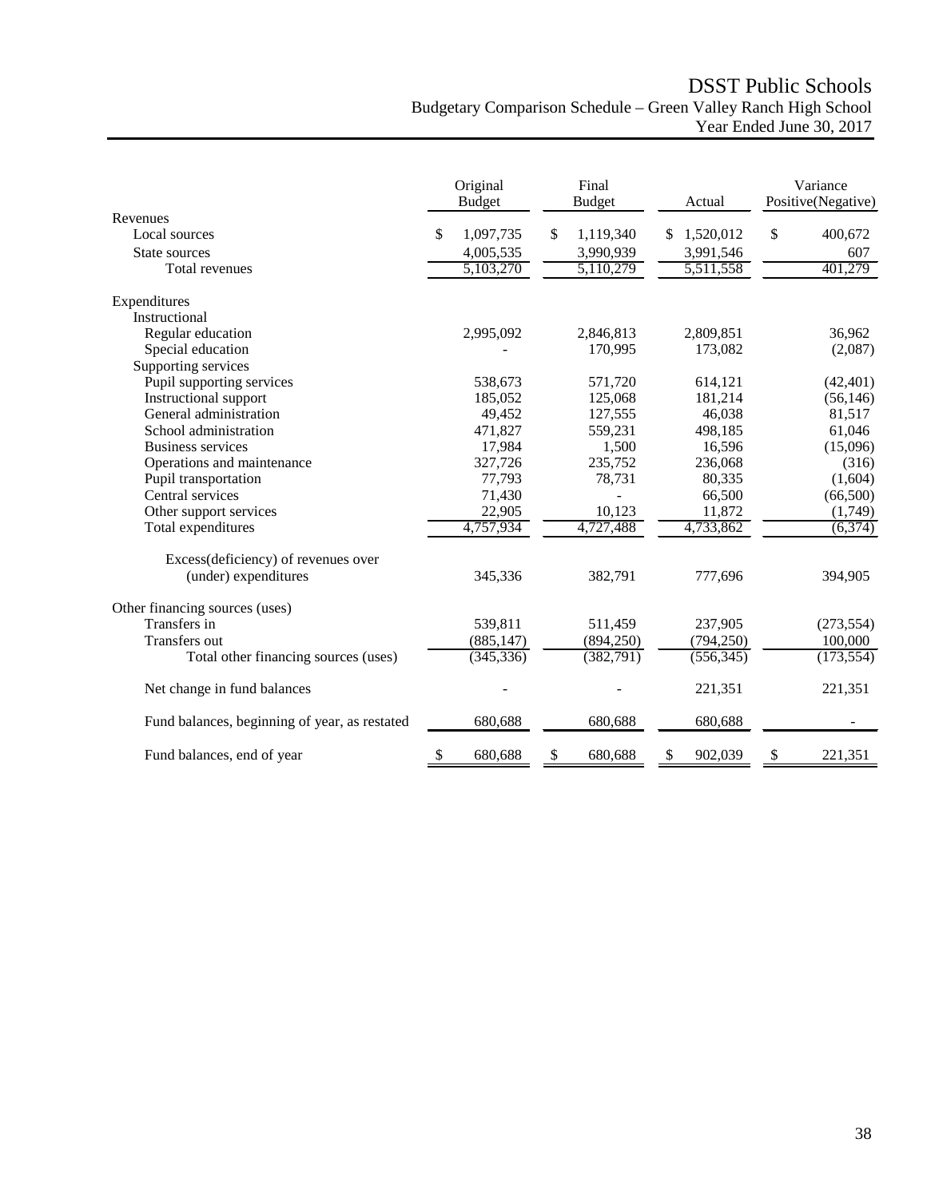# DSST Public Schools

## Budgetary Comparison Schedule – Green Valley Ranch High School

### Year Ended June 30, 2017

| | Original Budget | Final Budget | Actual | Variance Positive(Negative) |
|---|---|---|---|---|
| Revenues | | | | |
| Local sources | $ 1,097,735 | $ 1,119,340 | $ 1,520,012 | $ 400,672 |
| State sources | 4,005,535 | 3,990,939 | 3,991,546 | 607 |
| Total revenues | 5,103,270 | 5,110,279 | 5,511,558 | 401,279 |
| Expenditures | | | | |
| Instructional | | | | |
| Regular education | 2,995,092 | 2,846,813 | 2,809,851 | 36,962 |
| Special education | - | 170,995 | 173,082 | (2,087) |
| Supporting services | | | | |
| Pupil supporting services | 538,673 | 571,720 | 614,121 | (42,401) |
| Instructional support | 185,052 | 125,068 | 181,214 | (56,146) |
| General administration | 49,452 | 127,555 | 46,038 | 81,517 |
| School administration | 471,827 | 559,231 | 498,185 | 61,046 |
| Business services | 17,984 | 1,500 | 16,596 | (15,096) |
| Operations and maintenance | 327,726 | 235,752 | 236,068 | (316) |
| Pupil transportation | 77,793 | 78,731 | 80,335 | (1,604) |
| Central services | 71,430 | - | 66,500 | (66,500) |
| Other support services | 22,905 | 10,123 | 11,872 | (1,749) |
| Total expenditures | 4,757,934 | 4,727,488 | 4,733,862 | (6,374) |
| Excess(deficiency) of revenues over (under) expenditures | 345,336 | 382,791 | 777,696 | 394,905 |
| Other financing sources (uses) | | | | |
| Transfers in | 539,811 | 511,459 | 237,905 | (273,554) |
| Transfers out | (885,147) | (894,250) | (794,250) | 100,000 |
| Total other financing sources (uses) | (345,336) | (382,791) | (556,345) | (173,554) |
| Net change in fund balances | - | - | 221,351 | 221,351 |
| Fund balances, beginning of year, as restated | 680,688 | 680,688 | 680,688 | - |
| Fund balances, end of year | $ 680,688 | $ 680,688 | $ 902,039 | $ 221,351 |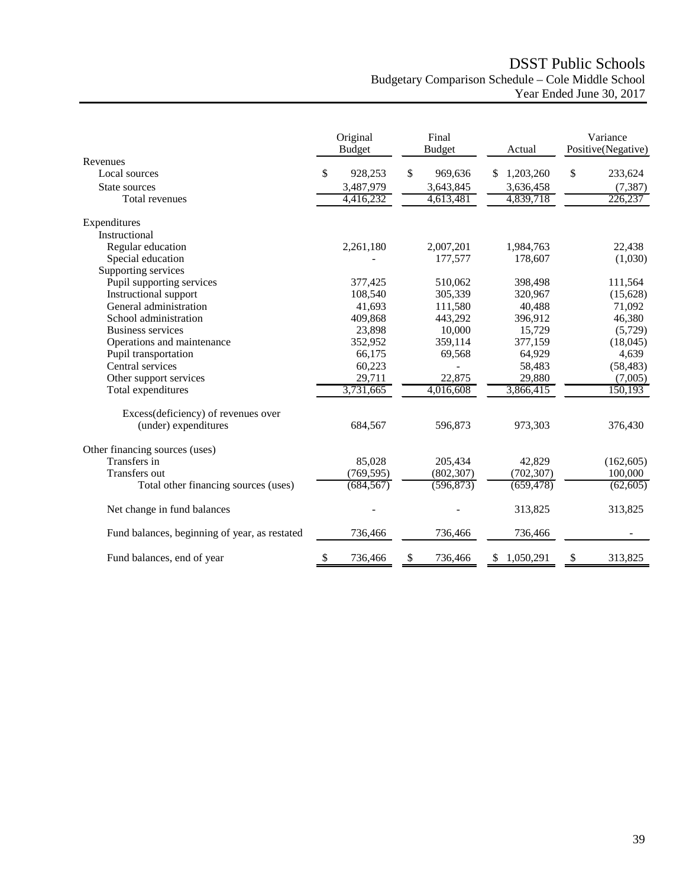# DSST Public Schools

## Budgetary Comparison Schedule – Cole Middle School

### Year Ended June 30, 2017

| | Original Budget | Final Budget | Actual | Variance Positive(Negative) |
|---|---|---|---|---|
| Revenues | | | | |
| Local sources | $ 928,253 | $ 969,636 | $ 1,203,260 | $ 233,624 |
| State sources | 3,487,979 | 3,643,845 | 3,636,458 | (7,387) |
| Total revenues | 4,416,232 | 4,613,481 | 4,839,718 | 226,237 |
| Expenditures | | | | |
| Instructional | | | | |
| Regular education | 2,261,180 | 2,007,201 | 1,984,763 | 22,438 |
| Special education | - | 177,577 | 178,607 | (1,030) |
| Supporting services | | | | |
| Pupil supporting services | 377,425 | 510,062 | 398,498 | 111,564 |
| Instructional support | 108,540 | 305,339 | 320,967 | (15,628) |
| General administration | 41,693 | 111,580 | 40,488 | 71,092 |
| School administration | 409,868 | 443,292 | 396,912 | 46,380 |
| Business services | 23,898 | 10,000 | 15,729 | (5,729) |
| Operations and maintenance | 352,952 | 359,114 | 377,159 | (18,045) |
| Pupil transportation | 66,175 | 69,568 | 64,929 | 4,639 |
| Central services | 60,223 | - | 58,483 | (58,483) |
| Other support services | 29,711 | 22,875 | 29,880 | (7,005) |
| Total expenditures | 3,731,665 | 4,016,608 | 3,866,415 | 150,193 |
| Excess(deficiency) of revenues over (under) expenditures | 684,567 | 596,873 | 973,303 | 376,430 |
| Other financing sources (uses) | | | | |
| Transfers in | 85,028 | 205,434 | 42,829 | (162,605) |
| Transfers out | (769,595) | (802,307) | (702,307) | 100,000 |
| Total other financing sources (uses) | (684,567) | (596,873) | (659,478) | (62,605) |
| Net change in fund balances | - | - | 313,825 | 313,825 |
| Fund balances, beginning of year, as restated | 736,466 | 736,466 | 736,466 | - |
| Fund balances, end of year | $ 736,466 | $ 736,466 | $ 1,050,291 | $ 313,825 |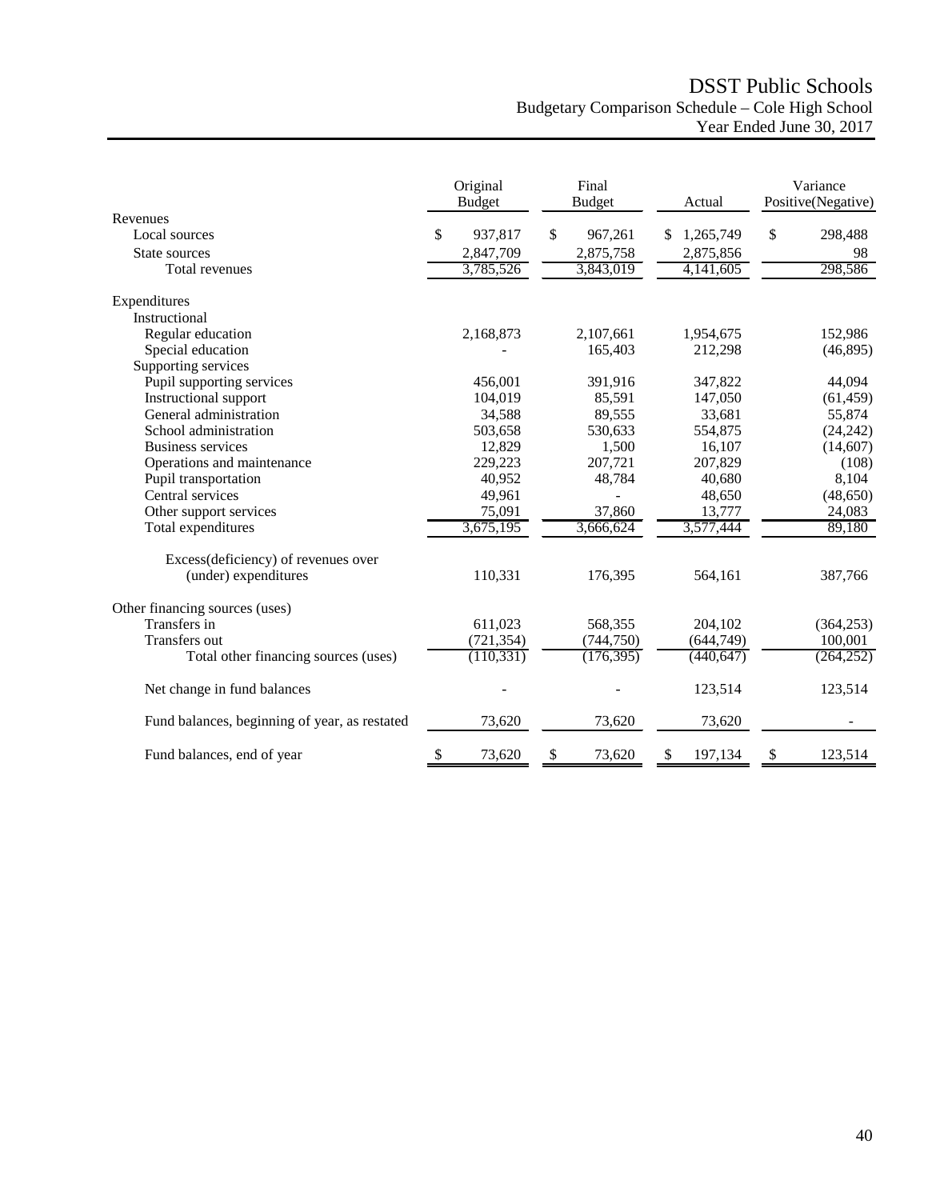# DSST Public Schools

## Budgetary Comparison Schedule – Cole High School

### Year Ended June 30, 2017

| | Original Budget | Final Budget | Actual | Variance Positive(Negative) |
|---|---|---|---|---|
| Revenues | | | | |
| Local sources | $ 937,817 | $ 967,261 | $ 1,265,749 | $ 298,488 |
| State sources | 2,847,709 | 2,875,758 | 2,875,856 | 98 |
| Total revenues | 3,785,526 | 3,843,019 | 4,141,605 | 298,586 |
| Expenditures | | | | |
| Instructional | | | | |
| Regular education | 2,168,873 | 2,107,661 | 1,954,675 | 152,986 |
| Special education | - | 165,403 | 212,298 | (46,895) |
| Supporting services | | | | |
| Pupil supporting services | 456,001 | 391,916 | 347,822 | 44,094 |
| Instructional support | 104,019 | 85,591 | 147,050 | (61,459) |
| General administration | 34,588 | 89,555 | 33,681 | 55,874 |
| School administration | 503,658 | 530,633 | 554,875 | (24,242) |
| Business services | 12,829 | 1,500 | 16,107 | (14,607) |
| Operations and maintenance | 229,223 | 207,721 | 207,829 | (108) |
| Pupil transportation | 40,952 | 48,784 | 40,680 | 8,104 |
| Central services | 49,961 | - | 48,650 | (48,650) |
| Other support services | 75,091 | 37,860 | 13,777 | 24,083 |
| Total expenditures | 3,675,195 | 3,666,624 | 3,577,444 | 89,180 |
| Excess(deficiency) of revenues over (under) expenditures | 110,331 | 176,395 | 564,161 | 387,766 |
| Other financing sources (uses) | | | | |
| Transfers in | 611,023 | 568,355 | 204,102 | (364,253) |
| Transfers out | (721,354) | (744,750) | (644,749) | 100,001 |
| Total other financing sources (uses) | (110,331) | (176,395) | (440,647) | (264,252) |
| Net change in fund balances | - | - | 123,514 | 123,514 |
| Fund balances, beginning of year, as restated | 73,620 | 73,620 | 73,620 | - |
| Fund balances, end of year | $ 73,620 | $ 73,620 | $ 197,134 | $ 123,514 |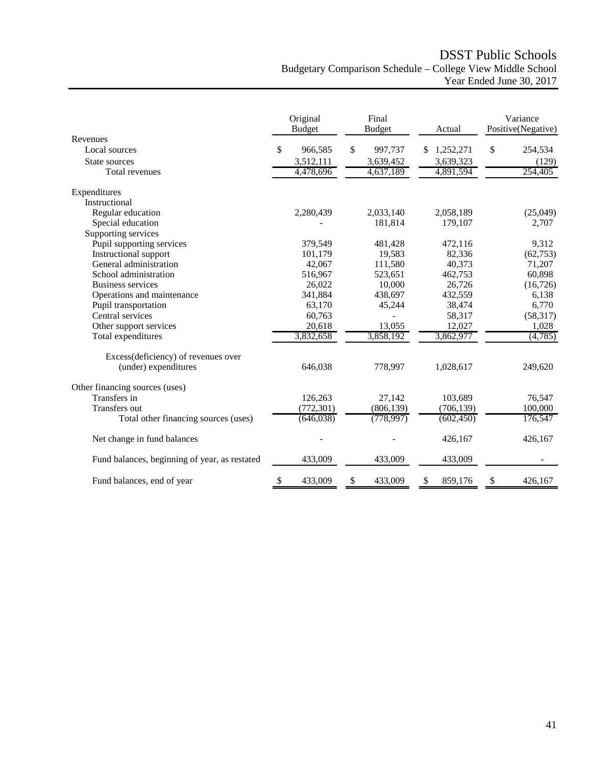# DSST Public Schools

## Budgetary Comparison Schedule – College View Middle School

### Year Ended June 30, 2017

| | Original Budget | Final Budget | Actual | Variance Positive(Negative) |
|---|---|---|---|---|
| **Revenues** | | | | |
| Local sources | $ 966,585 | $ 997,737 | $ 1,252,271 | $ 254,534 |
| State sources | 3,512,111 | 3,639,452 | 3,639,323 | (129) |
| Total revenues | 4,478,696 | 4,637,189 | 4,891,594 | 254,405 |
| **Expenditures** | | | | |
| Instructional | | | | |
| Regular education | 2,280,439 | 2,033,140 | 2,058,189 | (25,049) |
| Special education | - | 181,814 | 179,107 | 2,707 |
| Supporting services | | | | |
| Pupil supporting services | 379,549 | 481,428 | 472,116 | 9,312 |
| Instructional support | 101,179 | 19,583 | 82,336 | (62,753) |
| General administration | 42,067 | 111,580 | 40,373 | 71,207 |
| School administration | 516,967 | 523,651 | 462,753 | 60,898 |
| Business services | 26,022 | 10,000 | 26,726 | (16,726) |
| Operations and maintenance | 341,884 | 438,697 | 432,559 | 6,138 |
| Pupil transportation | 63,170 | 45,244 | 38,474 | 6,770 |
| Central services | 60,763 | - | 58,317 | (58,317) |
| Other support services | 20,618 | 13,055 | 12,027 | 1,028 |
| Total expenditures | 3,832,658 | 3,858,192 | 3,862,977 | (4,785) |
| Excess(deficiency) of revenues over (under) expenditures | 646,038 | 778,997 | 1,028,617 | 249,620 |
| **Other financing sources (uses)** | | | | |
| Transfers in | 126,263 | 27,142 | 103,689 | 76,547 |
| Transfers out | (772,301) | (806,139) | (706,139) | 100,000 |
| Total other financing sources (uses) | (646,038) | (778,997) | (602,450) | 176,547 |
| Net change in fund balances | - | - | 426,167 | 426,167 |
| Fund balances, beginning of year, as restated | 433,009 | 433,009 | 433,009 | - |
| Fund balances, end of year | $ 433,009 | $ 433,009 | $ 859,176 | $ 426,167 |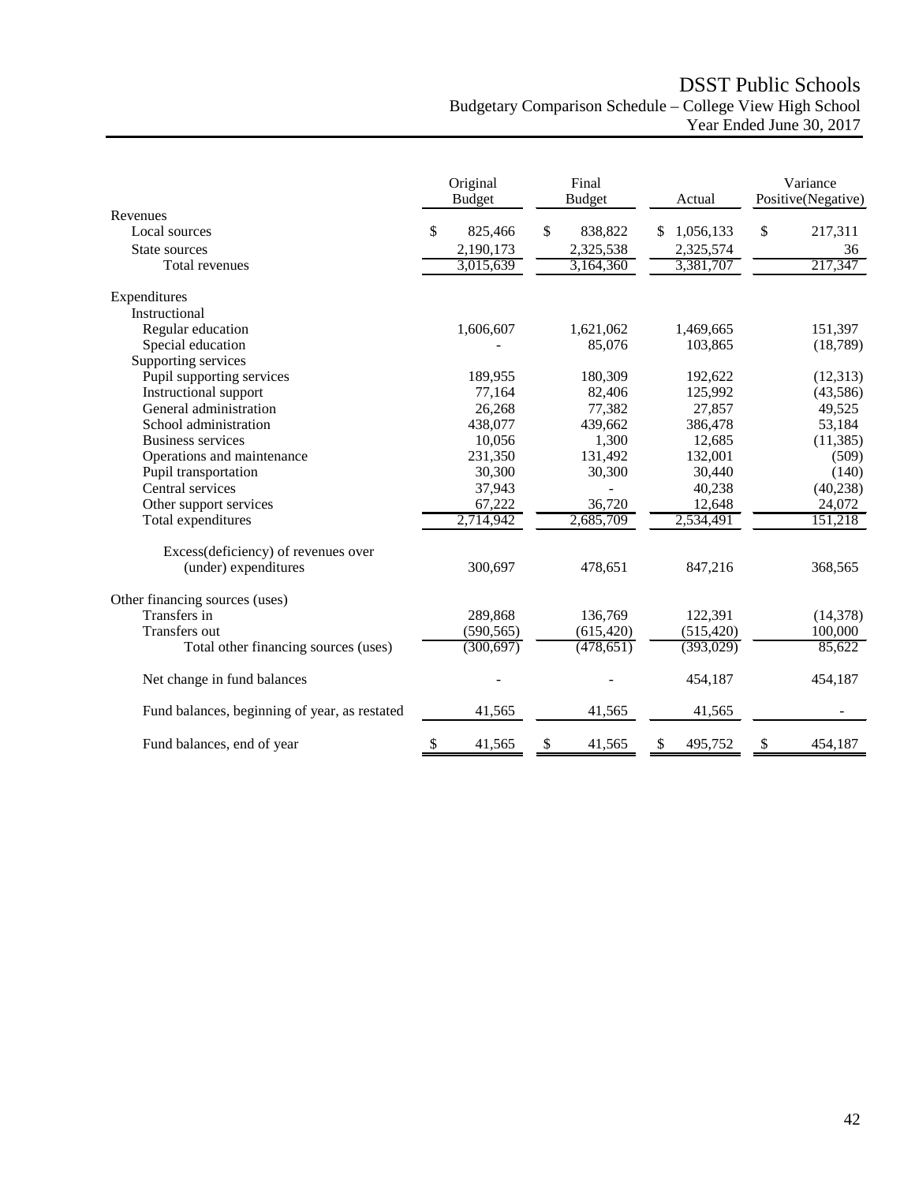# DSST Public Schools

## Budgetary Comparison Schedule – College View High School

### Year Ended June 30, 2017

| | Original Budget | Final Budget | Actual | Variance Positive(Negative) |
|---|---|---|---|---|
| **Revenues** | | | | |
| Local sources | $ 825,466 | $ 838,822 | $ 1,056,133 | $ 217,311 |
| State sources | 2,190,173 | 2,325,538 | 2,325,574 | 36 |
| Total revenues | 3,015,639 | 3,164,360 | 3,381,707 | 217,347 |
| **Expenditures** | | | | |
| Instructional | | | | |
| Regular education | 1,606,607 | 1,621,062 | 1,469,665 | 151,397 |
| Special education | - | 85,076 | 103,865 | (18,789) |
| Supporting services | | | | |
| Pupil supporting services | 189,955 | 180,309 | 192,622 | (12,313) |
| Instructional support | 77,164 | 82,406 | 125,992 | (43,586) |
| General administration | 26,268 | 77,382 | 27,857 | 49,525 |
| School administration | 438,077 | 439,662 | 386,478 | 53,184 |
| Business services | 10,056 | 1,300 | 12,685 | (11,385) |
| Operations and maintenance | 231,350 | 131,492 | 132,001 | (509) |
| Pupil transportation | 30,300 | 30,300 | 30,440 | (140) |
| Central services | 37,943 | - | 40,238 | (40,238) |
| Other support services | 67,222 | 36,720 | 12,648 | 24,072 |
| Total expenditures | 2,714,942 | 2,685,709 | 2,534,491 | 151,218 |
| Excess(deficiency) of revenues over (under) expenditures | 300,697 | 478,651 | 847,216 | 368,565 |
| **Other financing sources (uses)** | | | | |
| Transfers in | 289,868 | 136,769 | 122,391 | (14,378) |
| Transfers out | (590,565) | (615,420) | (515,420) | 100,000 |
| Total other financing sources (uses) | (300,697) | (478,651) | (393,029) | 85,622 |
| Net change in fund balances | - | - | 454,187 | 454,187 |
| Fund balances, beginning of year, as restated | 41,565 | 41,565 | 41,565 | - |
| Fund balances, end of year | $ 41,565 | $ 41,565 | $ 495,752 | $ 454,187 |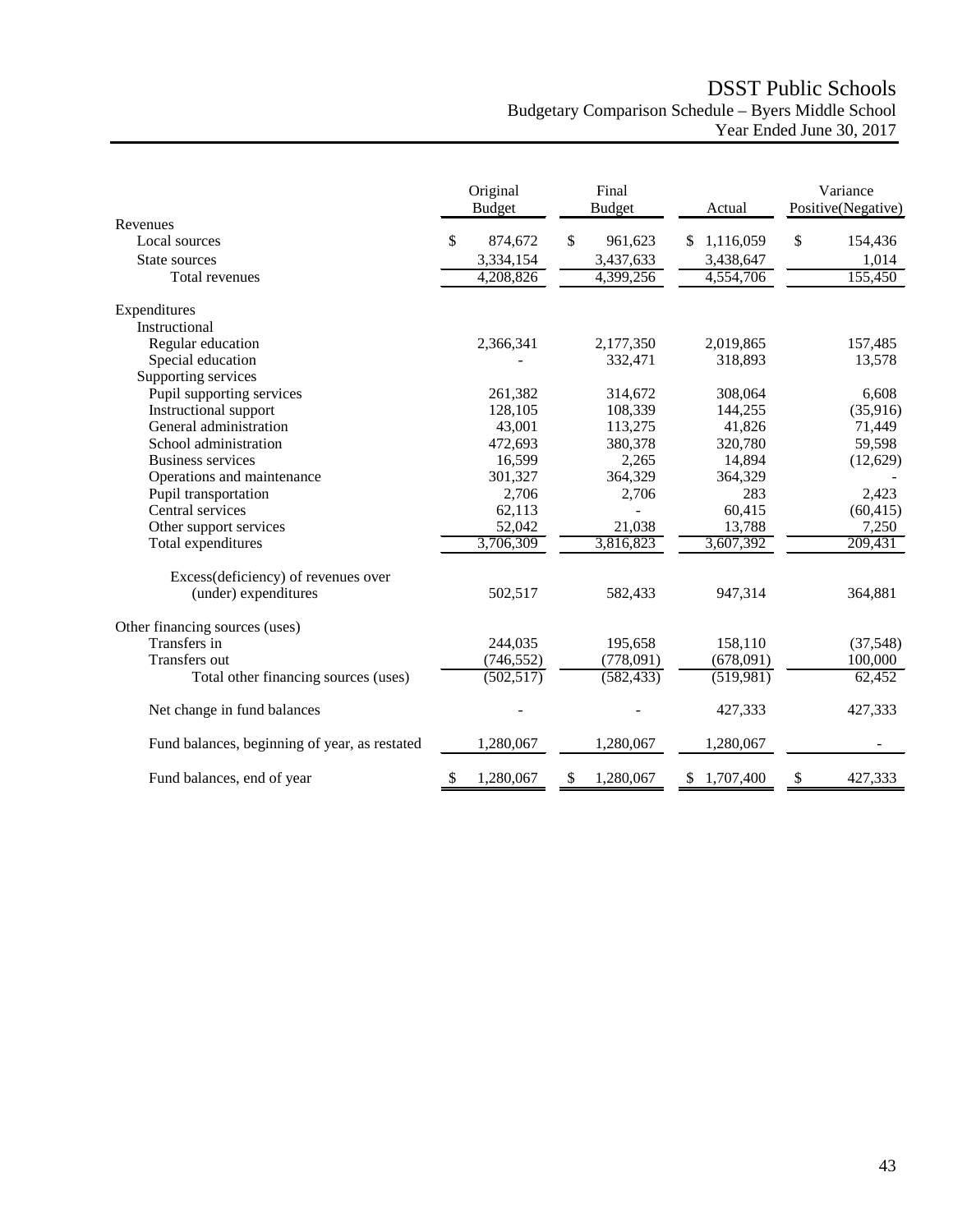# DSST Public Schools

## Budgetary Comparison Schedule – Byers Middle School

### Year Ended June 30, 2017

| | Original Budget | Final Budget | Actual | Variance Positive(Negative) |
|---|---|---|---|---|
| Revenues | | | | |
| Local sources | $ 874,672 | $ 961,623 | $ 1,116,059 | $ 154,436 |
| State sources | 3,334,154 | 3,437,633 | 3,438,647 | 1,014 |
| Total revenues | 4,208,826 | 4,399,256 | 4,554,706 | 155,450 |
| Expenditures | | | | |
| Instructional | | | | |
| Regular education | 2,366,341 | 2,177,350 | 2,019,865 | 157,485 |
| Special education | - | 332,471 | 318,893 | 13,578 |
| Supporting services | | | | |
| Pupil supporting services | 261,382 | 314,672 | 308,064 | 6,608 |
| Instructional support | 128,105 | 108,339 | 144,255 | (35,916) |
| General administration | 43,001 | 113,275 | 41,826 | 71,449 |
| School administration | 472,693 | 380,378 | 320,780 | 59,598 |
| Business services | 16,599 | 2,265 | 14,894 | (12,629) |
| Operations and maintenance | 301,327 | 364,329 | 364,329 | - |
| Pupil transportation | 2,706 | 2,706 | 283 | 2,423 |
| Central services | 62,113 | - | 60,415 | (60,415) |
| Other support services | 52,042 | 21,038 | 13,788 | 7,250 |
| Total expenditures | 3,706,309 | 3,816,823 | 3,607,392 | 209,431 |
| Excess(deficiency) of revenues over (under) expenditures | 502,517 | 582,433 | 947,314 | 364,881 |
| Other financing sources (uses) | | | | |
| Transfers in | 244,035 | 195,658 | 158,110 | (37,548) |
| Transfers out | (746,552) | (778,091) | (678,091) | 100,000 |
| Total other financing sources (uses) | (502,517) | (582,433) | (519,981) | 62,452 |
| Net change in fund balances | - | - | 427,333 | 427,333 |
| Fund balances, beginning of year, as restated | 1,280,067 | 1,280,067 | 1,280,067 | - |
| Fund balances, end of year | $ 1,280,067 | $ 1,280,067 | $ 1,707,400 | $ 427,333 |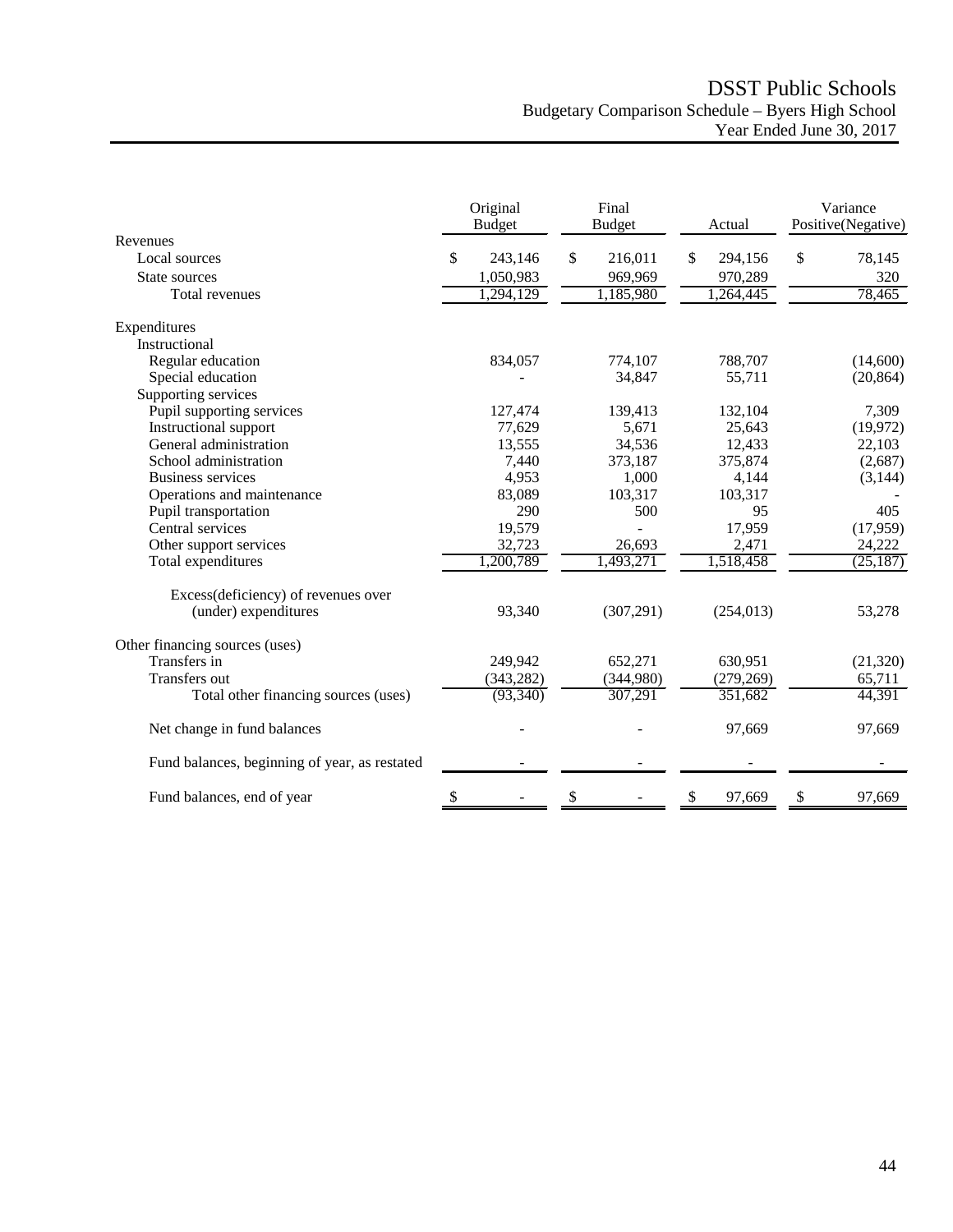# DSST Public Schools

## Budgetary Comparison Schedule – Byers High School

### Year Ended June 30, 2017

| | Original Budget | Final Budget | Actual | Variance Positive(Negative) |
|---|---|---|---|---|
| Revenues | | | | |
| Local sources | $ 243,146 | $ 216,011 | $ 294,156 | $ 78,145 |
| State sources | 1,050,983 | 969,969 | 970,289 | 320 |
| Total revenues | 1,294,129 | 1,185,980 | 1,264,445 | 78,465 |
| Expenditures | | | | |
| Instructional | | | | |
| Regular education | 834,057 | 774,107 | 788,707 | (14,600) |
| Special education | - | 34,847 | 55,711 | (20,864) |
| Supporting services | | | | |
| Pupil supporting services | 127,474 | 139,413 | 132,104 | 7,309 |
| Instructional support | 77,629 | 5,671 | 25,643 | (19,972) |
| General administration | 13,555 | 34,536 | 12,433 | 22,103 |
| School administration | 7,440 | 373,187 | 375,874 | (2,687) |
| Business services | 4,953 | 1,000 | 4,144 | (3,144) |
| Operations and maintenance | 83,089 | 103,317 | 103,317 | - |
| Pupil transportation | 290 | 500 | 95 | 405 |
| Central services | 19,579 | - | 17,959 | (17,959) |
| Other support services | 32,723 | 26,693 | 2,471 | 24,222 |
| Total expenditures | 1,200,789 | 1,493,271 | 1,518,458 | (25,187) |
| Excess(deficiency) of revenues over (under) expenditures | 93,340 | (307,291) | (254,013) | 53,278 |
| Other financing sources (uses) | | | | |
| Transfers in | 249,942 | 652,271 | 630,951 | (21,320) |
| Transfers out | (343,282) | (344,980) | (279,269) | 65,711 |
| Total other financing sources (uses) | (93,340) | 307,291 | 351,682 | 44,391 |
| Net change in fund balances | - | - | 97,669 | 97,669 |
| Fund balances, beginning of year, as restated | - | - | - | - |
| Fund balances, end of year | $ - | $ - | $ 97,669 | $ 97,669 |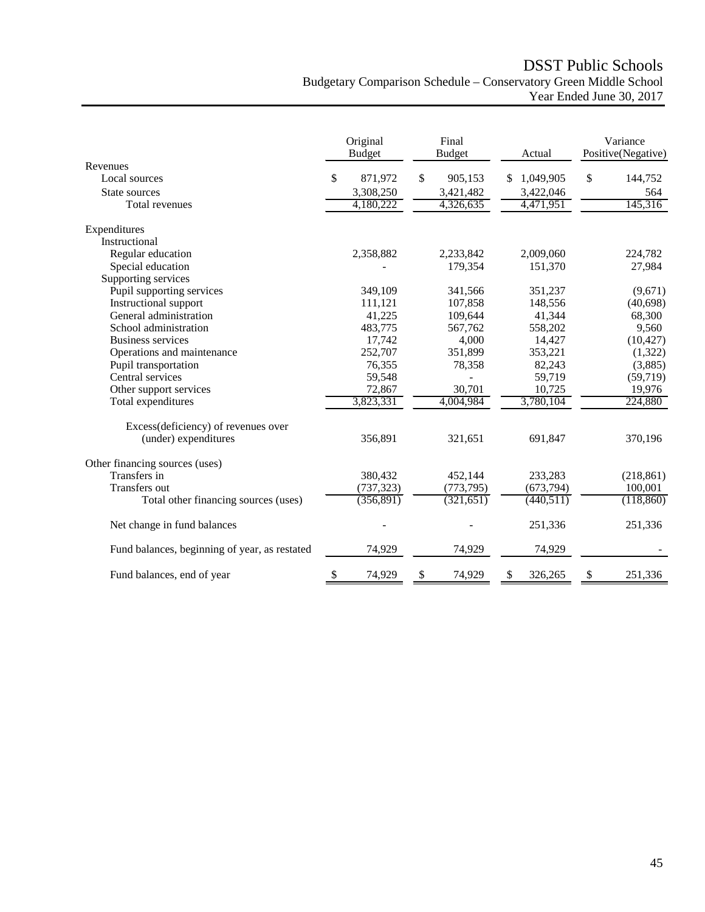# DSST Public Schools

## Budgetary Comparison Schedule – Conservatory Green Middle School

### Year Ended June 30, 2017

| | Original Budget | Final Budget | Actual | Variance Positive(Negative) |
|---|---|---|---|---|
| **Revenues** | | | | |
| Local sources | $ 871,972 | $ 905,153 | $ 1,049,905 | $ 144,752 |
| State sources | 3,308,250 | 3,421,482 | 3,422,046 | 564 |
| Total revenues | 4,180,222 | 4,326,635 | 4,471,951 | 145,316 |
| **Expenditures** | | | | |
| Instructional | | | | |
| Regular education | 2,358,882 | 2,233,842 | 2,009,060 | 224,782 |
| Special education | - | 179,354 | 151,370 | 27,984 |
| Supporting services | | | | |
| Pupil supporting services | 349,109 | 341,566 | 351,237 | (9,671) |
| Instructional support | 111,121 | 107,858 | 148,556 | (40,698) |
| General administration | 41,225 | 109,644 | 41,344 | 68,300 |
| School administration | 483,775 | 567,762 | 558,202 | 9,560 |
| Business services | 17,742 | 4,000 | 14,427 | (10,427) |
| Operations and maintenance | 252,707 | 351,899 | 353,221 | (1,322) |
| Pupil transportation | 76,355 | 78,358 | 82,243 | (3,885) |
| Central services | 59,548 | - | 59,719 | (59,719) |
| Other support services | 72,867 | 30,701 | 10,725 | 19,976 |
| Total expenditures | 3,823,331 | 4,004,984 | 3,780,104 | 224,880 |
| Excess(deficiency) of revenues over (under) expenditures | 356,891 | 321,651 | 691,847 | 370,196 |
| **Other financing sources (uses)** | | | | |
| Transfers in | 380,432 | 452,144 | 233,283 | (218,861) |
| Transfers out | (737,323) | (773,795) | (673,794) | 100,001 |
| Total other financing sources (uses) | (356,891) | (321,651) | (440,511) | (118,860) |
| Net change in fund balances | - | - | 251,336 | 251,336 |
| Fund balances, beginning of year, as restated | 74,929 | 74,929 | 74,929 | - |
| Fund balances, end of year | $ 74,929 | $ 74,929 | $ 326,265 | $ 251,336 |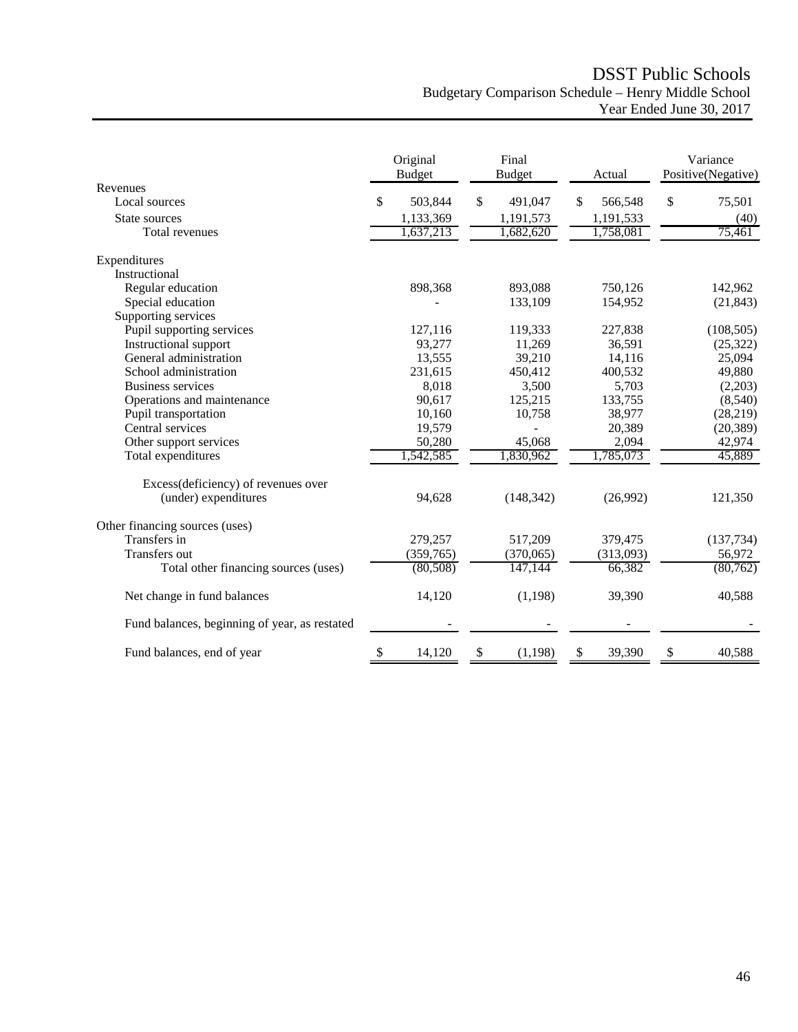# DSST Public Schools

## Budgetary Comparison Schedule – Henry Middle School

### Year Ended June 30, 2017

| | Original Budget | Final Budget | Actual | Variance Positive(Negative) |
|---|---|---|---|---|
| Revenues | | | | |
| Local sources | $ 503,844 | $ 491,047 | $ 566,548 | $ 75,501 |
| State sources | 1,133,369 | 1,191,573 | 1,191,533 | (40) |
| Total revenues | 1,637,213 | 1,682,620 | 1,758,081 | 75,461 |
| Expenditures | | | | |
| Instructional | | | | |
| Regular education | 898,368 | 893,088 | 750,126 | 142,962 |
| Special education | - | 133,109 | 154,952 | (21,843) |
| Supporting services | | | | |
| Pupil supporting services | 127,116 | 119,333 | 227,838 | (108,505) |
| Instructional support | 93,277 | 11,269 | 36,591 | (25,322) |
| General administration | 13,555 | 39,210 | 14,116 | 25,094 |
| School administration | 231,615 | 450,412 | 400,532 | 49,880 |
| Business services | 8,018 | 3,500 | 5,703 | (2,203) |
| Operations and maintenance | 90,617 | 125,215 | 133,755 | (8,540) |
| Pupil transportation | 10,160 | 10,758 | 38,977 | (28,219) |
| Central services | 19,579 | - | 20,389 | (20,389) |
| Other support services | 50,280 | 45,068 | 2,094 | 42,974 |
| Total expenditures | 1,542,585 | 1,830,962 | 1,785,073 | 45,889 |
| Excess(deficiency) of revenues over (under) expenditures | 94,628 | (148,342) | (26,992) | 121,350 |
| Other financing sources (uses) | | | | |
| Transfers in | 279,257 | 517,209 | 379,475 | (137,734) |
| Transfers out | (359,765) | (370,065) | (313,093) | 56,972 |
| Total other financing sources (uses) | (80,508) | 147,144 | 66,382 | (80,762) |
| Net change in fund balances | 14,120 | (1,198) | 39,390 | 40,588 |
| Fund balances, beginning of year, as restated | - | - | - | - |
| Fund balances, end of year | $ 14,120 | $ (1,198) | $ 39,390 | $ 40,588 |